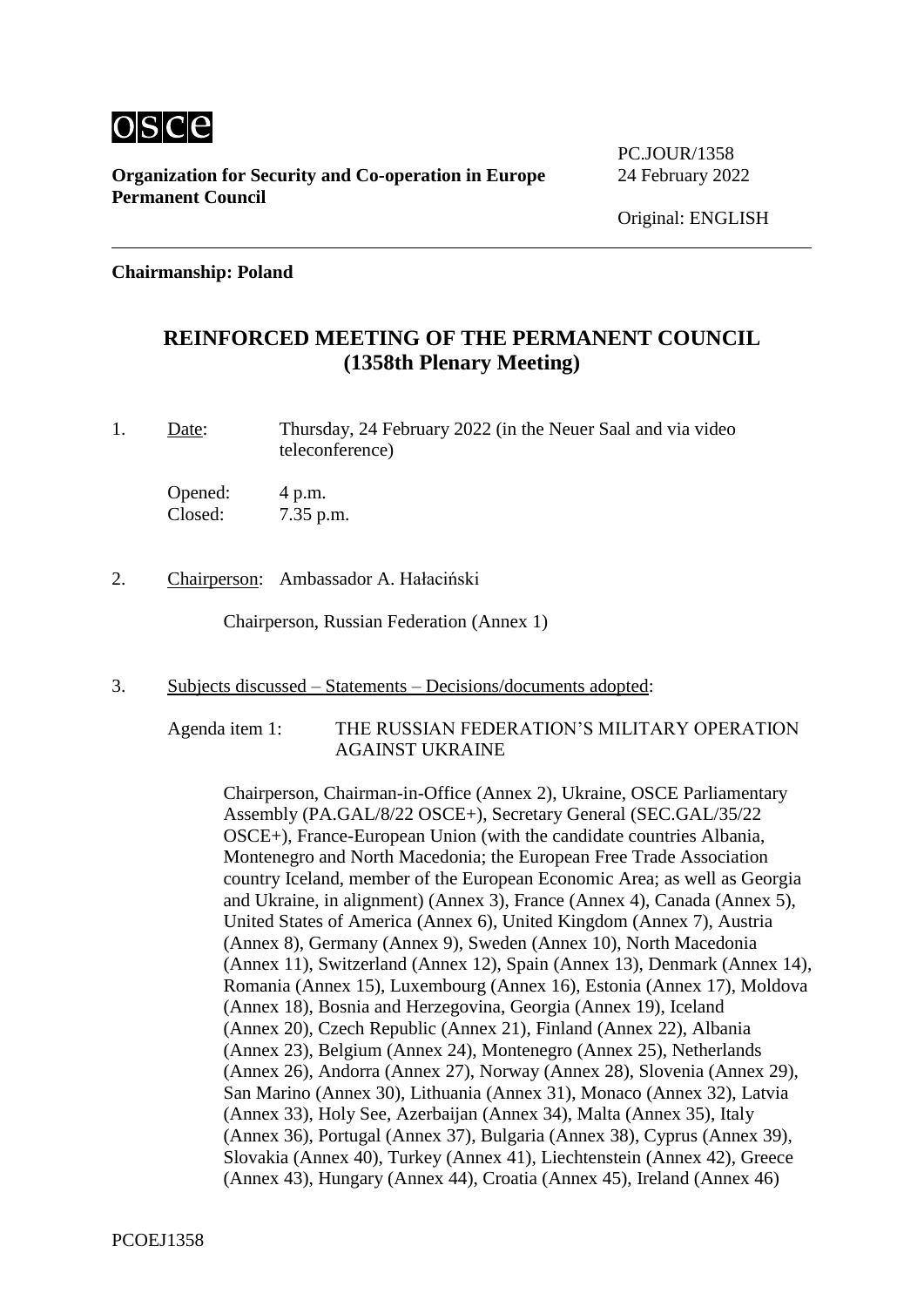osce

**Organization for Security and Co-operation in Europe**
**Permanent Council**

PC.JOUR/1358
24 February 2022

Original: ENGLISH

**Chairmanship: Poland**

## REINFORCED MEETING OF THE PERMANENT COUNCIL (1358th Plenary Meeting)

1. Date: Thursday, 24 February 2022 (in the Neuer Saal and via video teleconference)

   Opened: 4 p.m.
   Closed: 7.35 p.m.

2. Chairperson: Ambassador A. Hałaciński

   Chairperson, Russian Federation (Annex 1)

3. Subjects discussed – Statements – Decisions/documents adopted:

   Agenda item 1: THE RUSSIAN FEDERATION'S MILITARY OPERATION AGAINST UKRAINE

   Chairperson, Chairman-in-Office (Annex 2), Ukraine, OSCE Parliamentary Assembly (PA.GAL/8/22 OSCE+), Secretary General (SEC.GAL/35/22 OSCE+), France-European Union (with the candidate countries Albania, Montenegro and North Macedonia; the European Free Trade Association country Iceland, member of the European Economic Area; as well as Georgia and Ukraine, in alignment) (Annex 3), France (Annex 4), Canada (Annex 5), United States of America (Annex 6), United Kingdom (Annex 7), Austria (Annex 8), Germany (Annex 9), Sweden (Annex 10), North Macedonia (Annex 11), Switzerland (Annex 12), Spain (Annex 13), Denmark (Annex 14), Romania (Annex 15), Luxembourg (Annex 16), Estonia (Annex 17), Moldova (Annex 18), Bosnia and Herzegovina, Georgia (Annex 19), Iceland (Annex 20), Czech Republic (Annex 21), Finland (Annex 22), Albania (Annex 23), Belgium (Annex 24), Montenegro (Annex 25), Netherlands (Annex 26), Andorra (Annex 27), Norway (Annex 28), Slovenia (Annex 29), San Marino (Annex 30), Lithuania (Annex 31), Monaco (Annex 32), Latvia (Annex 33), Holy See, Azerbaijan (Annex 34), Malta (Annex 35), Italy (Annex 36), Portugal (Annex 37), Bulgaria (Annex 38), Cyprus (Annex 39), Slovakia (Annex 40), Turkey (Annex 41), Liechtenstein (Annex 42), Greece (Annex 43), Hungary (Annex 44), Croatia (Annex 45), Ireland (Annex 46)

PCOEJ1358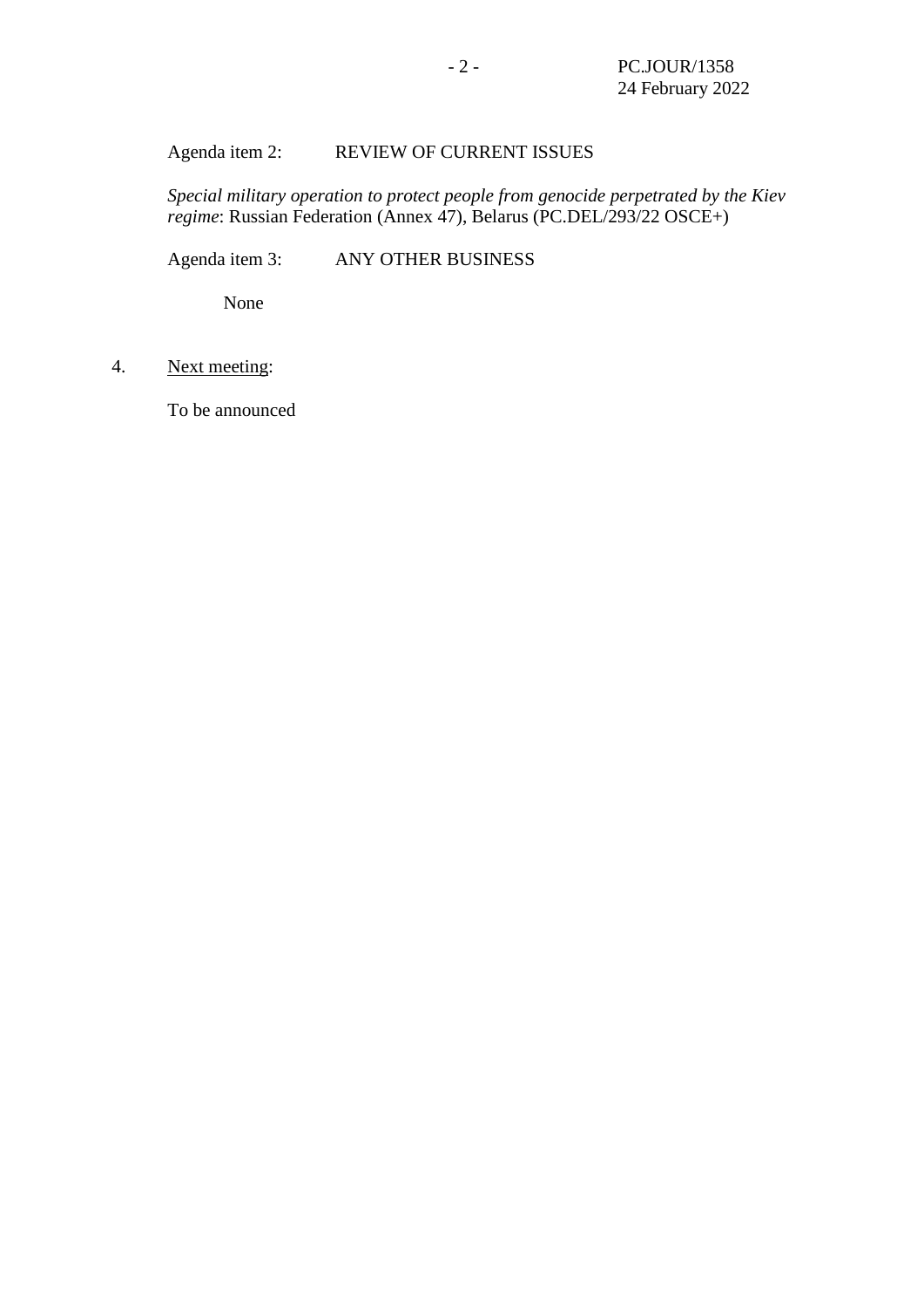Agenda item 2: REVIEW OF CURRENT ISSUES

*Special military operation to protect people from genocide perpetrated by the Kiev regime*: Russian Federation (Annex 47), Belarus (PC.DEL/293/22 OSCE+)

Agenda item 3: ANY OTHER BUSINESS

None

4. Next meeting:

To be announced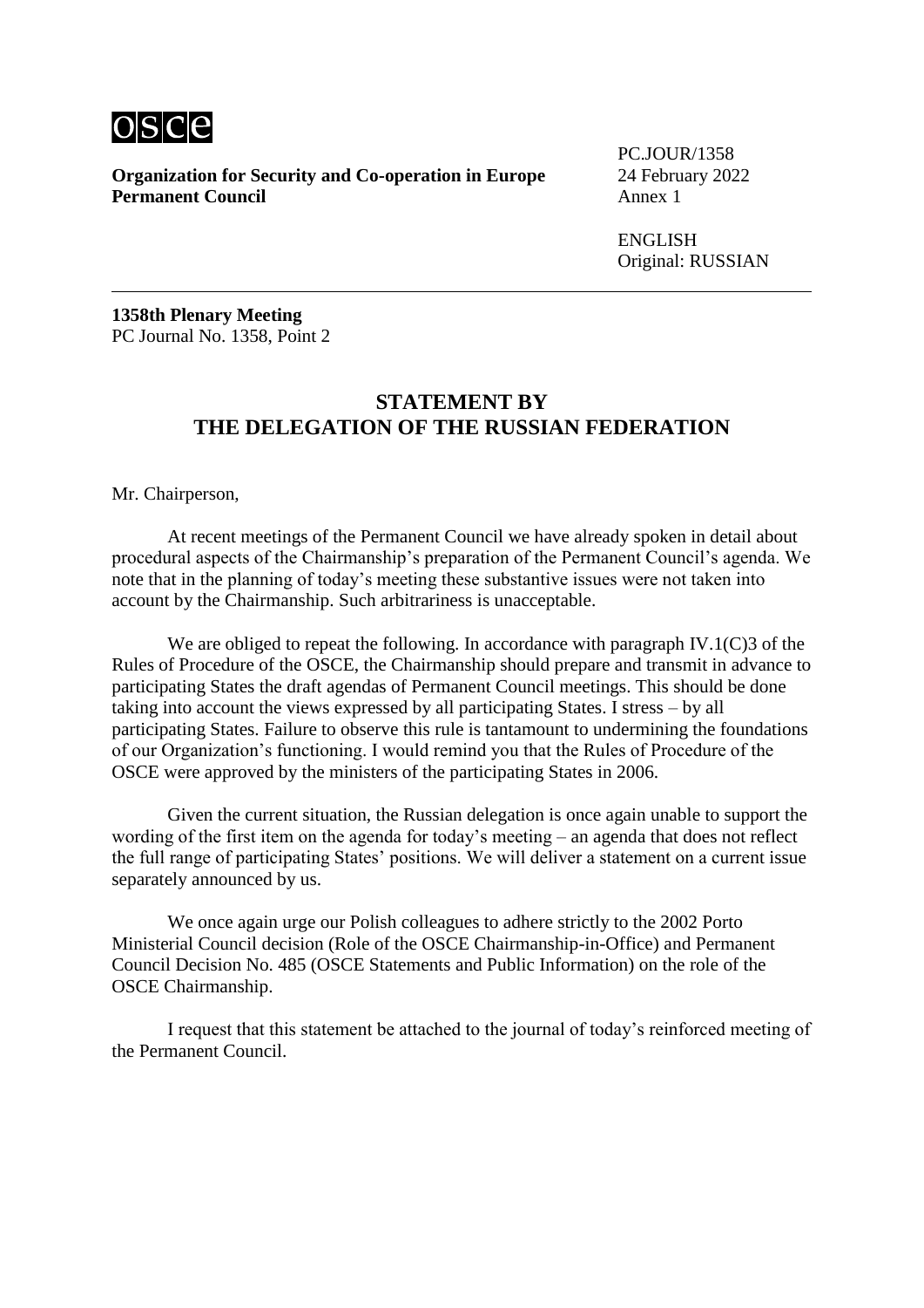**Organization for Security and Co-operation in Europe**
**Permanent Council**

PC.JOUR/1358
24 February 2022
Annex 1

ENGLISH
Original: RUSSIAN

---

**1358th Plenary Meeting**
PC Journal No. 1358, Point 2

## STATEMENT BY THE DELEGATION OF THE RUSSIAN FEDERATION

Mr. Chairperson,

At recent meetings of the Permanent Council we have already spoken in detail about procedural aspects of the Chairmanship's preparation of the Permanent Council's agenda. We note that in the planning of today's meeting these substantive issues were not taken into account by the Chairmanship. Such arbitrariness is unacceptable.

We are obliged to repeat the following. In accordance with paragraph IV.1(C)3 of the Rules of Procedure of the OSCE, the Chairmanship should prepare and transmit in advance to participating States the draft agendas of Permanent Council meetings. This should be done taking into account the views expressed by all participating States. I stress – by all participating States. Failure to observe this rule is tantamount to undermining the foundations of our Organization's functioning. I would remind you that the Rules of Procedure of the OSCE were approved by the ministers of the participating States in 2006.

Given the current situation, the Russian delegation is once again unable to support the wording of the first item on the agenda for today's meeting – an agenda that does not reflect the full range of participating States' positions. We will deliver a statement on a current issue separately announced by us.

We once again urge our Polish colleagues to adhere strictly to the 2002 Porto Ministerial Council decision (Role of the OSCE Chairmanship-in-Office) and Permanent Council Decision No. 485 (OSCE Statements and Public Information) on the role of the OSCE Chairmanship.

I request that this statement be attached to the journal of today's reinforced meeting of the Permanent Council.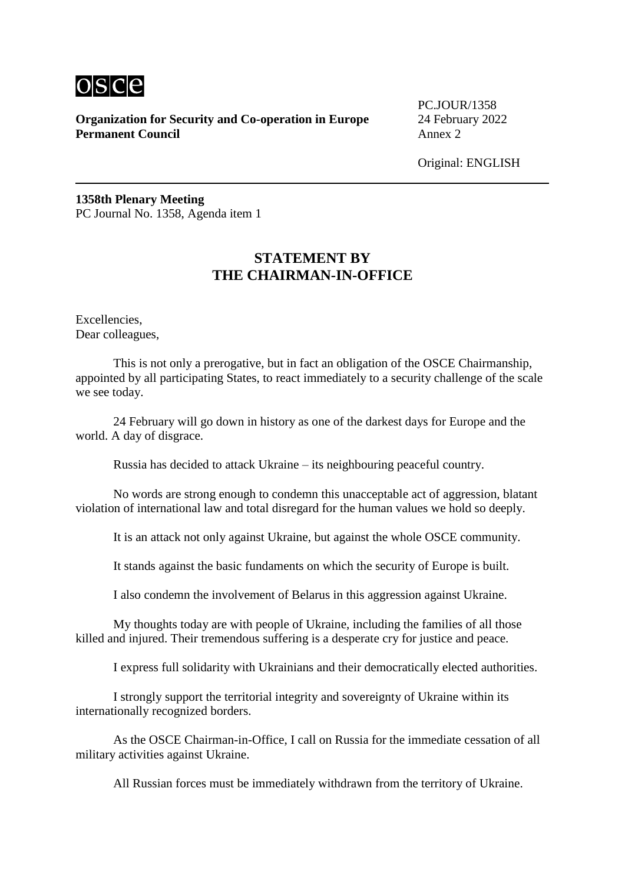**Organization for Security and Co-operation in Europe**
**Permanent Council**

PC.JOUR/1358
24 February 2022
Annex 2

Original: ENGLISH

**1358th Plenary Meeting**
PC Journal No. 1358, Agenda item 1

## STATEMENT BY THE CHAIRMAN-IN-OFFICE

Excellencies,
Dear colleagues,

This is not only a prerogative, but in fact an obligation of the OSCE Chairmanship, appointed by all participating States, to react immediately to a security challenge of the scale we see today.

24 February will go down in history as one of the darkest days for Europe and the world. A day of disgrace.

Russia has decided to attack Ukraine – its neighbouring peaceful country.

No words are strong enough to condemn this unacceptable act of aggression, blatant violation of international law and total disregard for the human values we hold so deeply.

It is an attack not only against Ukraine, but against the whole OSCE community.

It stands against the basic fundaments on which the security of Europe is built.

I also condemn the involvement of Belarus in this aggression against Ukraine.

My thoughts today are with people of Ukraine, including the families of all those killed and injured. Their tremendous suffering is a desperate cry for justice and peace.

I express full solidarity with Ukrainians and their democratically elected authorities.

I strongly support the territorial integrity and sovereignty of Ukraine within its internationally recognized borders.

As the OSCE Chairman-in-Office, I call on Russia for the immediate cessation of all military activities against Ukraine.

All Russian forces must be immediately withdrawn from the territory of Ukraine.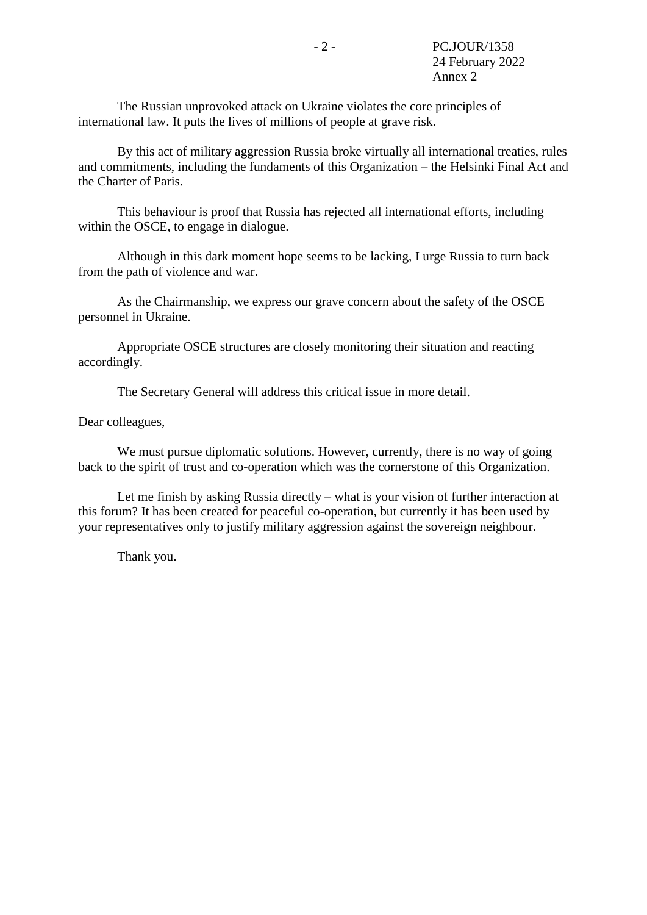The Russian unprovoked attack on Ukraine violates the core principles of international law. It puts the lives of millions of people at grave risk.

By this act of military aggression Russia broke virtually all international treaties, rules and commitments, including the fundaments of this Organization – the Helsinki Final Act and the Charter of Paris.

This behaviour is proof that Russia has rejected all international efforts, including within the OSCE, to engage in dialogue.

Although in this dark moment hope seems to be lacking, I urge Russia to turn back from the path of violence and war.

As the Chairmanship, we express our grave concern about the safety of the OSCE personnel in Ukraine.

Appropriate OSCE structures are closely monitoring their situation and reacting accordingly.

The Secretary General will address this critical issue in more detail.

Dear colleagues,

We must pursue diplomatic solutions. However, currently, there is no way of going back to the spirit of trust and co-operation which was the cornerstone of this Organization.

Let me finish by asking Russia directly – what is your vision of further interaction at this forum? It has been created for peaceful co-operation, but currently it has been used by your representatives only to justify military aggression against the sovereign neighbour.

Thank you.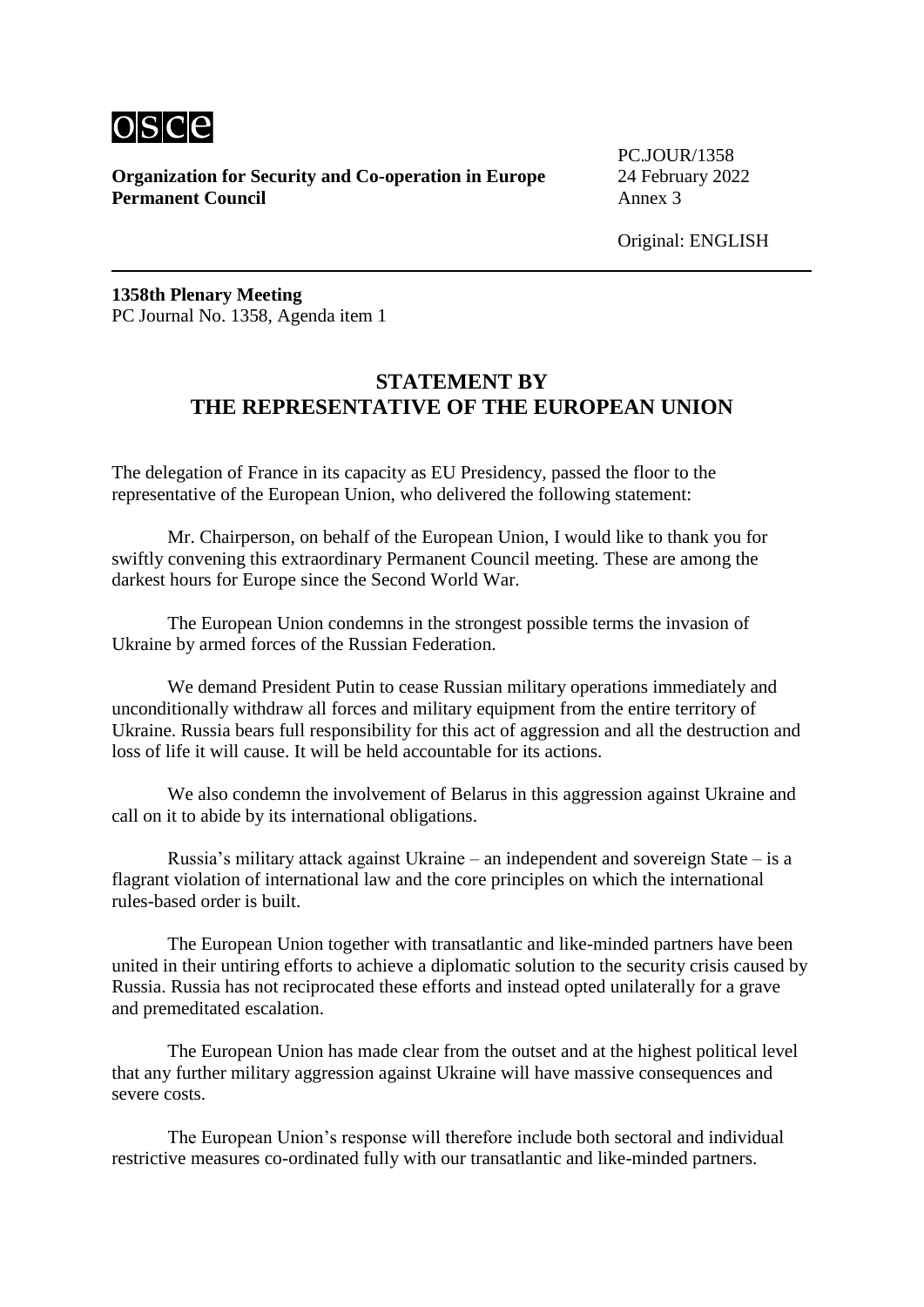osce

**Organization for Security and Co-operation in Europe**
**Permanent Council**

PC.JOUR/1358
24 February 2022
Annex 3

Original: ENGLISH

---

**1358th Plenary Meeting**
PC Journal No. 1358, Agenda item 1

## STATEMENT BY THE REPRESENTATIVE OF THE EUROPEAN UNION

The delegation of France in its capacity as EU Presidency, passed the floor to the representative of the European Union, who delivered the following statement:

Mr. Chairperson, on behalf of the European Union, I would like to thank you for swiftly convening this extraordinary Permanent Council meeting. These are among the darkest hours for Europe since the Second World War.

The European Union condemns in the strongest possible terms the invasion of Ukraine by armed forces of the Russian Federation.

We demand President Putin to cease Russian military operations immediately and unconditionally withdraw all forces and military equipment from the entire territory of Ukraine. Russia bears full responsibility for this act of aggression and all the destruction and loss of life it will cause. It will be held accountable for its actions.

We also condemn the involvement of Belarus in this aggression against Ukraine and call on it to abide by its international obligations.

Russia's military attack against Ukraine – an independent and sovereign State – is a flagrant violation of international law and the core principles on which the international rules-based order is built.

The European Union together with transatlantic and like-minded partners have been united in their untiring efforts to achieve a diplomatic solution to the security crisis caused by Russia. Russia has not reciprocated these efforts and instead opted unilaterally for a grave and premeditated escalation.

The European Union has made clear from the outset and at the highest political level that any further military aggression against Ukraine will have massive consequences and severe costs.

The European Union's response will therefore include both sectoral and individual restrictive measures co-ordinated fully with our transatlantic and like-minded partners.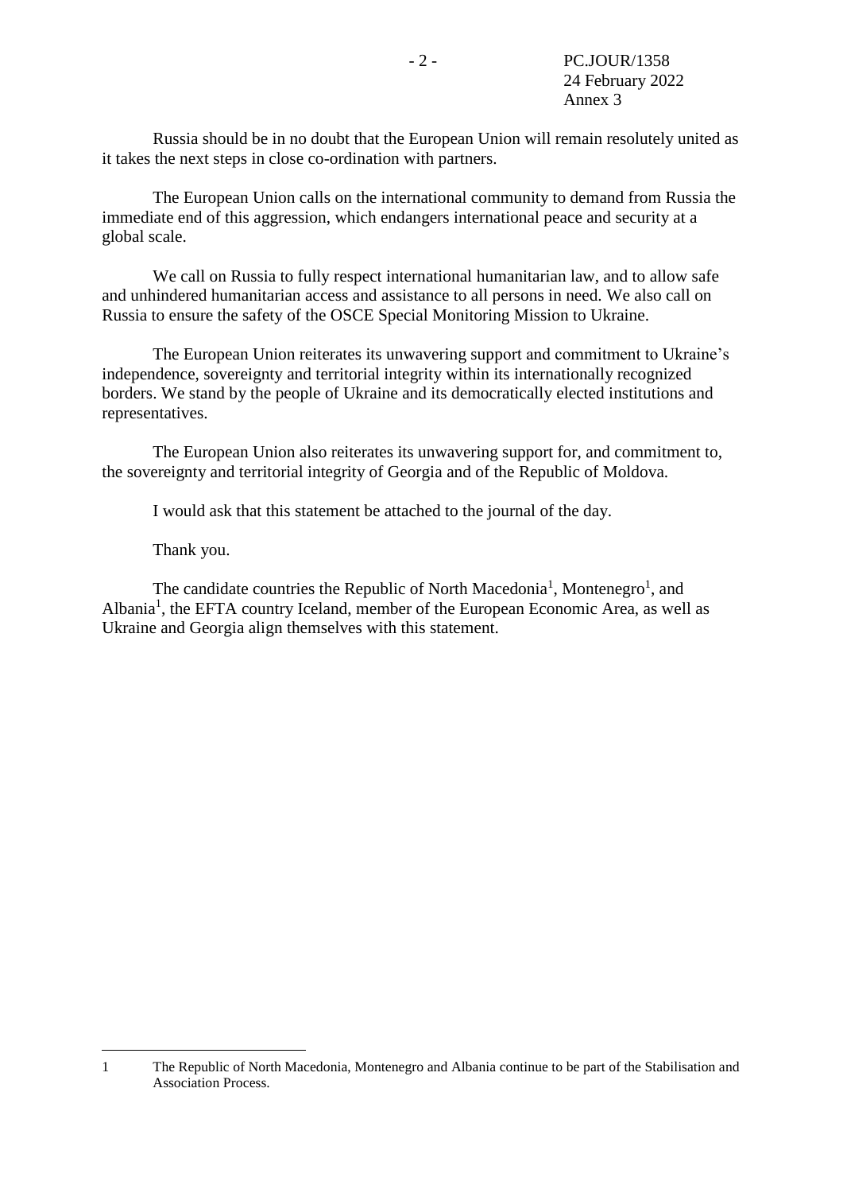Russia should be in no doubt that the European Union will remain resolutely united as it takes the next steps in close co-ordination with partners.

The European Union calls on the international community to demand from Russia the immediate end of this aggression, which endangers international peace and security at a global scale.

We call on Russia to fully respect international humanitarian law, and to allow safe and unhindered humanitarian access and assistance to all persons in need. We also call on Russia to ensure the safety of the OSCE Special Monitoring Mission to Ukraine.

The European Union reiterates its unwavering support and commitment to Ukraine's independence, sovereignty and territorial integrity within its internationally recognized borders. We stand by the people of Ukraine and its democratically elected institutions and representatives.

The European Union also reiterates its unwavering support for, and commitment to, the sovereignty and territorial integrity of Georgia and of the Republic of Moldova.

I would ask that this statement be attached to the journal of the day.

Thank you.

The candidate countries the Republic of North Macedonia[1], Montenegro[1], and Albania[1], the EFTA country Iceland, member of the European Economic Area, as well as Ukraine and Georgia align themselves with this statement.

---

1 The Republic of North Macedonia, Montenegro and Albania continue to be part of the Stabilisation and Association Process.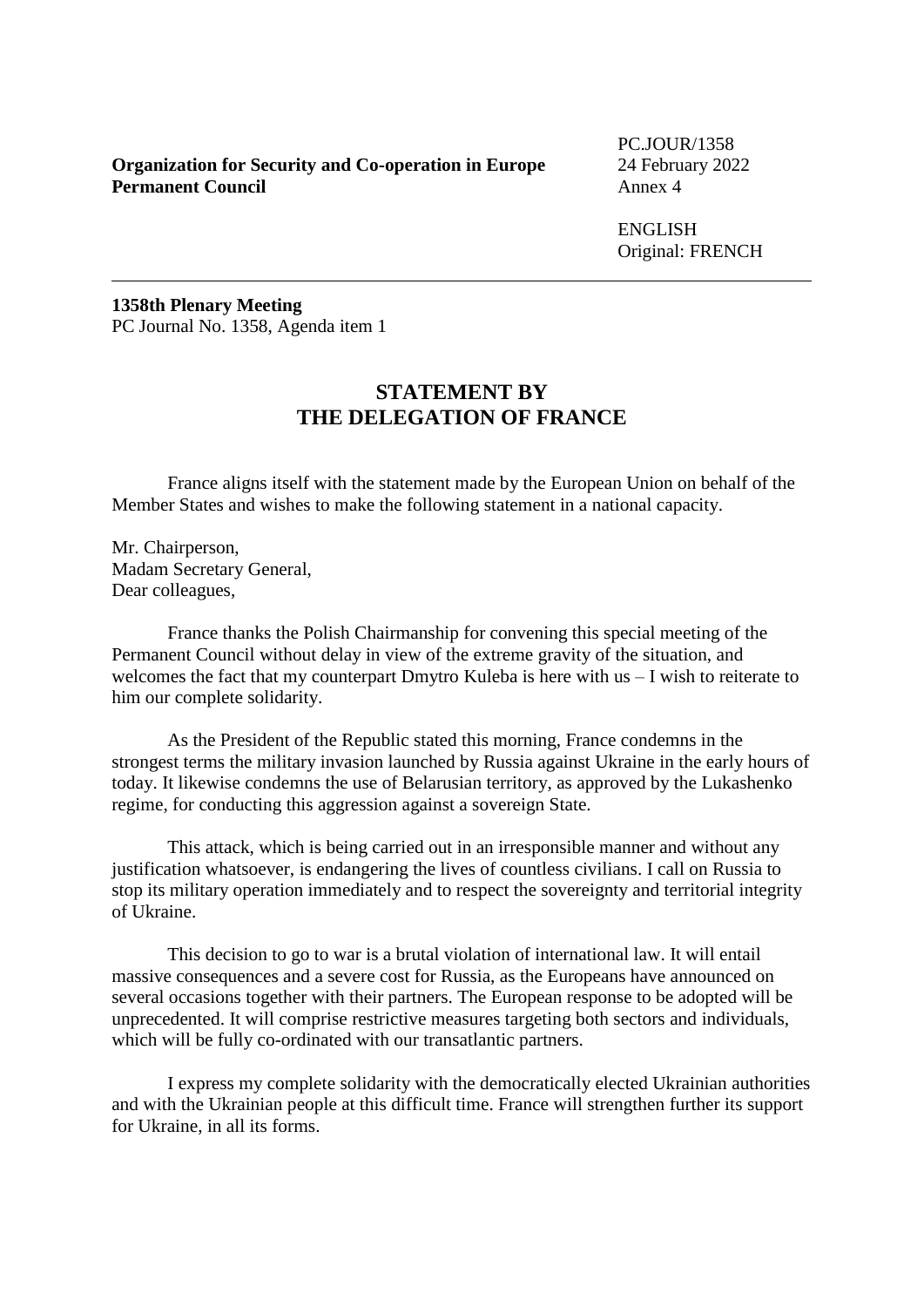**Organization for Security and Co-operation in Europe**
**Permanent Council**

PC.JOUR/1358
24 February 2022
Annex 4

ENGLISH
Original: FRENCH

---

**1358th Plenary Meeting**
PC Journal No. 1358, Agenda item 1

## STATEMENT BY THE DELEGATION OF FRANCE

France aligns itself with the statement made by the European Union on behalf of the Member States and wishes to make the following statement in a national capacity.

Mr. Chairperson,
Madam Secretary General,
Dear colleagues,

France thanks the Polish Chairmanship for convening this special meeting of the Permanent Council without delay in view of the extreme gravity of the situation, and welcomes the fact that my counterpart Dmytro Kuleba is here with us – I wish to reiterate to him our complete solidarity.

As the President of the Republic stated this morning, France condemns in the strongest terms the military invasion launched by Russia against Ukraine in the early hours of today. It likewise condemns the use of Belarusian territory, as approved by the Lukashenko regime, for conducting this aggression against a sovereign State.

This attack, which is being carried out in an irresponsible manner and without any justification whatsoever, is endangering the lives of countless civilians. I call on Russia to stop its military operation immediately and to respect the sovereignty and territorial integrity of Ukraine.

This decision to go to war is a brutal violation of international law. It will entail massive consequences and a severe cost for Russia, as the Europeans have announced on several occasions together with their partners. The European response to be adopted will be unprecedented. It will comprise restrictive measures targeting both sectors and individuals, which will be fully co-ordinated with our transatlantic partners.

I express my complete solidarity with the democratically elected Ukrainian authorities and with the Ukrainian people at this difficult time. France will strengthen further its support for Ukraine, in all its forms.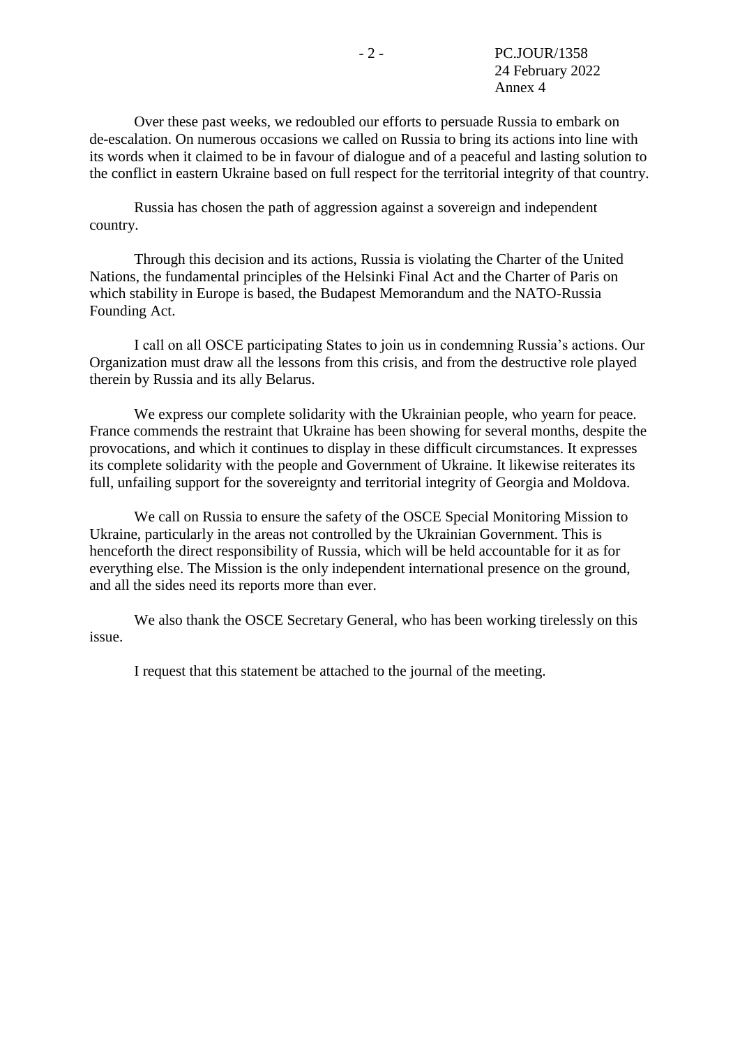Over these past weeks, we redoubled our efforts to persuade Russia to embark on de-escalation. On numerous occasions we called on Russia to bring its actions into line with its words when it claimed to be in favour of dialogue and of a peaceful and lasting solution to the conflict in eastern Ukraine based on full respect for the territorial integrity of that country.

Russia has chosen the path of aggression against a sovereign and independent country.

Through this decision and its actions, Russia is violating the Charter of the United Nations, the fundamental principles of the Helsinki Final Act and the Charter of Paris on which stability in Europe is based, the Budapest Memorandum and the NATO-Russia Founding Act.

I call on all OSCE participating States to join us in condemning Russia's actions. Our Organization must draw all the lessons from this crisis, and from the destructive role played therein by Russia and its ally Belarus.

We express our complete solidarity with the Ukrainian people, who yearn for peace. France commends the restraint that Ukraine has been showing for several months, despite the provocations, and which it continues to display in these difficult circumstances. It expresses its complete solidarity with the people and Government of Ukraine. It likewise reiterates its full, unfailing support for the sovereignty and territorial integrity of Georgia and Moldova.

We call on Russia to ensure the safety of the OSCE Special Monitoring Mission to Ukraine, particularly in the areas not controlled by the Ukrainian Government. This is henceforth the direct responsibility of Russia, which will be held accountable for it as for everything else. The Mission is the only independent international presence on the ground, and all the sides need its reports more than ever.

We also thank the OSCE Secretary General, who has been working tirelessly on this issue.

I request that this statement be attached to the journal of the meeting.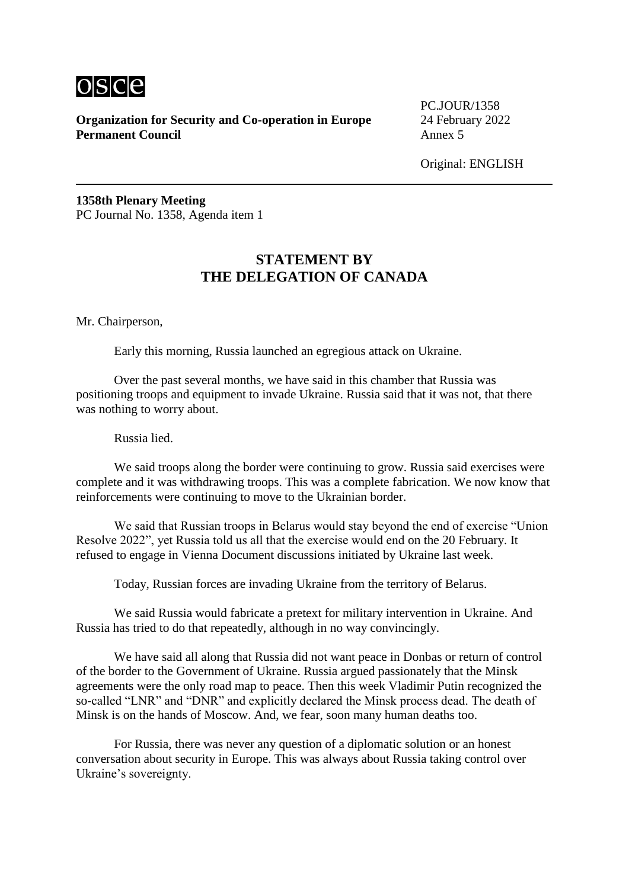**Organization for Security and Co-operation in Europe**
**Permanent Council**

PC.JOUR/1358
24 February 2022
Annex 5

Original: ENGLISH

**1358th Plenary Meeting**
PC Journal No. 1358, Agenda item 1

## STATEMENT BY THE DELEGATION OF CANADA

Mr. Chairperson,

Early this morning, Russia launched an egregious attack on Ukraine.

Over the past several months, we have said in this chamber that Russia was positioning troops and equipment to invade Ukraine. Russia said that it was not, that there was nothing to worry about.

Russia lied.

We said troops along the border were continuing to grow. Russia said exercises were complete and it was withdrawing troops. This was a complete fabrication. We now know that reinforcements were continuing to move to the Ukrainian border.

We said that Russian troops in Belarus would stay beyond the end of exercise "Union Resolve 2022", yet Russia told us all that the exercise would end on the 20 February. It refused to engage in Vienna Document discussions initiated by Ukraine last week.

Today, Russian forces are invading Ukraine from the territory of Belarus.

We said Russia would fabricate a pretext for military intervention in Ukraine. And Russia has tried to do that repeatedly, although in no way convincingly.

We have said all along that Russia did not want peace in Donbas or return of control of the border to the Government of Ukraine. Russia argued passionately that the Minsk agreements were the only road map to peace. Then this week Vladimir Putin recognized the so-called "LNR" and "DNR" and explicitly declared the Minsk process dead. The death of Minsk is on the hands of Moscow. And, we fear, soon many human deaths too.

For Russia, there was never any question of a diplomatic solution or an honest conversation about security in Europe. This was always about Russia taking control over Ukraine's sovereignty.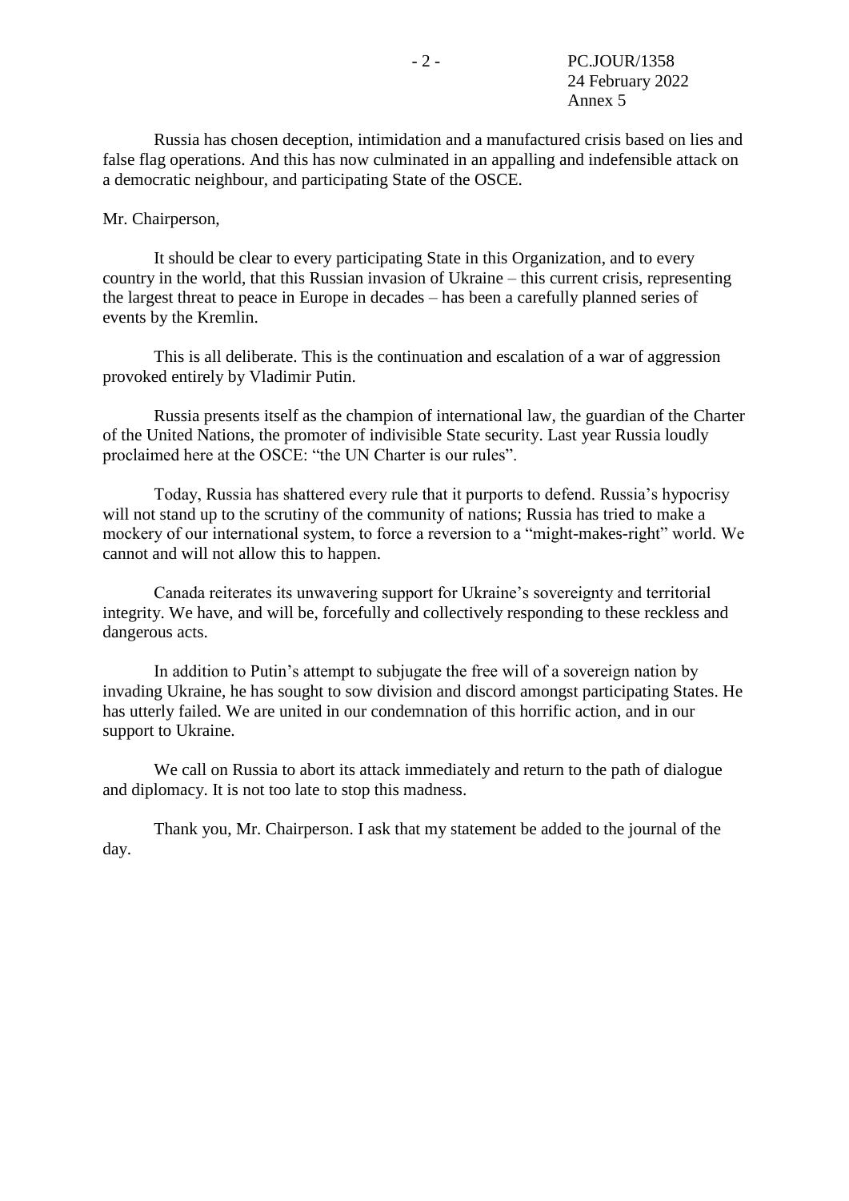Russia has chosen deception, intimidation and a manufactured crisis based on lies and false flag operations. And this has now culminated in an appalling and indefensible attack on a democratic neighbour, and participating State of the OSCE.

Mr. Chairperson,

It should be clear to every participating State in this Organization, and to every country in the world, that this Russian invasion of Ukraine – this current crisis, representing the largest threat to peace in Europe in decades – has been a carefully planned series of events by the Kremlin.

This is all deliberate. This is the continuation and escalation of a war of aggression provoked entirely by Vladimir Putin.

Russia presents itself as the champion of international law, the guardian of the Charter of the United Nations, the promoter of indivisible State security. Last year Russia loudly proclaimed here at the OSCE: "the UN Charter is our rules".

Today, Russia has shattered every rule that it purports to defend. Russia's hypocrisy will not stand up to the scrutiny of the community of nations; Russia has tried to make a mockery of our international system, to force a reversion to a "might-makes-right" world. We cannot and will not allow this to happen.

Canada reiterates its unwavering support for Ukraine's sovereignty and territorial integrity. We have, and will be, forcefully and collectively responding to these reckless and dangerous acts.

In addition to Putin's attempt to subjugate the free will of a sovereign nation by invading Ukraine, he has sought to sow division and discord amongst participating States. He has utterly failed. We are united in our condemnation of this horrific action, and in our support to Ukraine.

We call on Russia to abort its attack immediately and return to the path of dialogue and diplomacy. It is not too late to stop this madness.

Thank you, Mr. Chairperson. I ask that my statement be added to the journal of the day.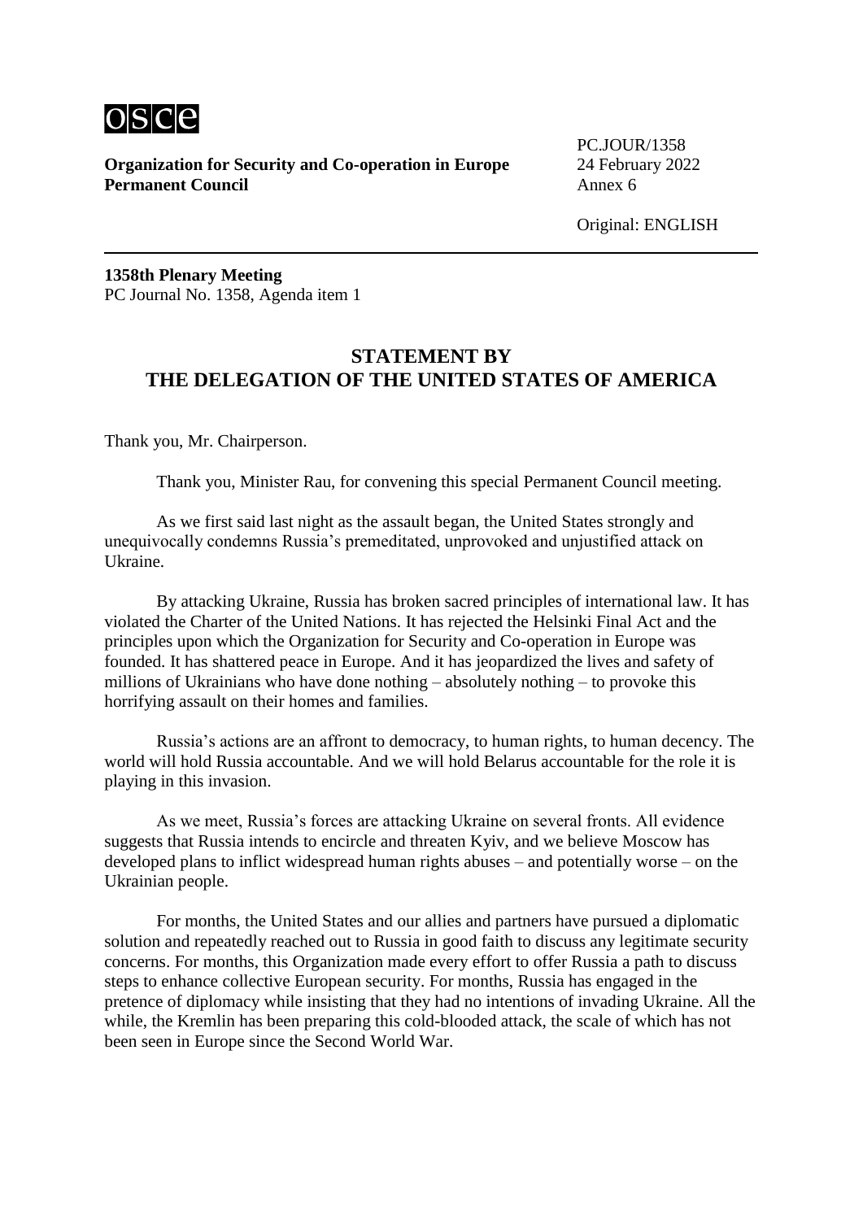**Organization for Security and Co-operation in Europe**
**Permanent Council**

PC.JOUR/1358
24 February 2022
Annex 6

Original: ENGLISH

**1358th Plenary Meeting**
PC Journal No. 1358, Agenda item 1

## STATEMENT BY THE DELEGATION OF THE UNITED STATES OF AMERICA

Thank you, Mr. Chairperson.

Thank you, Minister Rau, for convening this special Permanent Council meeting.

As we first said last night as the assault began, the United States strongly and unequivocally condemns Russia's premeditated, unprovoked and unjustified attack on Ukraine.

By attacking Ukraine, Russia has broken sacred principles of international law. It has violated the Charter of the United Nations. It has rejected the Helsinki Final Act and the principles upon which the Organization for Security and Co-operation in Europe was founded. It has shattered peace in Europe. And it has jeopardized the lives and safety of millions of Ukrainians who have done nothing – absolutely nothing – to provoke this horrifying assault on their homes and families.

Russia's actions are an affront to democracy, to human rights, to human decency. The world will hold Russia accountable. And we will hold Belarus accountable for the role it is playing in this invasion.

As we meet, Russia's forces are attacking Ukraine on several fronts. All evidence suggests that Russia intends to encircle and threaten Kyiv, and we believe Moscow has developed plans to inflict widespread human rights abuses – and potentially worse – on the Ukrainian people.

For months, the United States and our allies and partners have pursued a diplomatic solution and repeatedly reached out to Russia in good faith to discuss any legitimate security concerns. For months, this Organization made every effort to offer Russia a path to discuss steps to enhance collective European security. For months, Russia has engaged in the pretence of diplomacy while insisting that they had no intentions of invading Ukraine. All the while, the Kremlin has been preparing this cold-blooded attack, the scale of which has not been seen in Europe since the Second World War.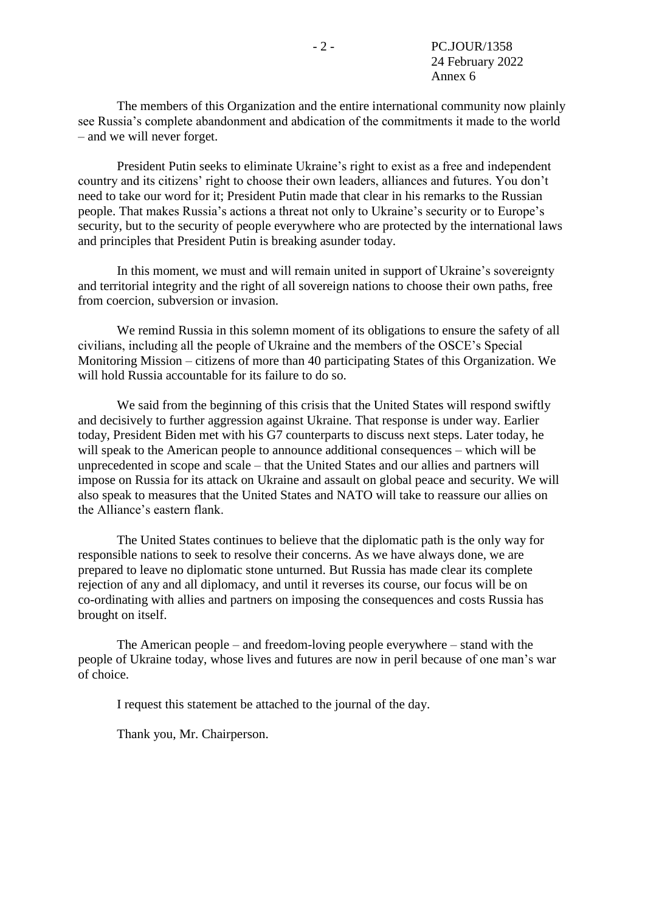The members of this Organization and the entire international community now plainly see Russia's complete abandonment and abdication of the commitments it made to the world – and we will never forget.

President Putin seeks to eliminate Ukraine's right to exist as a free and independent country and its citizens' right to choose their own leaders, alliances and futures. You don't need to take our word for it; President Putin made that clear in his remarks to the Russian people. That makes Russia's actions a threat not only to Ukraine's security or to Europe's security, but to the security of people everywhere who are protected by the international laws and principles that President Putin is breaking asunder today.

In this moment, we must and will remain united in support of Ukraine's sovereignty and territorial integrity and the right of all sovereign nations to choose their own paths, free from coercion, subversion or invasion.

We remind Russia in this solemn moment of its obligations to ensure the safety of all civilians, including all the people of Ukraine and the members of the OSCE's Special Monitoring Mission – citizens of more than 40 participating States of this Organization. We will hold Russia accountable for its failure to do so.

We said from the beginning of this crisis that the United States will respond swiftly and decisively to further aggression against Ukraine. That response is under way. Earlier today, President Biden met with his G7 counterparts to discuss next steps. Later today, he will speak to the American people to announce additional consequences – which will be unprecedented in scope and scale – that the United States and our allies and partners will impose on Russia for its attack on Ukraine and assault on global peace and security. We will also speak to measures that the United States and NATO will take to reassure our allies on the Alliance's eastern flank.

The United States continues to believe that the diplomatic path is the only way for responsible nations to seek to resolve their concerns. As we have always done, we are prepared to leave no diplomatic stone unturned. But Russia has made clear its complete rejection of any and all diplomacy, and until it reverses its course, our focus will be on co-ordinating with allies and partners on imposing the consequences and costs Russia has brought on itself.

The American people – and freedom-loving people everywhere – stand with the people of Ukraine today, whose lives and futures are now in peril because of one man's war of choice.

I request this statement be attached to the journal of the day.

Thank you, Mr. Chairperson.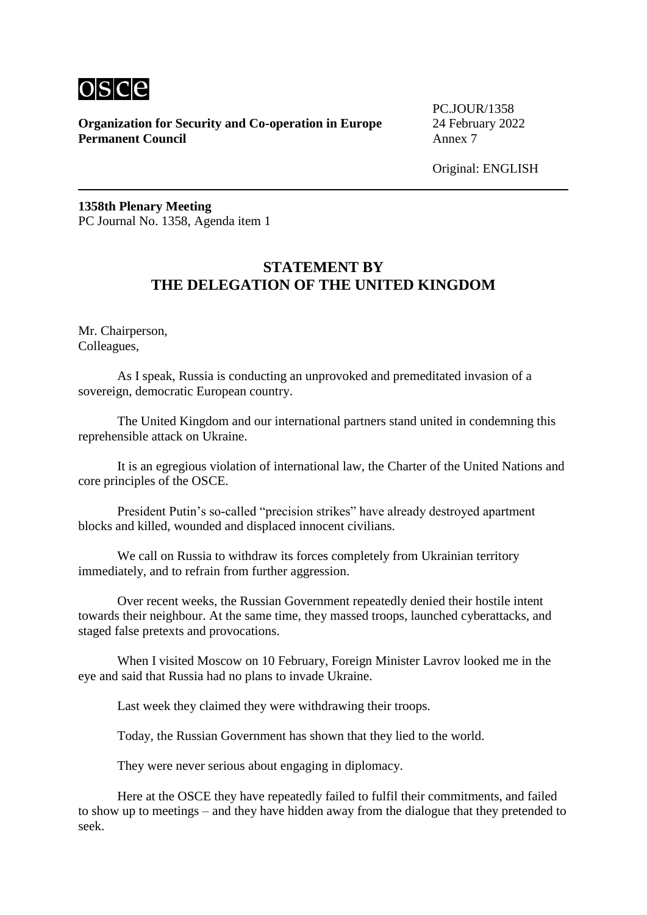**Organization for Security and Co-operation in Europe**
**Permanent Council**

PC.JOUR/1358
24 February 2022
Annex 7

Original: ENGLISH

**1358th Plenary Meeting**
PC Journal No. 1358, Agenda item 1

## STATEMENT BY THE DELEGATION OF THE UNITED KINGDOM

Mr. Chairperson,
Colleagues,

As I speak, Russia is conducting an unprovoked and premeditated invasion of a sovereign, democratic European country.

The United Kingdom and our international partners stand united in condemning this reprehensible attack on Ukraine.

It is an egregious violation of international law, the Charter of the United Nations and core principles of the OSCE.

President Putin's so-called "precision strikes" have already destroyed apartment blocks and killed, wounded and displaced innocent civilians.

We call on Russia to withdraw its forces completely from Ukrainian territory immediately, and to refrain from further aggression.

Over recent weeks, the Russian Government repeatedly denied their hostile intent towards their neighbour. At the same time, they massed troops, launched cyberattacks, and staged false pretexts and provocations.

When I visited Moscow on 10 February, Foreign Minister Lavrov looked me in the eye and said that Russia had no plans to invade Ukraine.

Last week they claimed they were withdrawing their troops.

Today, the Russian Government has shown that they lied to the world.

They were never serious about engaging in diplomacy.

Here at the OSCE they have repeatedly failed to fulfil their commitments, and failed to show up to meetings – and they have hidden away from the dialogue that they pretended to seek.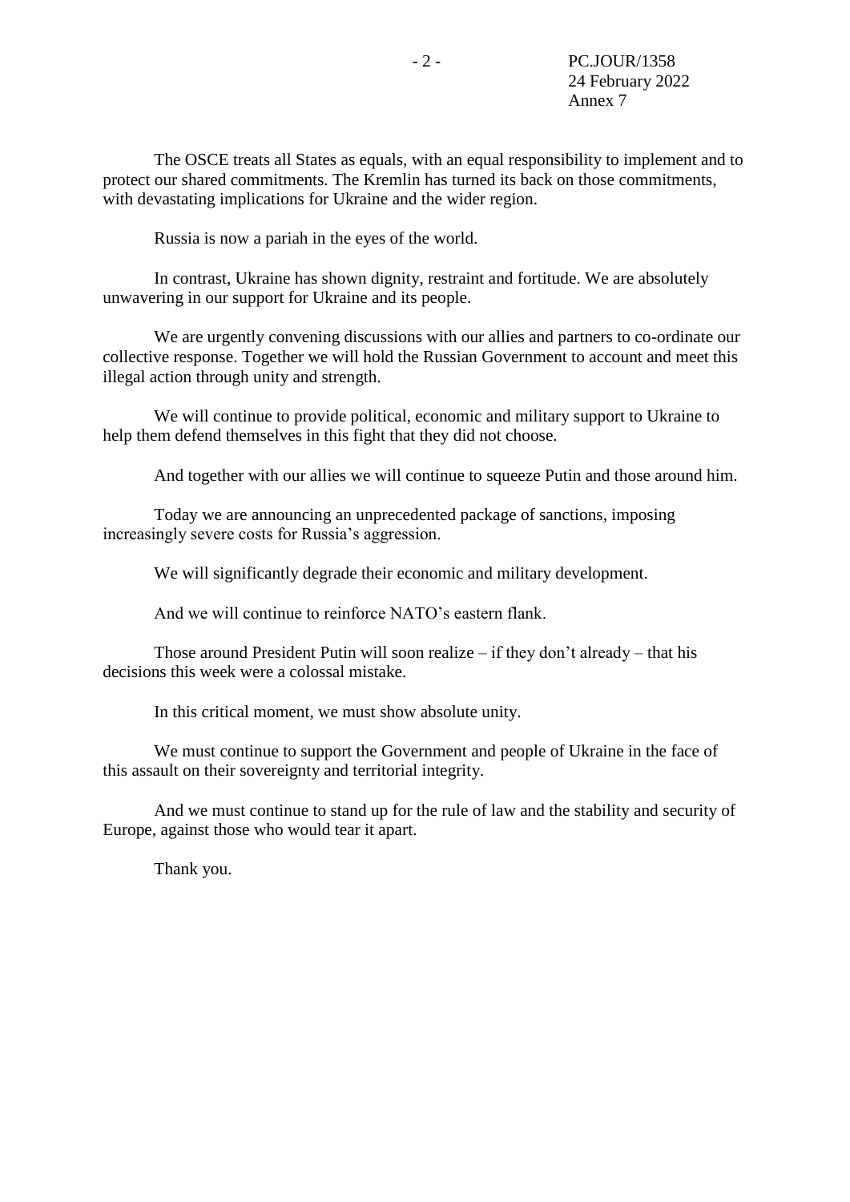The OSCE treats all States as equals, with an equal responsibility to implement and to protect our shared commitments. The Kremlin has turned its back on those commitments, with devastating implications for Ukraine and the wider region.

Russia is now a pariah in the eyes of the world.

In contrast, Ukraine has shown dignity, restraint and fortitude. We are absolutely unwavering in our support for Ukraine and its people.

We are urgently convening discussions with our allies and partners to co-ordinate our collective response. Together we will hold the Russian Government to account and meet this illegal action through unity and strength.

We will continue to provide political, economic and military support to Ukraine to help them defend themselves in this fight that they did not choose.

And together with our allies we will continue to squeeze Putin and those around him.

Today we are announcing an unprecedented package of sanctions, imposing increasingly severe costs for Russia's aggression.

We will significantly degrade their economic and military development.

And we will continue to reinforce NATO's eastern flank.

Those around President Putin will soon realize – if they don't already – that his decisions this week were a colossal mistake.

In this critical moment, we must show absolute unity.

We must continue to support the Government and people of Ukraine in the face of this assault on their sovereignty and territorial integrity.

And we must continue to stand up for the rule of law and the stability and security of Europe, against those who would tear it apart.

Thank you.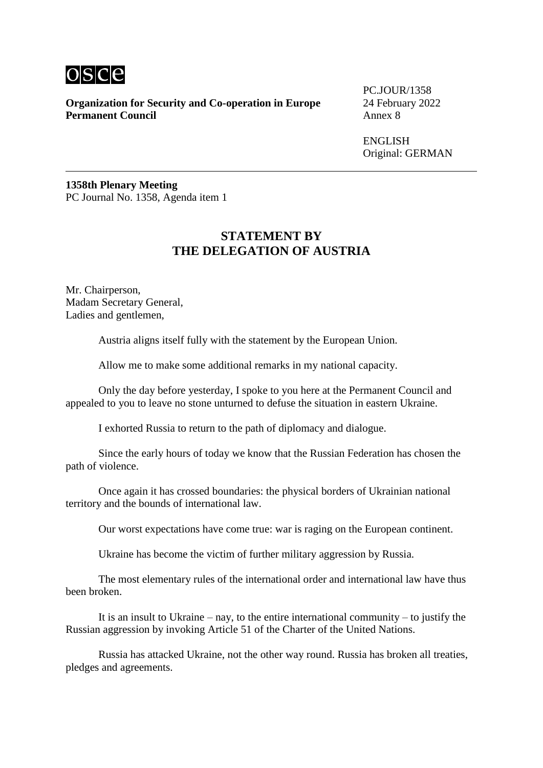**Organization for Security and Co-operation in Europe**
**Permanent Council**

PC.JOUR/1358
24 February 2022
Annex 8

ENGLISH
Original: GERMAN

---

**1358th Plenary Meeting**
PC Journal No. 1358, Agenda item 1

## STATEMENT BY THE DELEGATION OF AUSTRIA

Mr. Chairperson,
Madam Secretary General,
Ladies and gentlemen,

Austria aligns itself fully with the statement by the European Union.

Allow me to make some additional remarks in my national capacity.

Only the day before yesterday, I spoke to you here at the Permanent Council and appealed to you to leave no stone unturned to defuse the situation in eastern Ukraine.

I exhorted Russia to return to the path of diplomacy and dialogue.

Since the early hours of today we know that the Russian Federation has chosen the path of violence.

Once again it has crossed boundaries: the physical borders of Ukrainian national territory and the bounds of international law.

Our worst expectations have come true: war is raging on the European continent.

Ukraine has become the victim of further military aggression by Russia.

The most elementary rules of the international order and international law have thus been broken.

It is an insult to Ukraine – nay, to the entire international community – to justify the Russian aggression by invoking Article 51 of the Charter of the United Nations.

Russia has attacked Ukraine, not the other way round. Russia has broken all treaties, pledges and agreements.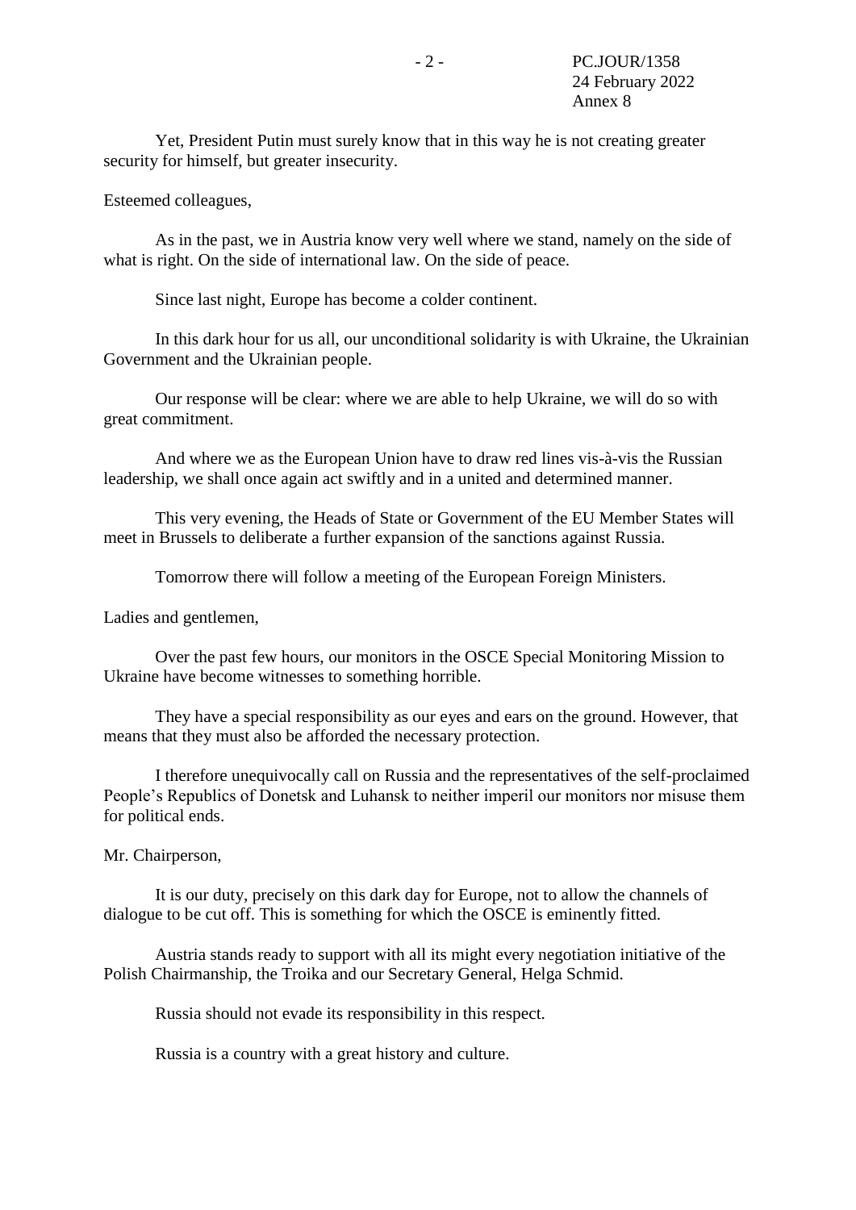Yet, President Putin must surely know that in this way he is not creating greater security for himself, but greater insecurity.

Esteemed colleagues,

As in the past, we in Austria know very well where we stand, namely on the side of what is right. On the side of international law. On the side of peace.

Since last night, Europe has become a colder continent.

In this dark hour for us all, our unconditional solidarity is with Ukraine, the Ukrainian Government and the Ukrainian people.

Our response will be clear: where we are able to help Ukraine, we will do so with great commitment.

And where we as the European Union have to draw red lines vis-à-vis the Russian leadership, we shall once again act swiftly and in a united and determined manner.

This very evening, the Heads of State or Government of the EU Member States will meet in Brussels to deliberate a further expansion of the sanctions against Russia.

Tomorrow there will follow a meeting of the European Foreign Ministers.

Ladies and gentlemen,

Over the past few hours, our monitors in the OSCE Special Monitoring Mission to Ukraine have become witnesses to something horrible.

They have a special responsibility as our eyes and ears on the ground. However, that means that they must also be afforded the necessary protection.

I therefore unequivocally call on Russia and the representatives of the self-proclaimed People's Republics of Donetsk and Luhansk to neither imperil our monitors nor misuse them for political ends.

Mr. Chairperson,

It is our duty, precisely on this dark day for Europe, not to allow the channels of dialogue to be cut off. This is something for which the OSCE is eminently fitted.

Austria stands ready to support with all its might every negotiation initiative of the Polish Chairmanship, the Troika and our Secretary General, Helga Schmid.

Russia should not evade its responsibility in this respect.

Russia is a country with a great history and culture.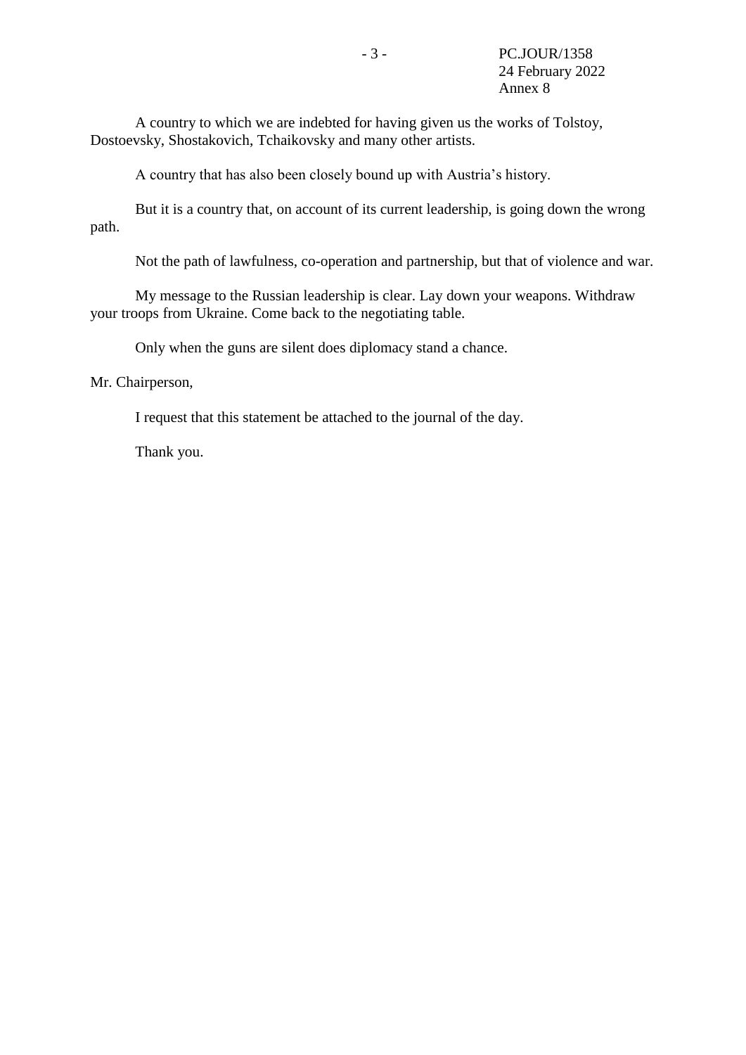A country to which we are indebted for having given us the works of Tolstoy, Dostoevsky, Shostakovich, Tchaikovsky and many other artists.

A country that has also been closely bound up with Austria's history.

But it is a country that, on account of its current leadership, is going down the wrong path.

Not the path of lawfulness, co-operation and partnership, but that of violence and war.

My message to the Russian leadership is clear. Lay down your weapons. Withdraw your troops from Ukraine. Come back to the negotiating table.

Only when the guns are silent does diplomacy stand a chance.

Mr. Chairperson,

I request that this statement be attached to the journal of the day.

Thank you.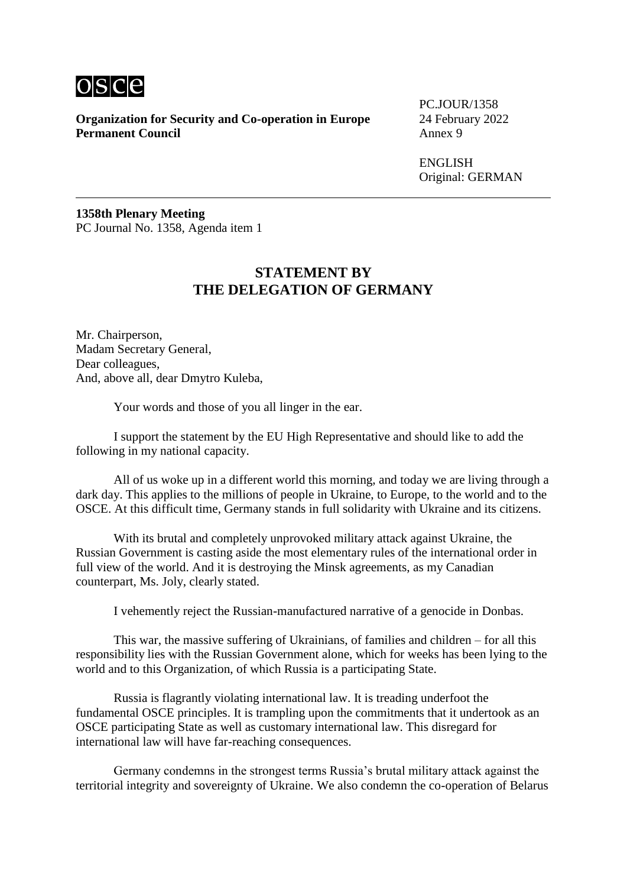Organization for Security and Co-operation in Europe
**Permanent Council**

PC.JOUR/1358
24 February 2022
Annex 9

ENGLISH
Original: GERMAN

---

**1358th Plenary Meeting**
PC Journal No. 1358, Agenda item 1

## STATEMENT BY THE DELEGATION OF GERMANY

Mr. Chairperson,
Madam Secretary General,
Dear colleagues,
And, above all, dear Dmytro Kuleba,

Your words and those of you all linger in the ear.

I support the statement by the EU High Representative and should like to add the following in my national capacity.

All of us woke up in a different world this morning, and today we are living through a dark day. This applies to the millions of people in Ukraine, to Europe, to the world and to the OSCE. At this difficult time, Germany stands in full solidarity with Ukraine and its citizens.

With its brutal and completely unprovoked military attack against Ukraine, the Russian Government is casting aside the most elementary rules of the international order in full view of the world. And it is destroying the Minsk agreements, as my Canadian counterpart, Ms. Joly, clearly stated.

I vehemently reject the Russian-manufactured narrative of a genocide in Donbas.

This war, the massive suffering of Ukrainians, of families and children – for all this responsibility lies with the Russian Government alone, which for weeks has been lying to the world and to this Organization, of which Russia is a participating State.

Russia is flagrantly violating international law. It is treading underfoot the fundamental OSCE principles. It is trampling upon the commitments that it undertook as an OSCE participating State as well as customary international law. This disregard for international law will have far-reaching consequences.

Germany condemns in the strongest terms Russia's brutal military attack against the territorial integrity and sovereignty of Ukraine. We also condemn the co-operation of Belarus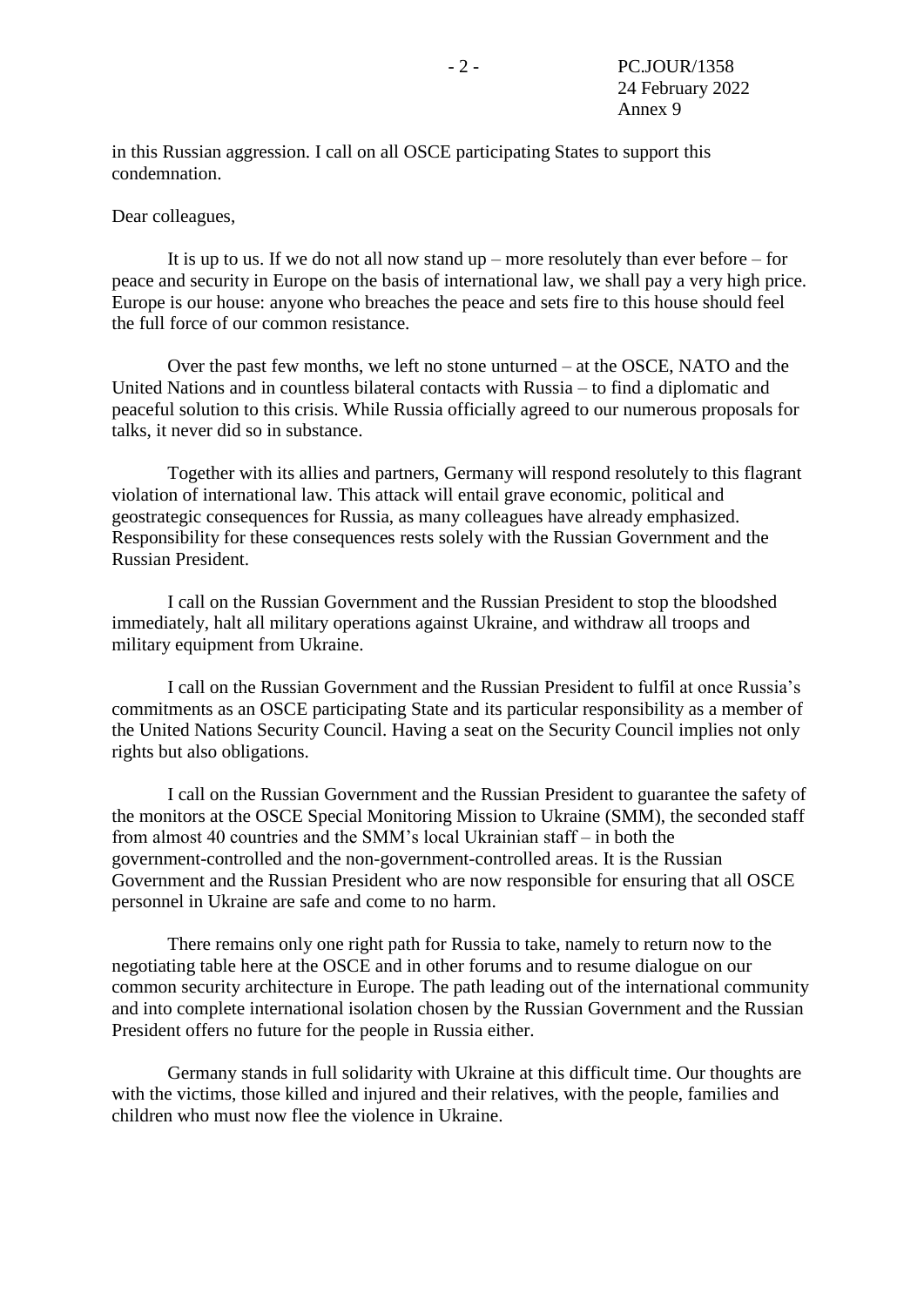in this Russian aggression. I call on all OSCE participating States to support this condemnation.

Dear colleagues,

It is up to us. If we do not all now stand up – more resolutely than ever before – for peace and security in Europe on the basis of international law, we shall pay a very high price. Europe is our house: anyone who breaches the peace and sets fire to this house should feel the full force of our common resistance.

Over the past few months, we left no stone unturned – at the OSCE, NATO and the United Nations and in countless bilateral contacts with Russia – to find a diplomatic and peaceful solution to this crisis. While Russia officially agreed to our numerous proposals for talks, it never did so in substance.

Together with its allies and partners, Germany will respond resolutely to this flagrant violation of international law. This attack will entail grave economic, political and geostrategic consequences for Russia, as many colleagues have already emphasized. Responsibility for these consequences rests solely with the Russian Government and the Russian President.

I call on the Russian Government and the Russian President to stop the bloodshed immediately, halt all military operations against Ukraine, and withdraw all troops and military equipment from Ukraine.

I call on the Russian Government and the Russian President to fulfil at once Russia's commitments as an OSCE participating State and its particular responsibility as a member of the United Nations Security Council. Having a seat on the Security Council implies not only rights but also obligations.

I call on the Russian Government and the Russian President to guarantee the safety of the monitors at the OSCE Special Monitoring Mission to Ukraine (SMM), the seconded staff from almost 40 countries and the SMM's local Ukrainian staff – in both the government-controlled and the non-government-controlled areas. It is the Russian Government and the Russian President who are now responsible for ensuring that all OSCE personnel in Ukraine are safe and come to no harm.

There remains only one right path for Russia to take, namely to return now to the negotiating table here at the OSCE and in other forums and to resume dialogue on our common security architecture in Europe. The path leading out of the international community and into complete international isolation chosen by the Russian Government and the Russian President offers no future for the people in Russia either.

Germany stands in full solidarity with Ukraine at this difficult time. Our thoughts are with the victims, those killed and injured and their relatives, with the people, families and children who must now flee the violence in Ukraine.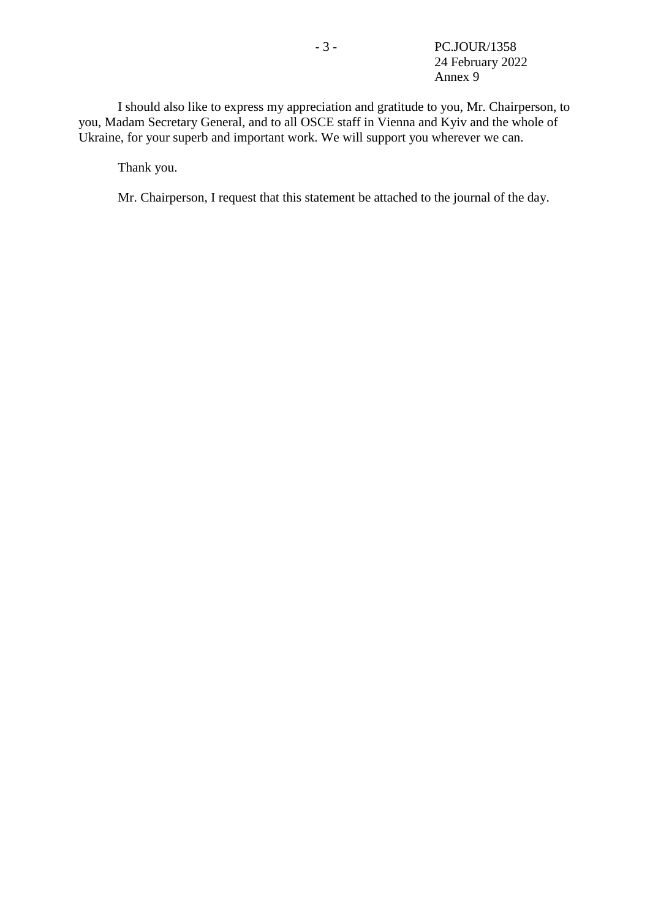I should also like to express my appreciation and gratitude to you, Mr. Chairperson, to you, Madam Secretary General, and to all OSCE staff in Vienna and Kyiv and the whole of Ukraine, for your superb and important work. We will support you wherever we can.

Thank you.

Mr. Chairperson, I request that this statement be attached to the journal of the day.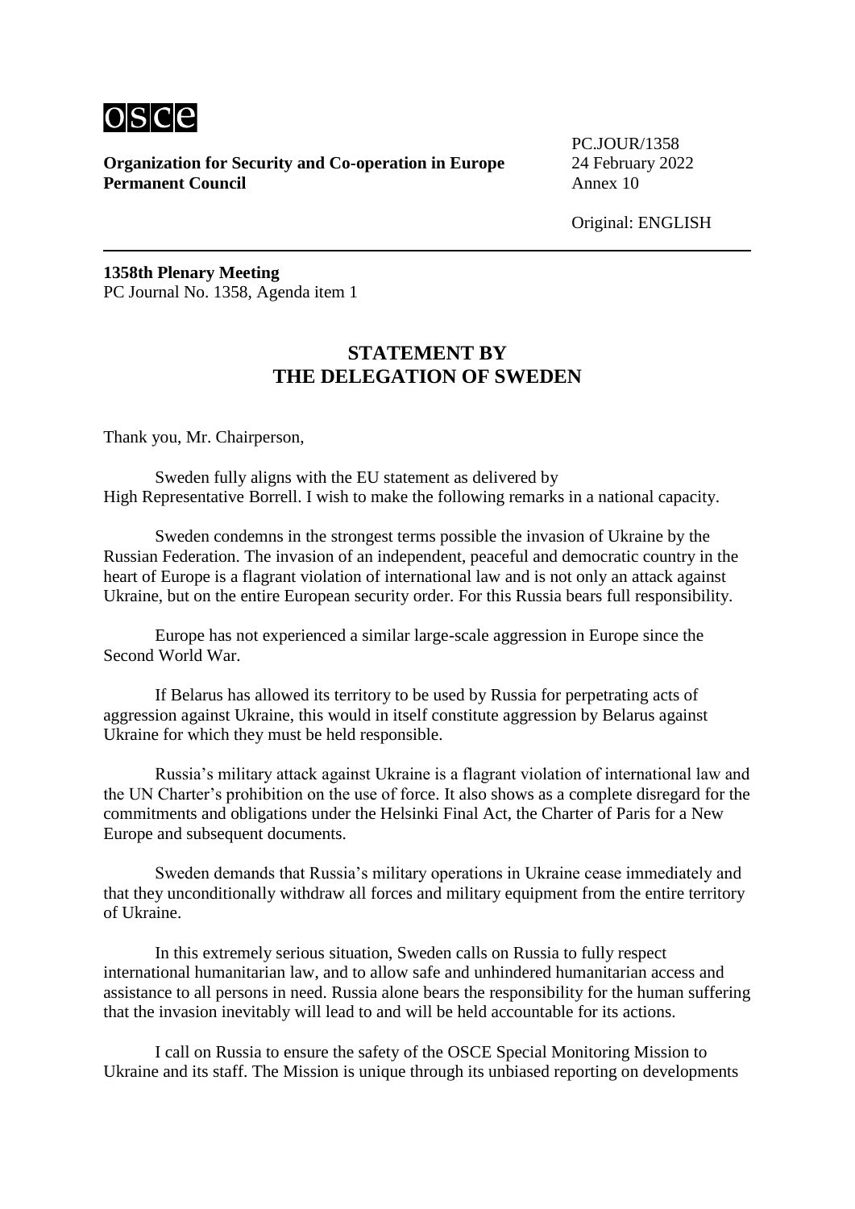**Organization for Security and Co-operation in Europe**
**Permanent Council**

PC.JOUR/1358
24 February 2022
Annex 10

Original: ENGLISH

**1358th Plenary Meeting**
PC Journal No. 1358, Agenda item 1

## STATEMENT BY THE DELEGATION OF SWEDEN

Thank you, Mr. Chairperson,

Sweden fully aligns with the EU statement as delivered by High Representative Borrell. I wish to make the following remarks in a national capacity.

Sweden condemns in the strongest terms possible the invasion of Ukraine by the Russian Federation. The invasion of an independent, peaceful and democratic country in the heart of Europe is a flagrant violation of international law and is not only an attack against Ukraine, but on the entire European security order. For this Russia bears full responsibility.

Europe has not experienced a similar large-scale aggression in Europe since the Second World War.

If Belarus has allowed its territory to be used by Russia for perpetrating acts of aggression against Ukraine, this would in itself constitute aggression by Belarus against Ukraine for which they must be held responsible.

Russia's military attack against Ukraine is a flagrant violation of international law and the UN Charter's prohibition on the use of force. It also shows as a complete disregard for the commitments and obligations under the Helsinki Final Act, the Charter of Paris for a New Europe and subsequent documents.

Sweden demands that Russia's military operations in Ukraine cease immediately and that they unconditionally withdraw all forces and military equipment from the entire territory of Ukraine.

In this extremely serious situation, Sweden calls on Russia to fully respect international humanitarian law, and to allow safe and unhindered humanitarian access and assistance to all persons in need. Russia alone bears the responsibility for the human suffering that the invasion inevitably will lead to and will be held accountable for its actions.

I call on Russia to ensure the safety of the OSCE Special Monitoring Mission to Ukraine and its staff. The Mission is unique through its unbiased reporting on developments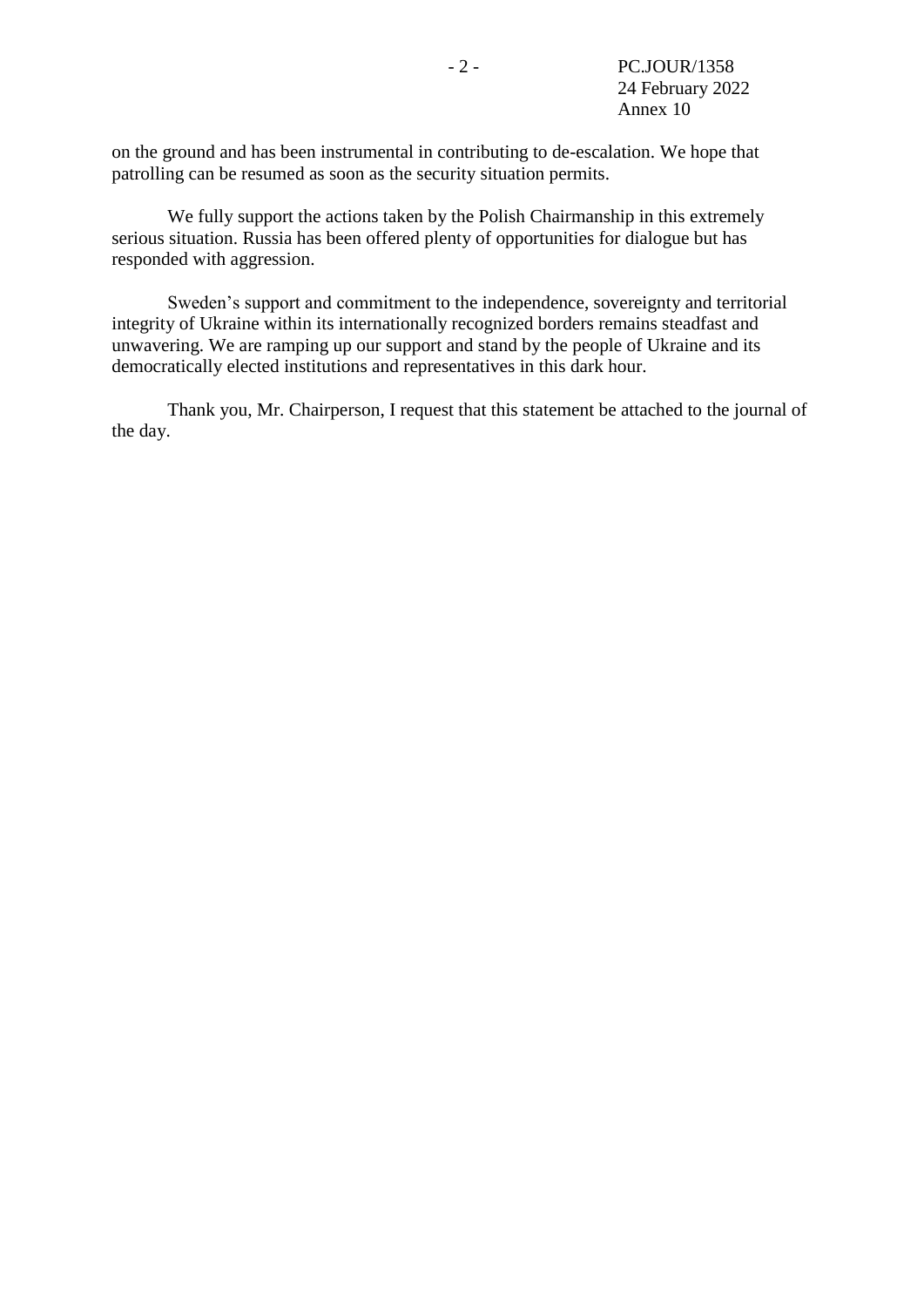on the ground and has been instrumental in contributing to de-escalation. We hope that patrolling can be resumed as soon as the security situation permits.

We fully support the actions taken by the Polish Chairmanship in this extremely serious situation. Russia has been offered plenty of opportunities for dialogue but has responded with aggression.

Sweden's support and commitment to the independence, sovereignty and territorial integrity of Ukraine within its internationally recognized borders remains steadfast and unwavering. We are ramping up our support and stand by the people of Ukraine and its democratically elected institutions and representatives in this dark hour.

Thank you, Mr. Chairperson, I request that this statement be attached to the journal of the day.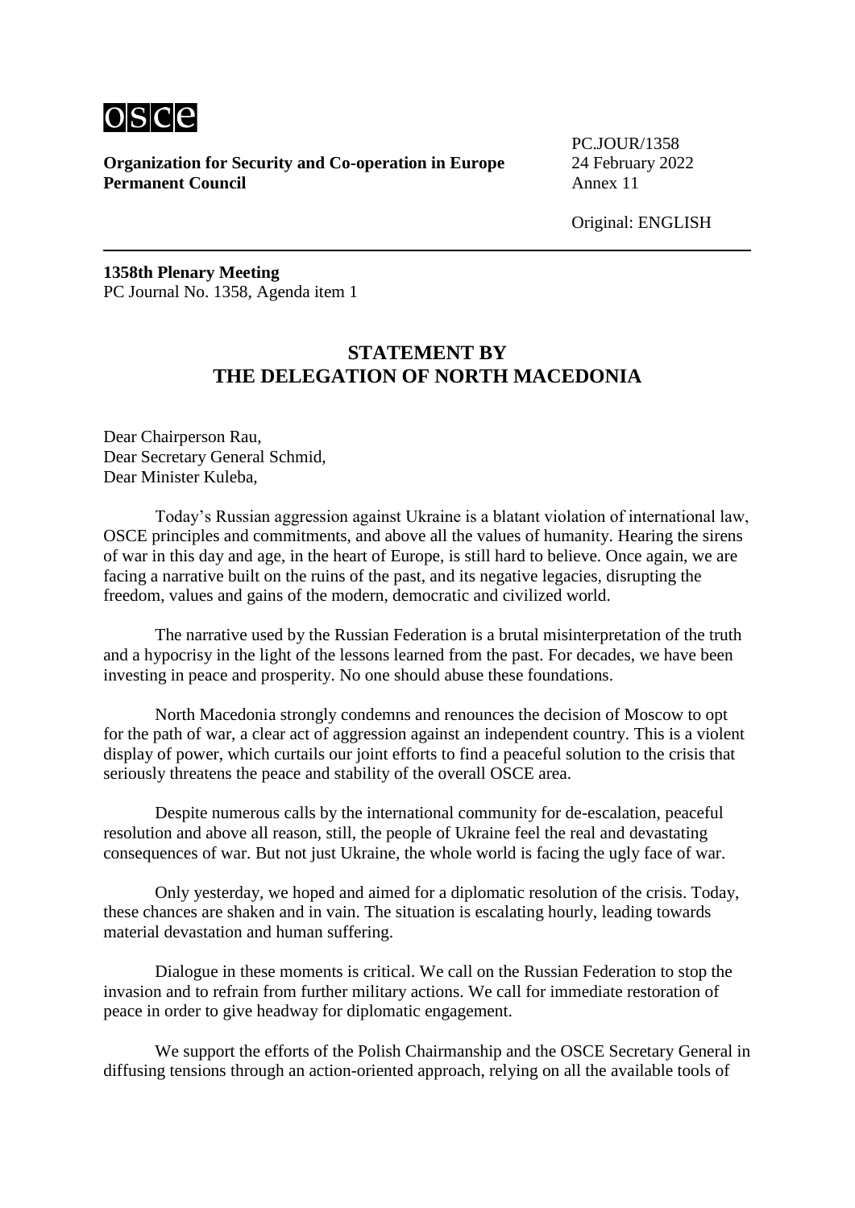osce

**Organization for Security and Co-operation in Europe**
**Permanent Council**

PC.JOUR/1358
24 February 2022
Annex 11

Original: ENGLISH

---

**1358th Plenary Meeting**
PC Journal No. 1358, Agenda item 1

## STATEMENT BY THE DELEGATION OF NORTH MACEDONIA

Dear Chairperson Rau,
Dear Secretary General Schmid,
Dear Minister Kuleba,

Today's Russian aggression against Ukraine is a blatant violation of international law, OSCE principles and commitments, and above all the values of humanity. Hearing the sirens of war in this day and age, in the heart of Europe, is still hard to believe. Once again, we are facing a narrative built on the ruins of the past, and its negative legacies, disrupting the freedom, values and gains of the modern, democratic and civilized world.

The narrative used by the Russian Federation is a brutal misinterpretation of the truth and a hypocrisy in the light of the lessons learned from the past. For decades, we have been investing in peace and prosperity. No one should abuse these foundations.

North Macedonia strongly condemns and renounces the decision of Moscow to opt for the path of war, a clear act of aggression against an independent country. This is a violent display of power, which curtails our joint efforts to find a peaceful solution to the crisis that seriously threatens the peace and stability of the overall OSCE area.

Despite numerous calls by the international community for de-escalation, peaceful resolution and above all reason, still, the people of Ukraine feel the real and devastating consequences of war. But not just Ukraine, the whole world is facing the ugly face of war.

Only yesterday, we hoped and aimed for a diplomatic resolution of the crisis. Today, these chances are shaken and in vain. The situation is escalating hourly, leading towards material devastation and human suffering.

Dialogue in these moments is critical. We call on the Russian Federation to stop the invasion and to refrain from further military actions. We call for immediate restoration of peace in order to give headway for diplomatic engagement.

We support the efforts of the Polish Chairmanship and the OSCE Secretary General in diffusing tensions through an action-oriented approach, relying on all the available tools of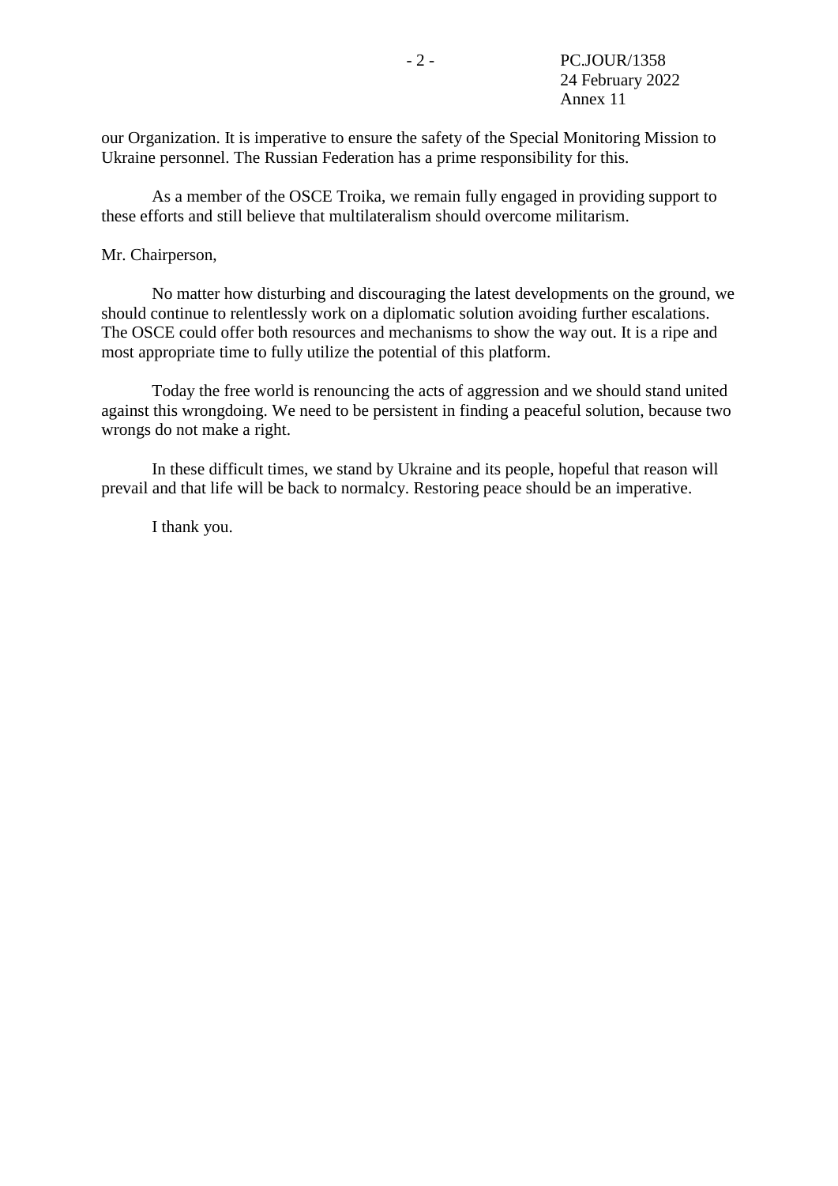our Organization. It is imperative to ensure the safety of the Special Monitoring Mission to Ukraine personnel. The Russian Federation has a prime responsibility for this.

As a member of the OSCE Troika, we remain fully engaged in providing support to these efforts and still believe that multilateralism should overcome militarism.

Mr. Chairperson,

No matter how disturbing and discouraging the latest developments on the ground, we should continue to relentlessly work on a diplomatic solution avoiding further escalations. The OSCE could offer both resources and mechanisms to show the way out. It is a ripe and most appropriate time to fully utilize the potential of this platform.

Today the free world is renouncing the acts of aggression and we should stand united against this wrongdoing. We need to be persistent in finding a peaceful solution, because two wrongs do not make a right.

In these difficult times, we stand by Ukraine and its people, hopeful that reason will prevail and that life will be back to normalcy. Restoring peace should be an imperative.

I thank you.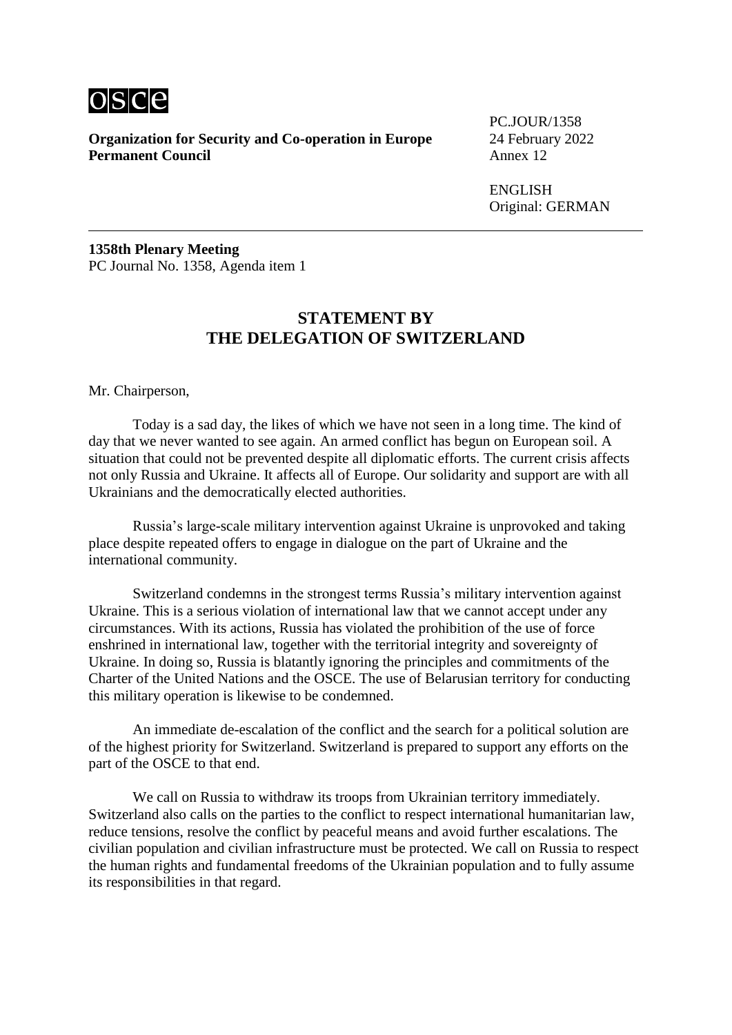**Organization for Security and Co-operation in Europe**
**Permanent Council**

PC.JOUR/1358
24 February 2022
Annex 12

ENGLISH
Original: GERMAN

---

**1358th Plenary Meeting**
PC Journal No. 1358, Agenda item 1

## STATEMENT BY THE DELEGATION OF SWITZERLAND

Mr. Chairperson,

Today is a sad day, the likes of which we have not seen in a long time. The kind of day that we never wanted to see again. An armed conflict has begun on European soil. A situation that could not be prevented despite all diplomatic efforts. The current crisis affects not only Russia and Ukraine. It affects all of Europe. Our solidarity and support are with all Ukrainians and the democratically elected authorities.

Russia's large-scale military intervention against Ukraine is unprovoked and taking place despite repeated offers to engage in dialogue on the part of Ukraine and the international community.

Switzerland condemns in the strongest terms Russia's military intervention against Ukraine. This is a serious violation of international law that we cannot accept under any circumstances. With its actions, Russia has violated the prohibition of the use of force enshrined in international law, together with the territorial integrity and sovereignty of Ukraine. In doing so, Russia is blatantly ignoring the principles and commitments of the Charter of the United Nations and the OSCE. The use of Belarusian territory for conducting this military operation is likewise to be condemned.

An immediate de-escalation of the conflict and the search for a political solution are of the highest priority for Switzerland. Switzerland is prepared to support any efforts on the part of the OSCE to that end.

We call on Russia to withdraw its troops from Ukrainian territory immediately. Switzerland also calls on the parties to the conflict to respect international humanitarian law, reduce tensions, resolve the conflict by peaceful means and avoid further escalations. The civilian population and civilian infrastructure must be protected. We call on Russia to respect the human rights and fundamental freedoms of the Ukrainian population and to fully assume its responsibilities in that regard.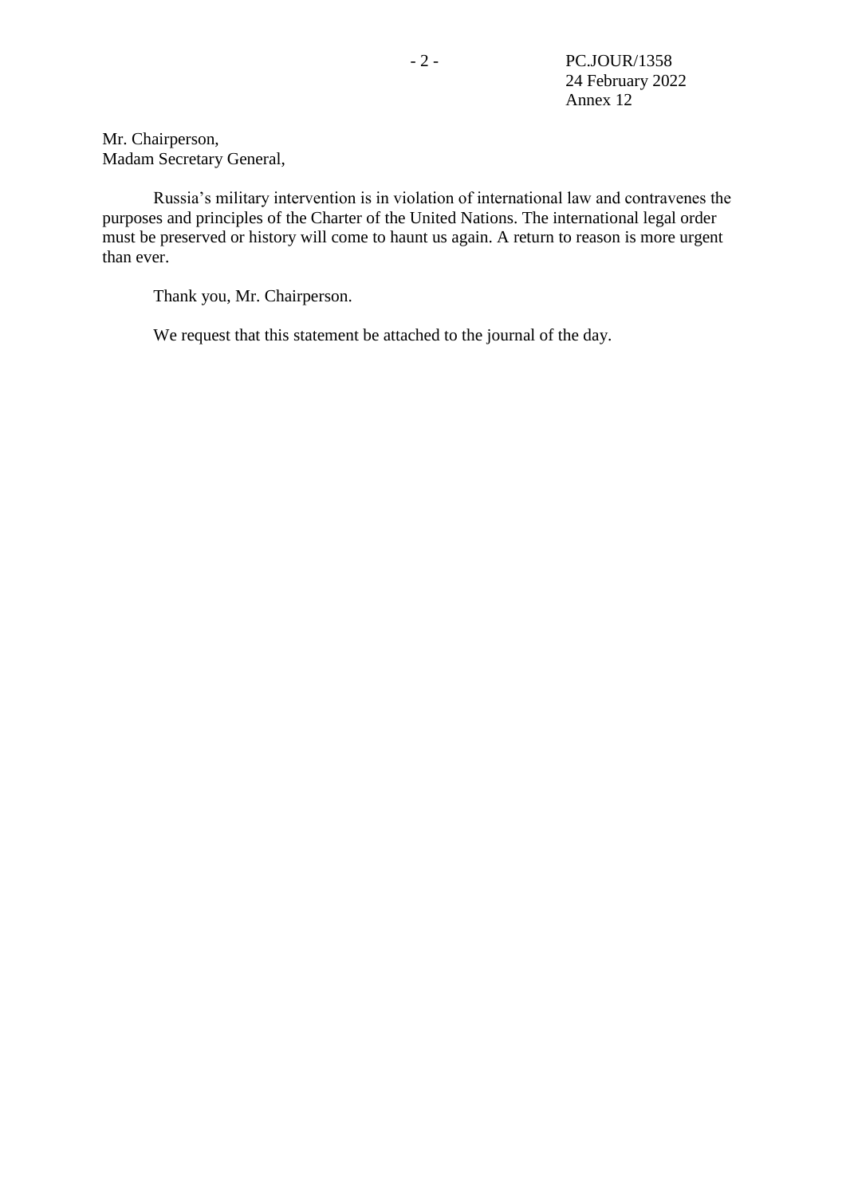Mr. Chairperson,
Madam Secretary General,

Russia's military intervention is in violation of international law and contravenes the purposes and principles of the Charter of the United Nations. The international legal order must be preserved or history will come to haunt us again. A return to reason is more urgent than ever.

Thank you, Mr. Chairperson.

We request that this statement be attached to the journal of the day.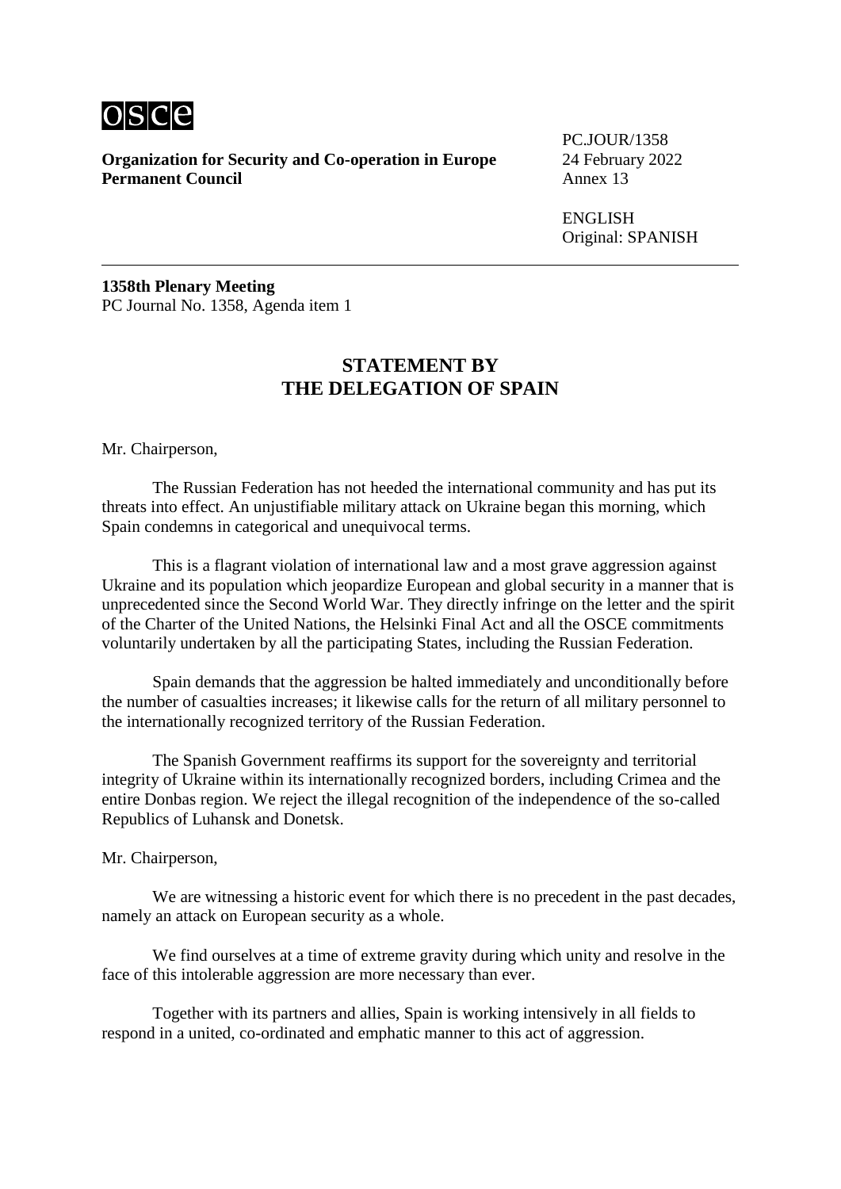**Organization for Security and Co-operation in Europe**
**Permanent Council**

PC.JOUR/1358
24 February 2022
Annex 13

ENGLISH
Original: SPANISH

**1358th Plenary Meeting**
PC Journal No. 1358, Agenda item 1

## STATEMENT BY THE DELEGATION OF SPAIN

Mr. Chairperson,

The Russian Federation has not heeded the international community and has put its threats into effect. An unjustifiable military attack on Ukraine began this morning, which Spain condemns in categorical and unequivocal terms.

This is a flagrant violation of international law and a most grave aggression against Ukraine and its population which jeopardize European and global security in a manner that is unprecedented since the Second World War. They directly infringe on the letter and the spirit of the Charter of the United Nations, the Helsinki Final Act and all the OSCE commitments voluntarily undertaken by all the participating States, including the Russian Federation.

Spain demands that the aggression be halted immediately and unconditionally before the number of casualties increases; it likewise calls for the return of all military personnel to the internationally recognized territory of the Russian Federation.

The Spanish Government reaffirms its support for the sovereignty and territorial integrity of Ukraine within its internationally recognized borders, including Crimea and the entire Donbas region. We reject the illegal recognition of the independence of the so-called Republics of Luhansk and Donetsk.

Mr. Chairperson,

We are witnessing a historic event for which there is no precedent in the past decades, namely an attack on European security as a whole.

We find ourselves at a time of extreme gravity during which unity and resolve in the face of this intolerable aggression are more necessary than ever.

Together with its partners and allies, Spain is working intensively in all fields to respond in a united, co-ordinated and emphatic manner to this act of aggression.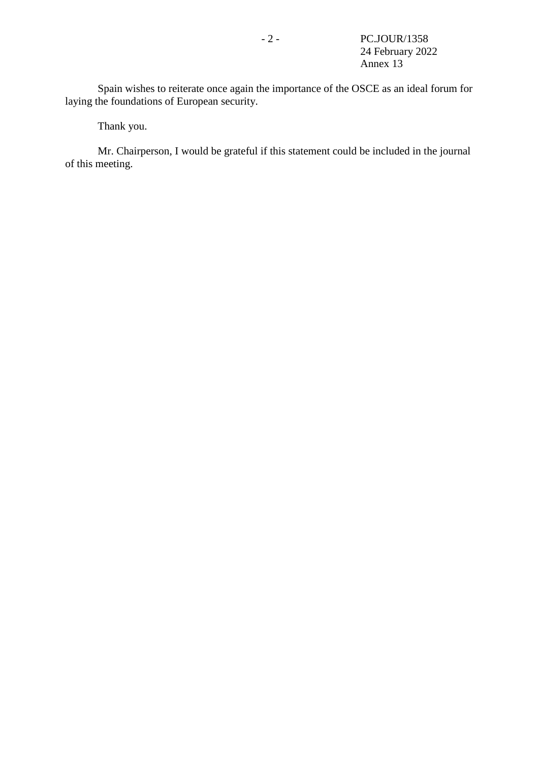Spain wishes to reiterate once again the importance of the OSCE as an ideal forum for laying the foundations of European security.

Thank you.

Mr. Chairperson, I would be grateful if this statement could be included in the journal of this meeting.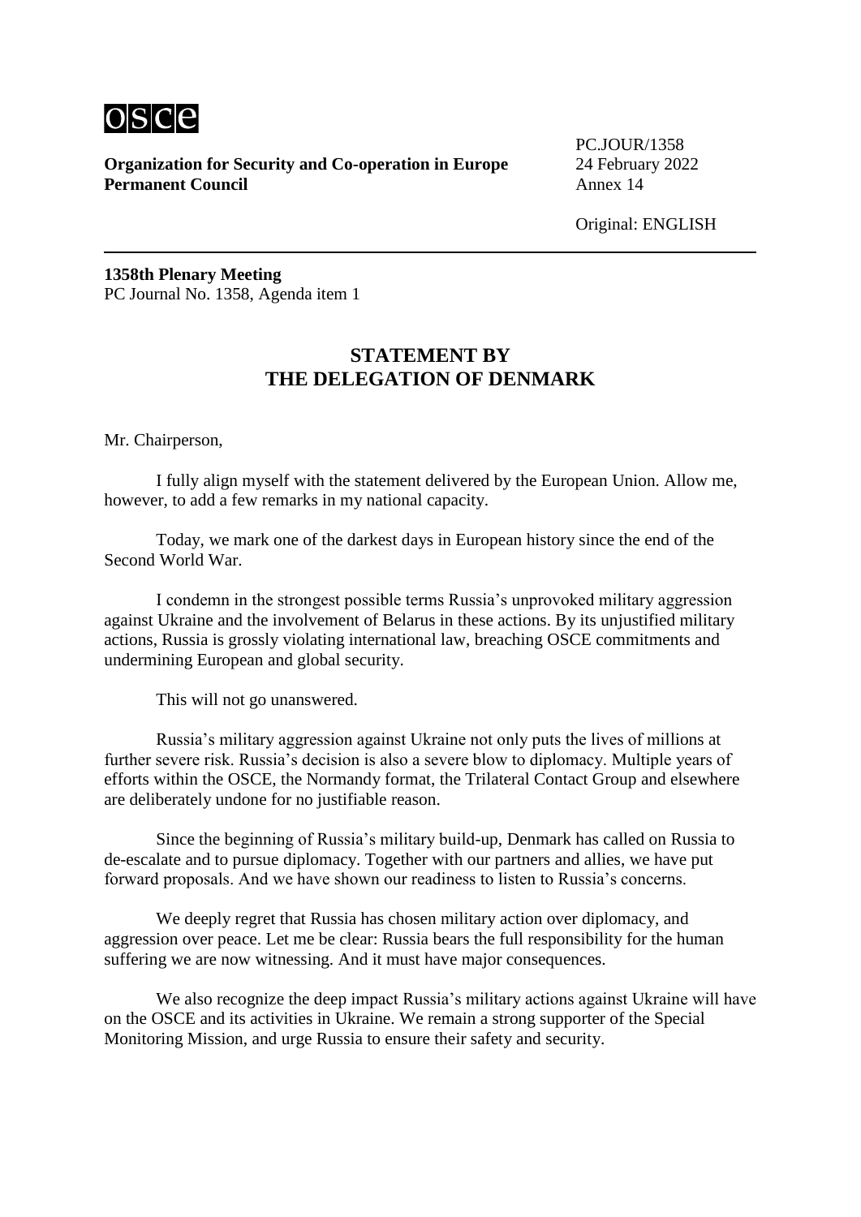**Organization for Security and Co-operation in Europe**
**Permanent Council**

PC.JOUR/1358
24 February 2022
Annex 14

Original: ENGLISH

**1358th Plenary Meeting**
PC Journal No. 1358, Agenda item 1

## STATEMENT BY THE DELEGATION OF DENMARK

Mr. Chairperson,

I fully align myself with the statement delivered by the European Union. Allow me, however, to add a few remarks in my national capacity.

Today, we mark one of the darkest days in European history since the end of the Second World War.

I condemn in the strongest possible terms Russia's unprovoked military aggression against Ukraine and the involvement of Belarus in these actions. By its unjustified military actions, Russia is grossly violating international law, breaching OSCE commitments and undermining European and global security.

This will not go unanswered.

Russia's military aggression against Ukraine not only puts the lives of millions at further severe risk. Russia's decision is also a severe blow to diplomacy. Multiple years of efforts within the OSCE, the Normandy format, the Trilateral Contact Group and elsewhere are deliberately undone for no justifiable reason.

Since the beginning of Russia's military build-up, Denmark has called on Russia to de-escalate and to pursue diplomacy. Together with our partners and allies, we have put forward proposals. And we have shown our readiness to listen to Russia's concerns.

We deeply regret that Russia has chosen military action over diplomacy, and aggression over peace. Let me be clear: Russia bears the full responsibility for the human suffering we are now witnessing. And it must have major consequences.

We also recognize the deep impact Russia's military actions against Ukraine will have on the OSCE and its activities in Ukraine. We remain a strong supporter of the Special Monitoring Mission, and urge Russia to ensure their safety and security.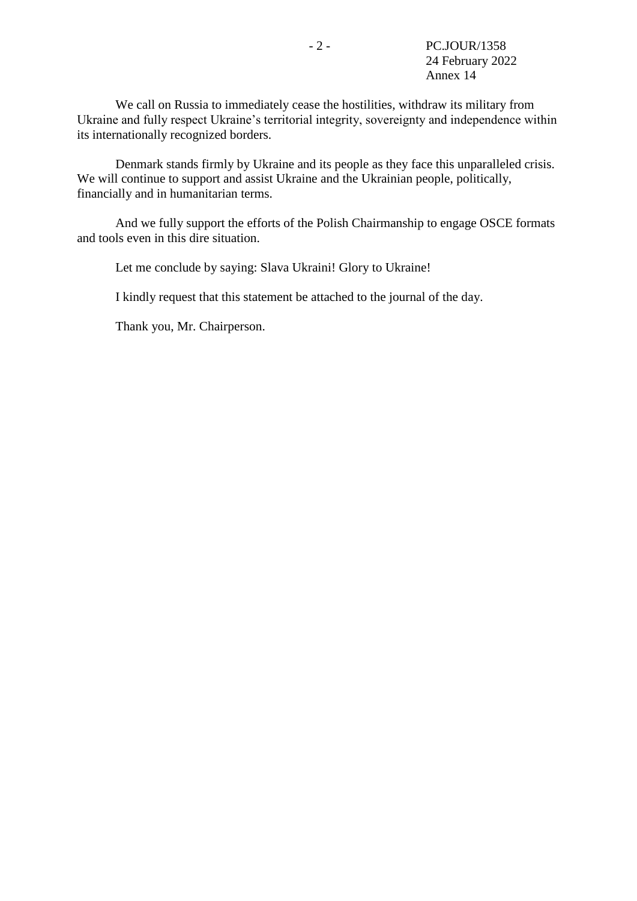We call on Russia to immediately cease the hostilities, withdraw its military from Ukraine and fully respect Ukraine's territorial integrity, sovereignty and independence within its internationally recognized borders.

Denmark stands firmly by Ukraine and its people as they face this unparalleled crisis. We will continue to support and assist Ukraine and the Ukrainian people, politically, financially and in humanitarian terms.

And we fully support the efforts of the Polish Chairmanship to engage OSCE formats and tools even in this dire situation.

Let me conclude by saying: Slava Ukraini! Glory to Ukraine!

I kindly request that this statement be attached to the journal of the day.

Thank you, Mr. Chairperson.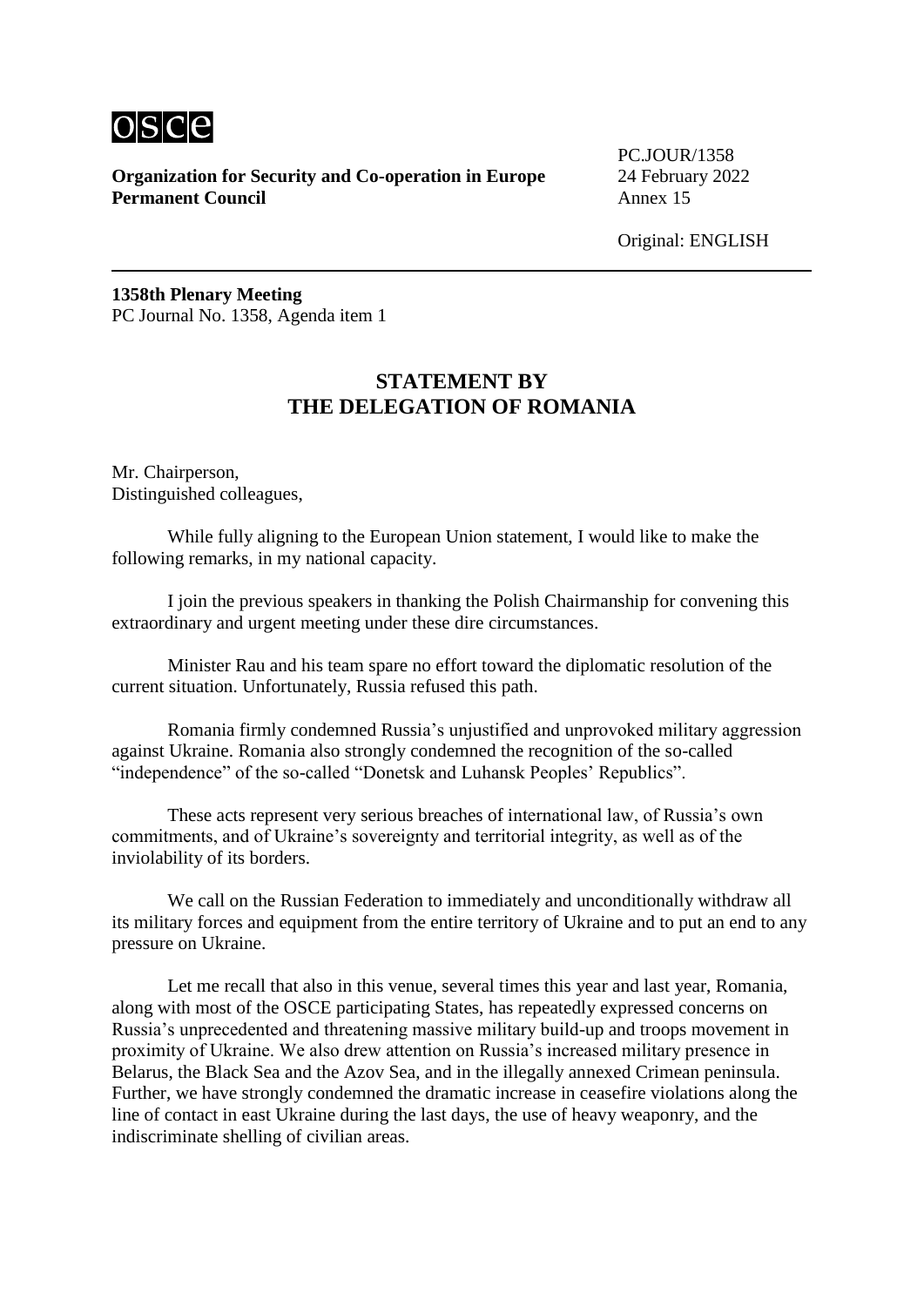**Organization for Security and Co-operation in Europe**
**Permanent Council**

PC.JOUR/1358
24 February 2022
Annex 15

Original: ENGLISH

**1358th Plenary Meeting**
PC Journal No. 1358, Agenda item 1

## STATEMENT BY THE DELEGATION OF ROMANIA

Mr. Chairperson,
Distinguished colleagues,

While fully aligning to the European Union statement, I would like to make the following remarks, in my national capacity.

I join the previous speakers in thanking the Polish Chairmanship for convening this extraordinary and urgent meeting under these dire circumstances.

Minister Rau and his team spare no effort toward the diplomatic resolution of the current situation. Unfortunately, Russia refused this path.

Romania firmly condemned Russia's unjustified and unprovoked military aggression against Ukraine. Romania also strongly condemned the recognition of the so-called "independence" of the so-called "Donetsk and Luhansk Peoples' Republics".

These acts represent very serious breaches of international law, of Russia's own commitments, and of Ukraine's sovereignty and territorial integrity, as well as of the inviolability of its borders.

We call on the Russian Federation to immediately and unconditionally withdraw all its military forces and equipment from the entire territory of Ukraine and to put an end to any pressure on Ukraine.

Let me recall that also in this venue, several times this year and last year, Romania, along with most of the OSCE participating States, has repeatedly expressed concerns on Russia's unprecedented and threatening massive military build-up and troops movement in proximity of Ukraine. We also drew attention on Russia's increased military presence in Belarus, the Black Sea and the Azov Sea, and in the illegally annexed Crimean peninsula. Further, we have strongly condemned the dramatic increase in ceasefire violations along the line of contact in east Ukraine during the last days, the use of heavy weaponry, and the indiscriminate shelling of civilian areas.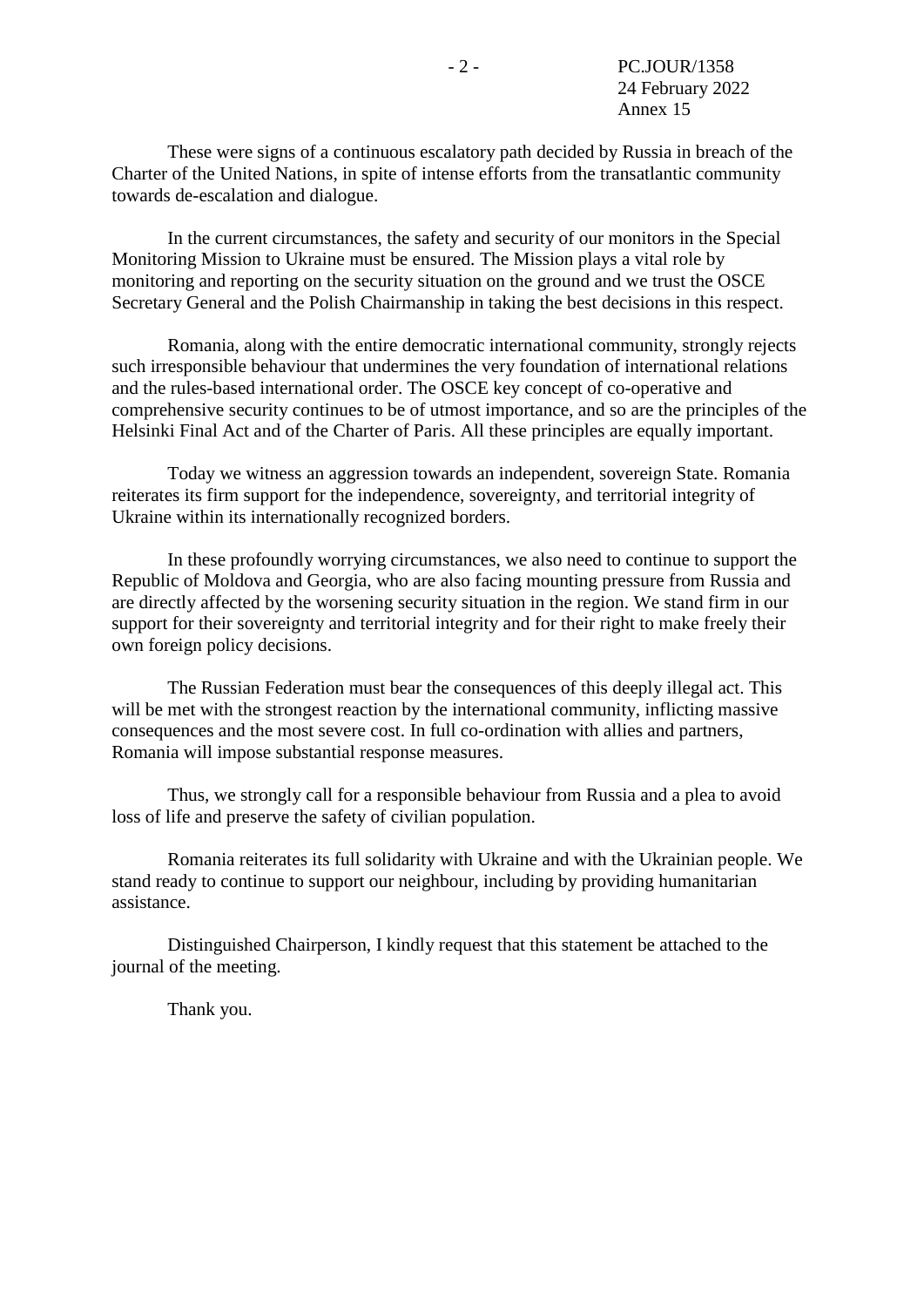These were signs of a continuous escalatory path decided by Russia in breach of the Charter of the United Nations, in spite of intense efforts from the transatlantic community towards de-escalation and dialogue.

In the current circumstances, the safety and security of our monitors in the Special Monitoring Mission to Ukraine must be ensured. The Mission plays a vital role by monitoring and reporting on the security situation on the ground and we trust the OSCE Secretary General and the Polish Chairmanship in taking the best decisions in this respect.

Romania, along with the entire democratic international community, strongly rejects such irresponsible behaviour that undermines the very foundation of international relations and the rules-based international order. The OSCE key concept of co-operative and comprehensive security continues to be of utmost importance, and so are the principles of the Helsinki Final Act and of the Charter of Paris. All these principles are equally important.

Today we witness an aggression towards an independent, sovereign State. Romania reiterates its firm support for the independence, sovereignty, and territorial integrity of Ukraine within its internationally recognized borders.

In these profoundly worrying circumstances, we also need to continue to support the Republic of Moldova and Georgia, who are also facing mounting pressure from Russia and are directly affected by the worsening security situation in the region. We stand firm in our support for their sovereignty and territorial integrity and for their right to make freely their own foreign policy decisions.

The Russian Federation must bear the consequences of this deeply illegal act. This will be met with the strongest reaction by the international community, inflicting massive consequences and the most severe cost. In full co-ordination with allies and partners, Romania will impose substantial response measures.

Thus, we strongly call for a responsible behaviour from Russia and a plea to avoid loss of life and preserve the safety of civilian population.

Romania reiterates its full solidarity with Ukraine and with the Ukrainian people. We stand ready to continue to support our neighbour, including by providing humanitarian assistance.

Distinguished Chairperson, I kindly request that this statement be attached to the journal of the meeting.

Thank you.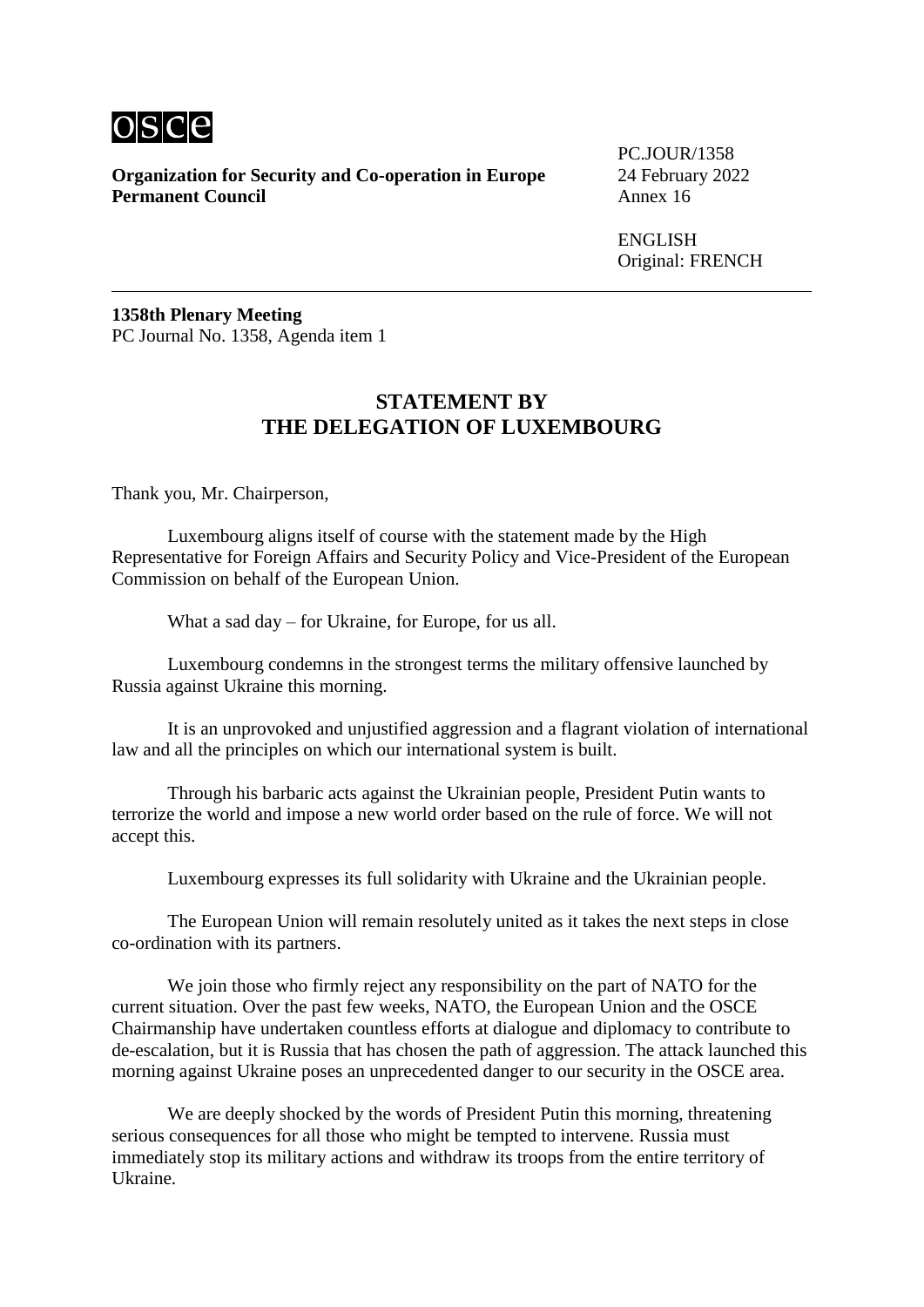**Organization for Security and Co-operation in Europe**
**Permanent Council**

PC.JOUR/1358
24 February 2022
Annex 16

ENGLISH
Original: FRENCH

---

**1358th Plenary Meeting**
PC Journal No. 1358, Agenda item 1

## STATEMENT BY THE DELEGATION OF LUXEMBOURG

Thank you, Mr. Chairperson,

Luxembourg aligns itself of course with the statement made by the High Representative for Foreign Affairs and Security Policy and Vice-President of the European Commission on behalf of the European Union.

What a sad day – for Ukraine, for Europe, for us all.

Luxembourg condemns in the strongest terms the military offensive launched by Russia against Ukraine this morning.

It is an unprovoked and unjustified aggression and a flagrant violation of international law and all the principles on which our international system is built.

Through his barbaric acts against the Ukrainian people, President Putin wants to terrorize the world and impose a new world order based on the rule of force. We will not accept this.

Luxembourg expresses its full solidarity with Ukraine and the Ukrainian people.

The European Union will remain resolutely united as it takes the next steps in close co-ordination with its partners.

We join those who firmly reject any responsibility on the part of NATO for the current situation. Over the past few weeks, NATO, the European Union and the OSCE Chairmanship have undertaken countless efforts at dialogue and diplomacy to contribute to de-escalation, but it is Russia that has chosen the path of aggression. The attack launched this morning against Ukraine poses an unprecedented danger to our security in the OSCE area.

We are deeply shocked by the words of President Putin this morning, threatening serious consequences for all those who might be tempted to intervene. Russia must immediately stop its military actions and withdraw its troops from the entire territory of Ukraine.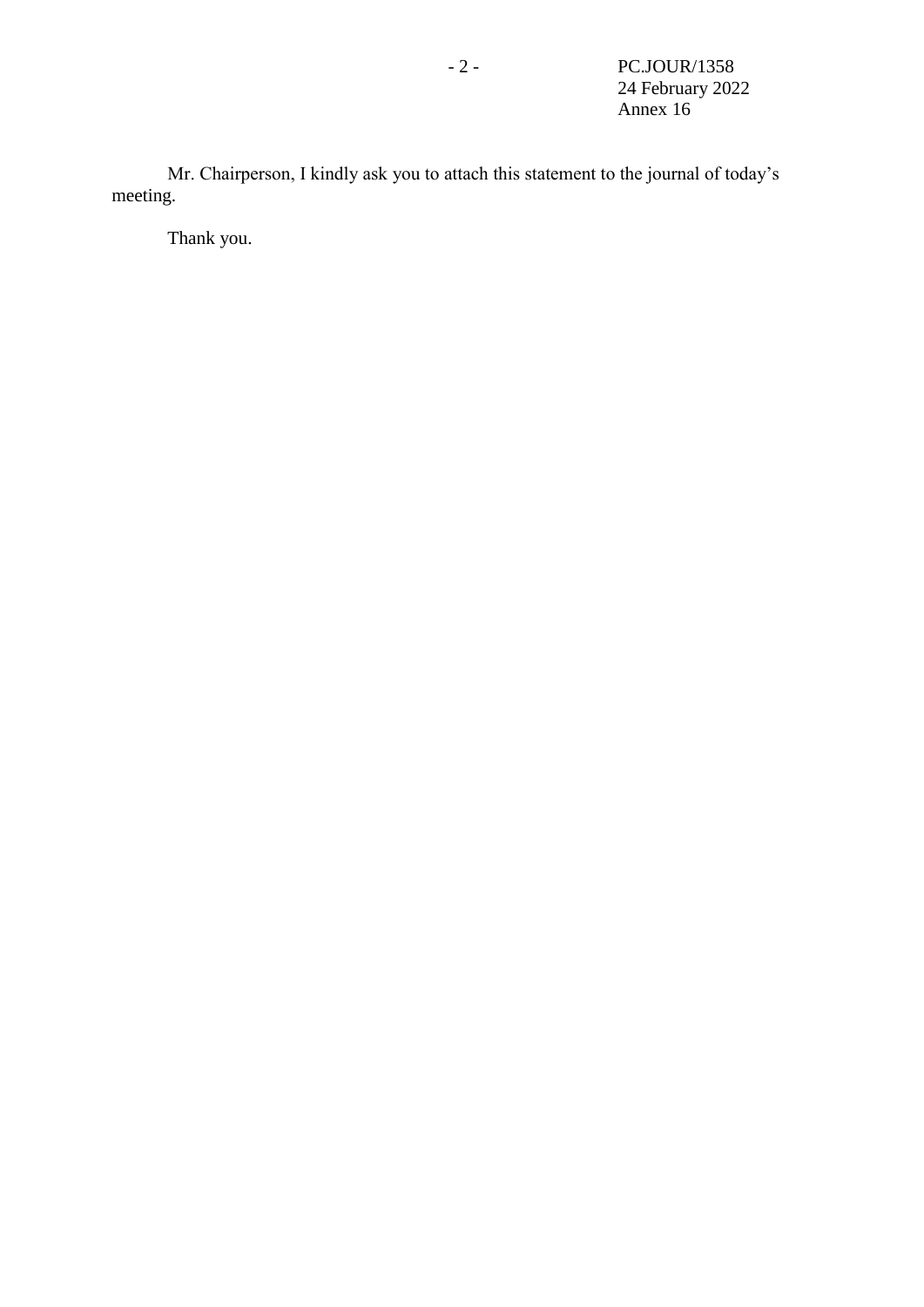Mr. Chairperson, I kindly ask you to attach this statement to the journal of today's meeting.

Thank you.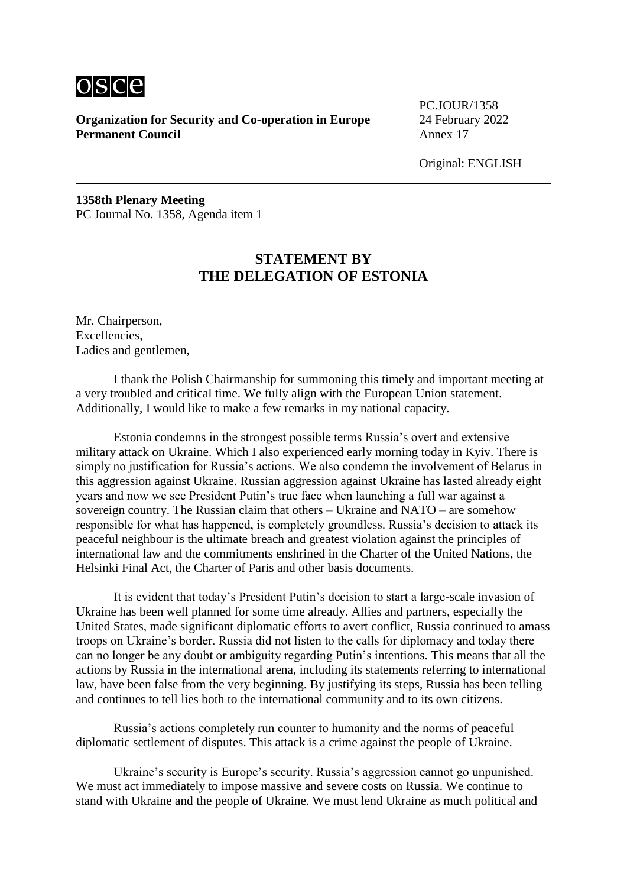**Organization for Security and Co-operation in Europe**
**Permanent Council**

PC.JOUR/1358
24 February 2022
Annex 17

Original: ENGLISH

**1358th Plenary Meeting**
PC Journal No. 1358, Agenda item 1

## STATEMENT BY THE DELEGATION OF ESTONIA

Mr. Chairperson,
Excellencies,
Ladies and gentlemen,

I thank the Polish Chairmanship for summoning this timely and important meeting at a very troubled and critical time. We fully align with the European Union statement. Additionally, I would like to make a few remarks in my national capacity.

Estonia condemns in the strongest possible terms Russia's overt and extensive military attack on Ukraine. Which I also experienced early morning today in Kyiv. There is simply no justification for Russia's actions. We also condemn the involvement of Belarus in this aggression against Ukraine. Russian aggression against Ukraine has lasted already eight years and now we see President Putin's true face when launching a full war against a sovereign country. The Russian claim that others – Ukraine and NATO – are somehow responsible for what has happened, is completely groundless. Russia's decision to attack its peaceful neighbour is the ultimate breach and greatest violation against the principles of international law and the commitments enshrined in the Charter of the United Nations, the Helsinki Final Act, the Charter of Paris and other basis documents.

It is evident that today's President Putin's decision to start a large-scale invasion of Ukraine has been well planned for some time already. Allies and partners, especially the United States, made significant diplomatic efforts to avert conflict, Russia continued to amass troops on Ukraine's border. Russia did not listen to the calls for diplomacy and today there can no longer be any doubt or ambiguity regarding Putin's intentions. This means that all the actions by Russia in the international arena, including its statements referring to international law, have been false from the very beginning. By justifying its steps, Russia has been telling and continues to tell lies both to the international community and to its own citizens.

Russia's actions completely run counter to humanity and the norms of peaceful diplomatic settlement of disputes. This attack is a crime against the people of Ukraine.

Ukraine's security is Europe's security. Russia's aggression cannot go unpunished. We must act immediately to impose massive and severe costs on Russia. We continue to stand with Ukraine and the people of Ukraine. We must lend Ukraine as much political and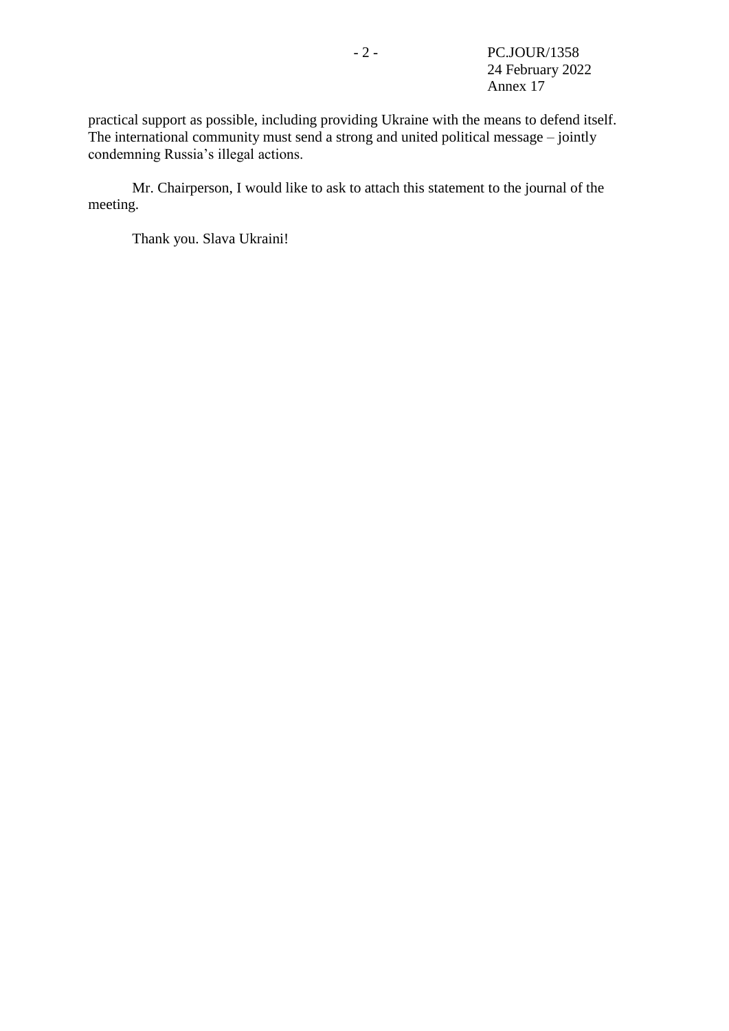practical support as possible, including providing Ukraine with the means to defend itself. The international community must send a strong and united political message – jointly condemning Russia's illegal actions.

Mr. Chairperson, I would like to ask to attach this statement to the journal of the meeting.

Thank you. Slava Ukraini!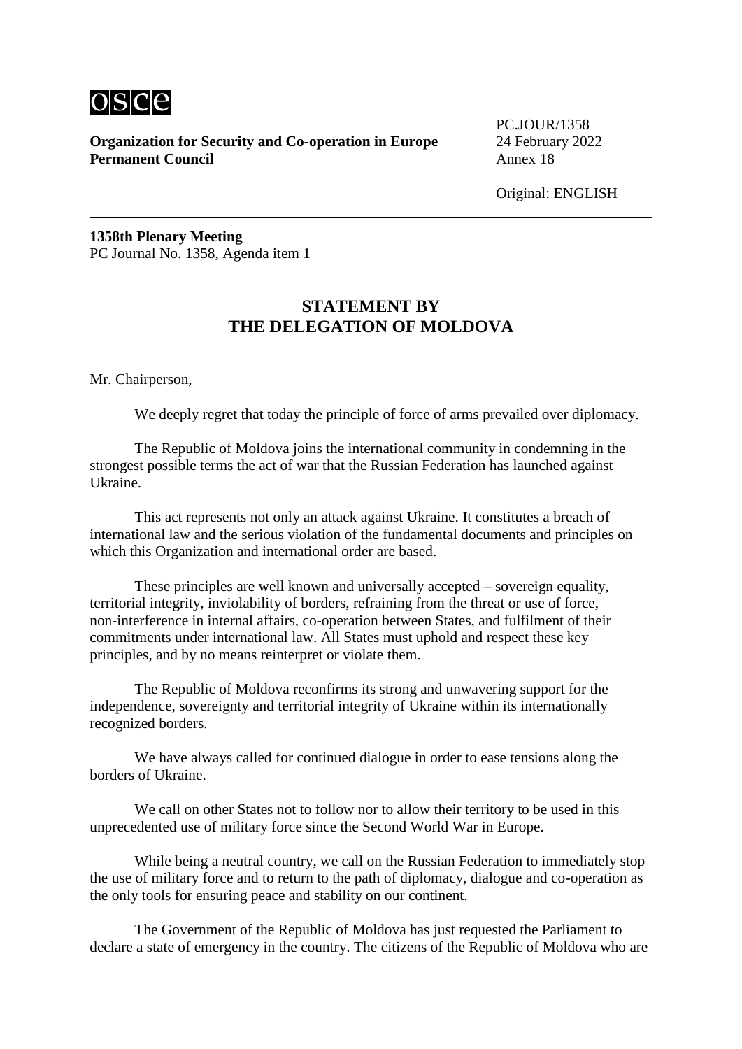**Organization for Security and Co-operation in Europe**
**Permanent Council**

PC.JOUR/1358
24 February 2022
Annex 18

Original: ENGLISH

---

**1358th Plenary Meeting**
PC Journal No. 1358, Agenda item 1

## STATEMENT BY THE DELEGATION OF MOLDOVA

Mr. Chairperson,

We deeply regret that today the principle of force of arms prevailed over diplomacy.

The Republic of Moldova joins the international community in condemning in the strongest possible terms the act of war that the Russian Federation has launched against Ukraine.

This act represents not only an attack against Ukraine. It constitutes a breach of international law and the serious violation of the fundamental documents and principles on which this Organization and international order are based.

These principles are well known and universally accepted – sovereign equality, territorial integrity, inviolability of borders, refraining from the threat or use of force, non-interference in internal affairs, co-operation between States, and fulfilment of their commitments under international law. All States must uphold and respect these key principles, and by no means reinterpret or violate them.

The Republic of Moldova reconfirms its strong and unwavering support for the independence, sovereignty and territorial integrity of Ukraine within its internationally recognized borders.

We have always called for continued dialogue in order to ease tensions along the borders of Ukraine.

We call on other States not to follow nor to allow their territory to be used in this unprecedented use of military force since the Second World War in Europe.

While being a neutral country, we call on the Russian Federation to immediately stop the use of military force and to return to the path of diplomacy, dialogue and co-operation as the only tools for ensuring peace and stability on our continent.

The Government of the Republic of Moldova has just requested the Parliament to declare a state of emergency in the country. The citizens of the Republic of Moldova who are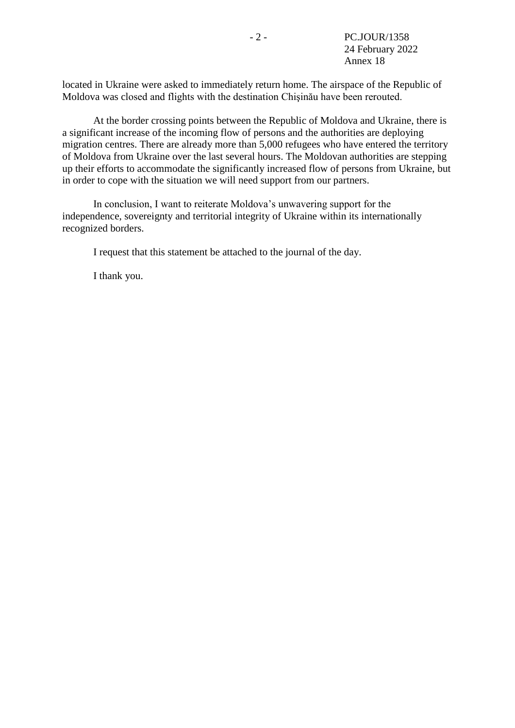located in Ukraine were asked to immediately return home. The airspace of the Republic of Moldova was closed and flights with the destination Chişinău have been rerouted.

At the border crossing points between the Republic of Moldova and Ukraine, there is a significant increase of the incoming flow of persons and the authorities are deploying migration centres. There are already more than 5,000 refugees who have entered the territory of Moldova from Ukraine over the last several hours. The Moldovan authorities are stepping up their efforts to accommodate the significantly increased flow of persons from Ukraine, but in order to cope with the situation we will need support from our partners.

In conclusion, I want to reiterate Moldova's unwavering support for the independence, sovereignty and territorial integrity of Ukraine within its internationally recognized borders.

I request that this statement be attached to the journal of the day.

I thank you.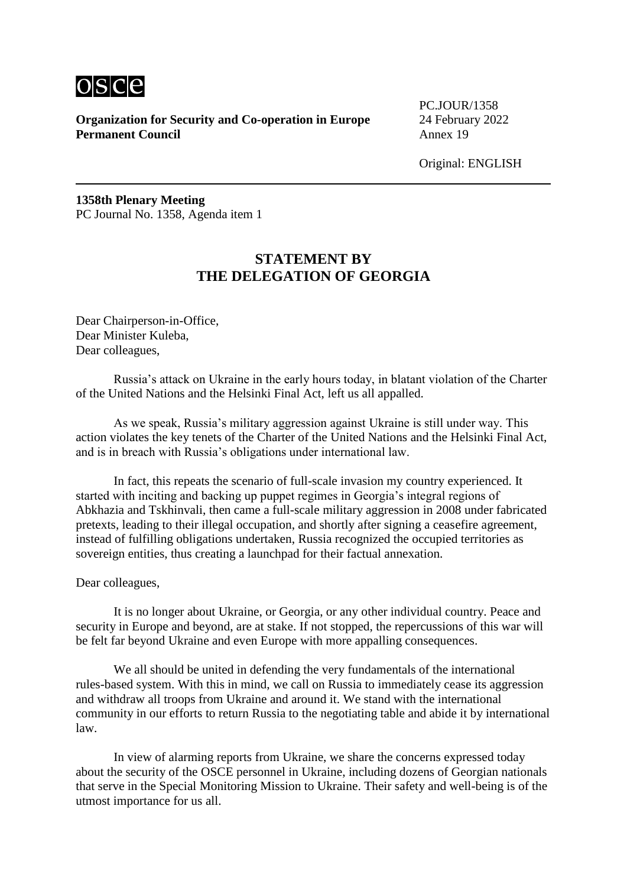**Organization for Security and Co-operation in Europe**
**Permanent Council**

PC.JOUR/1358
24 February 2022
Annex 19

Original: ENGLISH

---

**1358th Plenary Meeting**
PC Journal No. 1358, Agenda item 1

## STATEMENT BY THE DELEGATION OF GEORGIA

Dear Chairperson-in-Office,
Dear Minister Kuleba,
Dear colleagues,

Russia's attack on Ukraine in the early hours today, in blatant violation of the Charter of the United Nations and the Helsinki Final Act, left us all appalled.

As we speak, Russia's military aggression against Ukraine is still under way. This action violates the key tenets of the Charter of the United Nations and the Helsinki Final Act, and is in breach with Russia's obligations under international law.

In fact, this repeats the scenario of full-scale invasion my country experienced. It started with inciting and backing up puppet regimes in Georgia's integral regions of Abkhazia and Tskhinvali, then came a full-scale military aggression in 2008 under fabricated pretexts, leading to their illegal occupation, and shortly after signing a ceasefire agreement, instead of fulfilling obligations undertaken, Russia recognized the occupied territories as sovereign entities, thus creating a launchpad for their factual annexation.

Dear colleagues,

It is no longer about Ukraine, or Georgia, or any other individual country. Peace and security in Europe and beyond, are at stake. If not stopped, the repercussions of this war will be felt far beyond Ukraine and even Europe with more appalling consequences.

We all should be united in defending the very fundamentals of the international rules-based system. With this in mind, we call on Russia to immediately cease its aggression and withdraw all troops from Ukraine and around it. We stand with the international community in our efforts to return Russia to the negotiating table and abide it by international law.

In view of alarming reports from Ukraine, we share the concerns expressed today about the security of the OSCE personnel in Ukraine, including dozens of Georgian nationals that serve in the Special Monitoring Mission to Ukraine. Their safety and well-being is of the utmost importance for us all.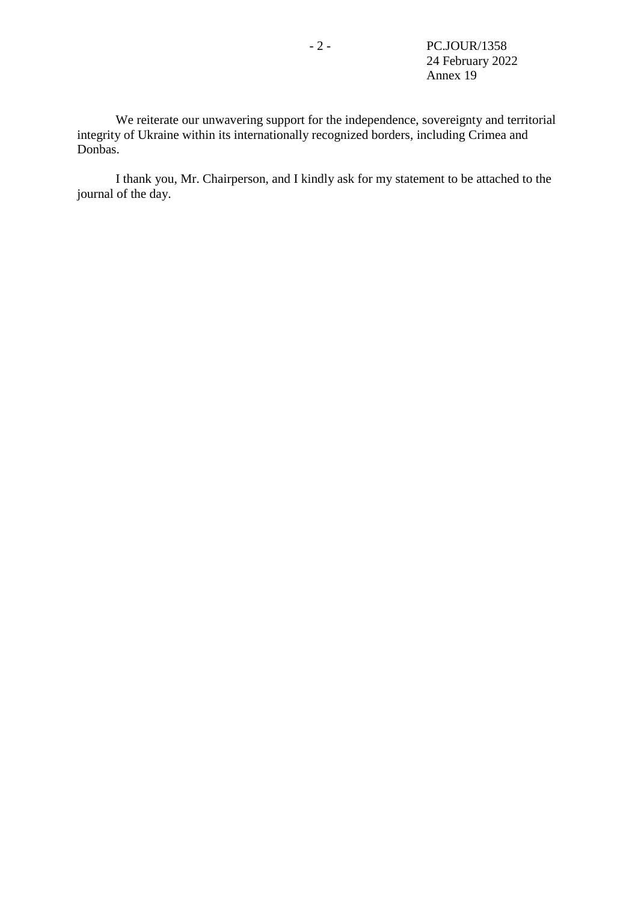We reiterate our unwavering support for the independence, sovereignty and territorial integrity of Ukraine within its internationally recognized borders, including Crimea and Donbas.

I thank you, Mr. Chairperson, and I kindly ask for my statement to be attached to the journal of the day.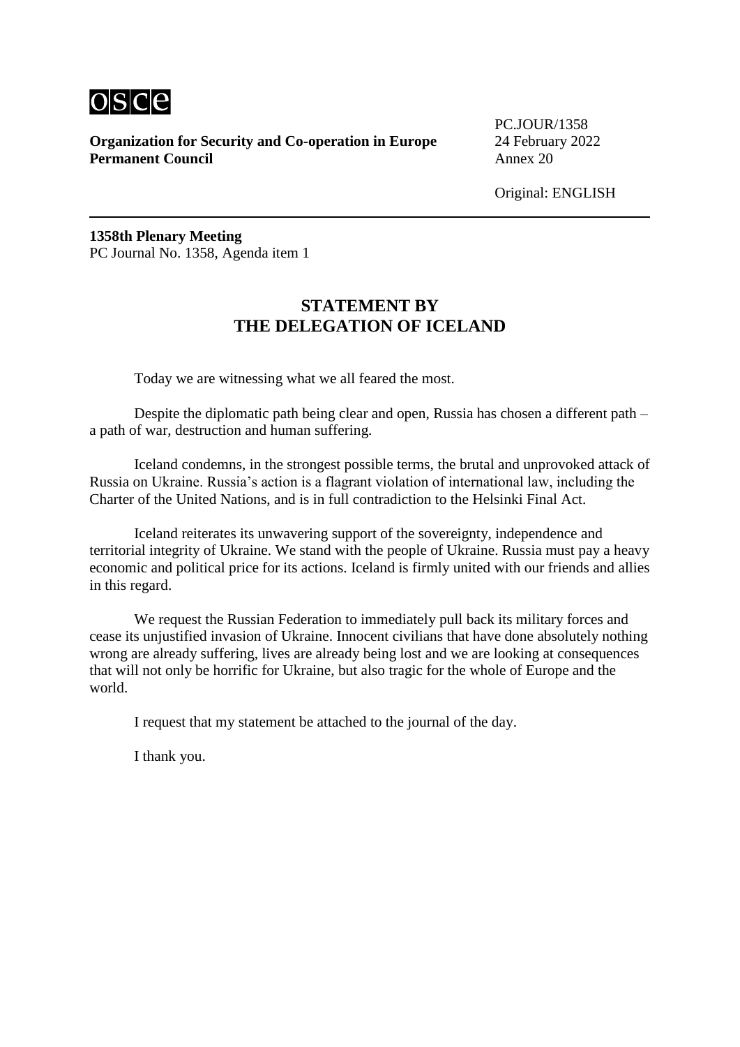**Organization for Security and Co-operation in Europe**
**Permanent Council**

PC.JOUR/1358
24 February 2022
Annex 20

Original: ENGLISH

**1358th Plenary Meeting**
PC Journal No. 1358, Agenda item 1

## STATEMENT BY THE DELEGATION OF ICELAND

Today we are witnessing what we all feared the most.

Despite the diplomatic path being clear and open, Russia has chosen a different path – a path of war, destruction and human suffering.

Iceland condemns, in the strongest possible terms, the brutal and unprovoked attack of Russia on Ukraine. Russia's action is a flagrant violation of international law, including the Charter of the United Nations, and is in full contradiction to the Helsinki Final Act.

Iceland reiterates its unwavering support of the sovereignty, independence and territorial integrity of Ukraine. We stand with the people of Ukraine. Russia must pay a heavy economic and political price for its actions. Iceland is firmly united with our friends and allies in this regard.

We request the Russian Federation to immediately pull back its military forces and cease its unjustified invasion of Ukraine. Innocent civilians that have done absolutely nothing wrong are already suffering, lives are already being lost and we are looking at consequences that will not only be horrific for Ukraine, but also tragic for the whole of Europe and the world.

I request that my statement be attached to the journal of the day.

I thank you.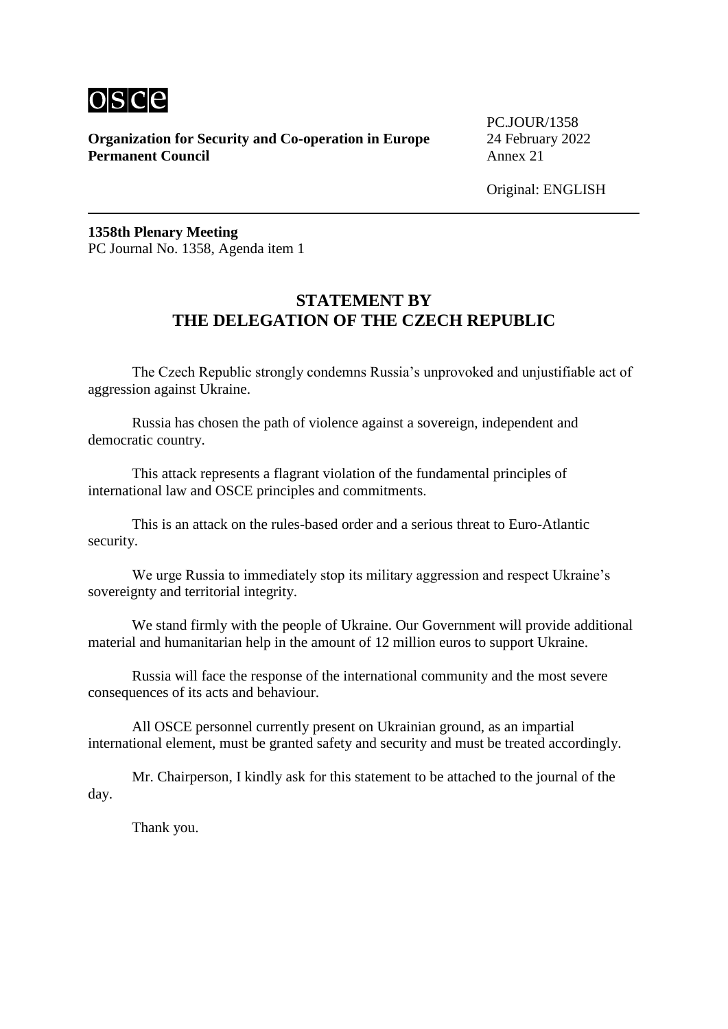osce

**Organization for Security and Co-operation in Europe**
**Permanent Council**

PC.JOUR/1358
24 February 2022
Annex 21

Original: ENGLISH

**1358th Plenary Meeting**
PC Journal No. 1358, Agenda item 1

## STATEMENT BY THE DELEGATION OF THE CZECH REPUBLIC

The Czech Republic strongly condemns Russia's unprovoked and unjustifiable act of aggression against Ukraine.

Russia has chosen the path of violence against a sovereign, independent and democratic country.

This attack represents a flagrant violation of the fundamental principles of international law and OSCE principles and commitments.

This is an attack on the rules-based order and a serious threat to Euro-Atlantic security.

We urge Russia to immediately stop its military aggression and respect Ukraine's sovereignty and territorial integrity.

We stand firmly with the people of Ukraine. Our Government will provide additional material and humanitarian help in the amount of 12 million euros to support Ukraine.

Russia will face the response of the international community and the most severe consequences of its acts and behaviour.

All OSCE personnel currently present on Ukrainian ground, as an impartial international element, must be granted safety and security and must be treated accordingly.

Mr. Chairperson, I kindly ask for this statement to be attached to the journal of the day.

Thank you.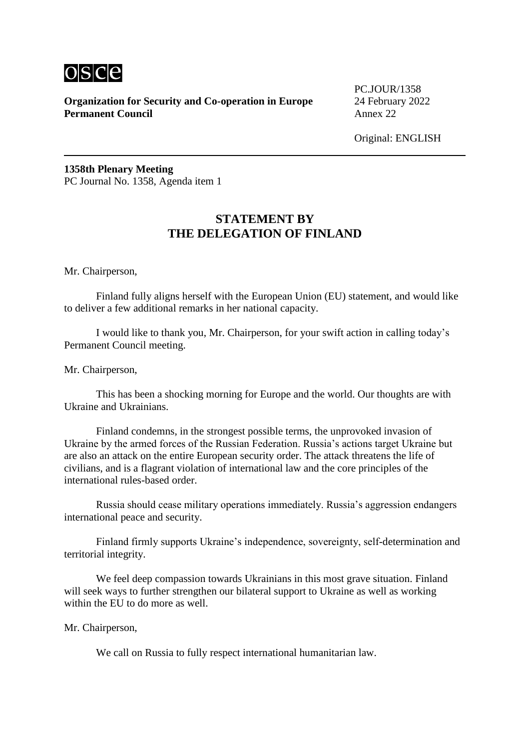**Organization for Security and Co-operation in Europe**
**Permanent Council**

PC.JOUR/1358
24 February 2022
Annex 22

Original: ENGLISH

---

**1358th Plenary Meeting**
PC Journal No. 1358, Agenda item 1

## STATEMENT BY THE DELEGATION OF FINLAND

Mr. Chairperson,

Finland fully aligns herself with the European Union (EU) statement, and would like to deliver a few additional remarks in her national capacity.

I would like to thank you, Mr. Chairperson, for your swift action in calling today's Permanent Council meeting.

Mr. Chairperson,

This has been a shocking morning for Europe and the world. Our thoughts are with Ukraine and Ukrainians.

Finland condemns, in the strongest possible terms, the unprovoked invasion of Ukraine by the armed forces of the Russian Federation. Russia's actions target Ukraine but are also an attack on the entire European security order. The attack threatens the life of civilians, and is a flagrant violation of international law and the core principles of the international rules-based order.

Russia should cease military operations immediately. Russia's aggression endangers international peace and security.

Finland firmly supports Ukraine's independence, sovereignty, self-determination and territorial integrity.

We feel deep compassion towards Ukrainians in this most grave situation. Finland will seek ways to further strengthen our bilateral support to Ukraine as well as working within the EU to do more as well.

Mr. Chairperson,

We call on Russia to fully respect international humanitarian law.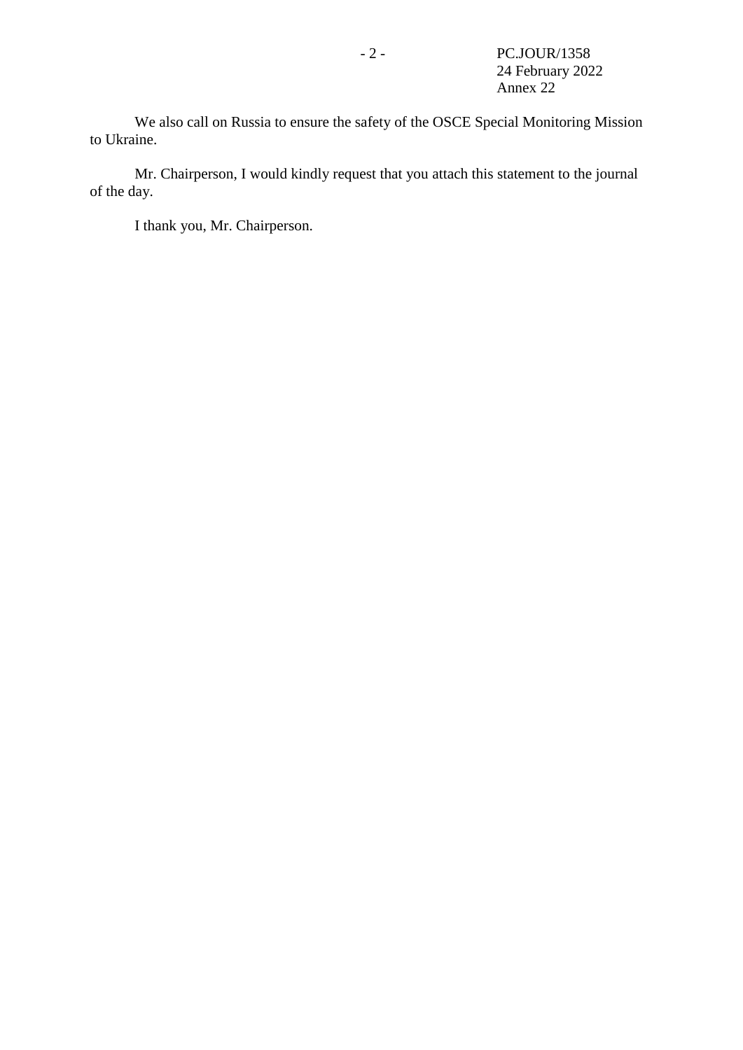We also call on Russia to ensure the safety of the OSCE Special Monitoring Mission to Ukraine.

Mr. Chairperson, I would kindly request that you attach this statement to the journal of the day.

I thank you, Mr. Chairperson.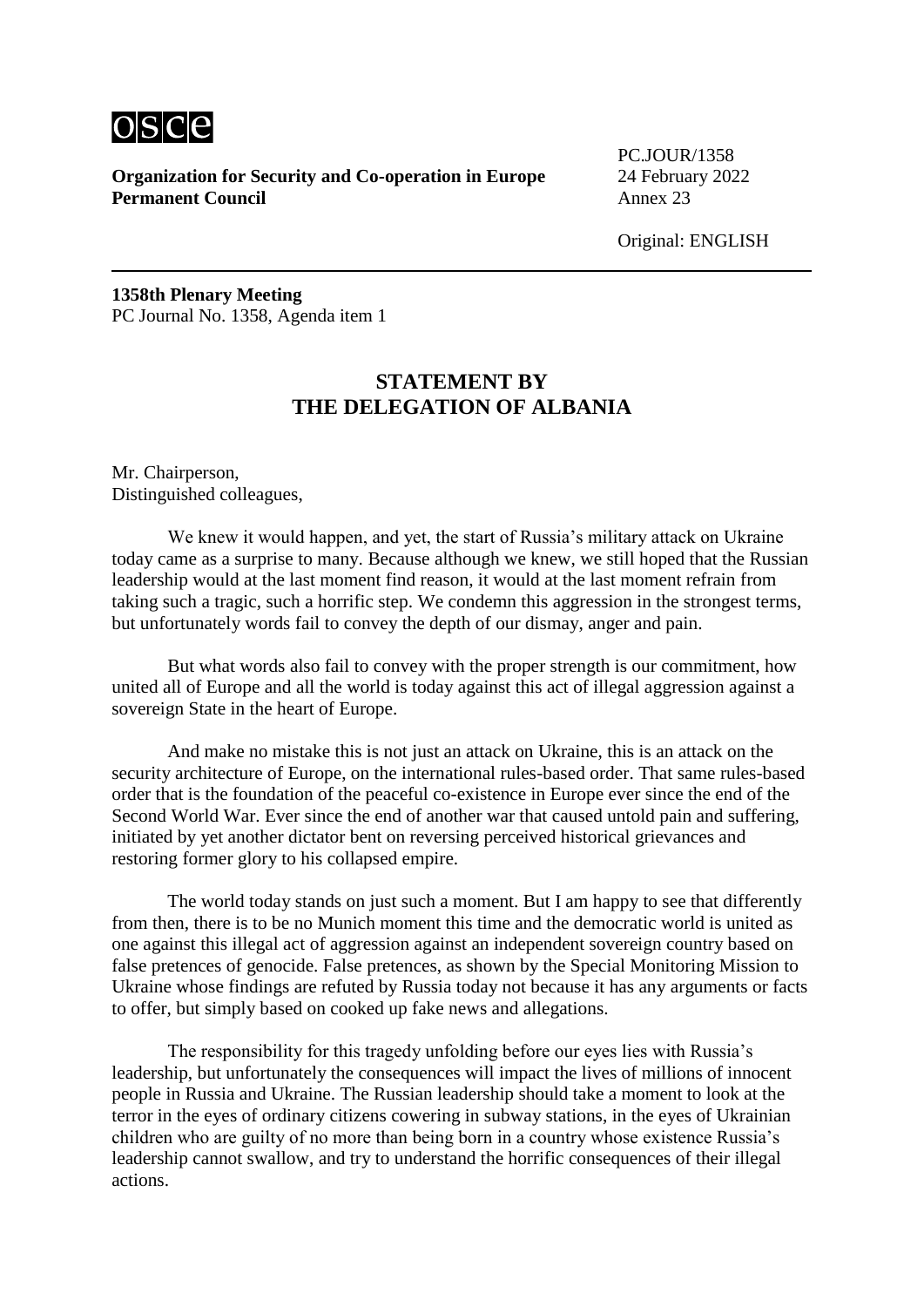osce

**Organization for Security and Co-operation in Europe**
**Permanent Council**

PC.JOUR/1358
24 February 2022
Annex 23

Original: ENGLISH

**1358th Plenary Meeting**
PC Journal No. 1358, Agenda item 1

## STATEMENT BY THE DELEGATION OF ALBANIA

Mr. Chairperson,
Distinguished colleagues,

We knew it would happen, and yet, the start of Russia's military attack on Ukraine today came as a surprise to many. Because although we knew, we still hoped that the Russian leadership would at the last moment find reason, it would at the last moment refrain from taking such a tragic, such a horrific step. We condemn this aggression in the strongest terms, but unfortunately words fail to convey the depth of our dismay, anger and pain.

But what words also fail to convey with the proper strength is our commitment, how united all of Europe and all the world is today against this act of illegal aggression against a sovereign State in the heart of Europe.

And make no mistake this is not just an attack on Ukraine, this is an attack on the security architecture of Europe, on the international rules-based order. That same rules-based order that is the foundation of the peaceful co-existence in Europe ever since the end of the Second World War. Ever since the end of another war that caused untold pain and suffering, initiated by yet another dictator bent on reversing perceived historical grievances and restoring former glory to his collapsed empire.

The world today stands on just such a moment. But I am happy to see that differently from then, there is to be no Munich moment this time and the democratic world is united as one against this illegal act of aggression against an independent sovereign country based on false pretences of genocide. False pretences, as shown by the Special Monitoring Mission to Ukraine whose findings are refuted by Russia today not because it has any arguments or facts to offer, but simply based on cooked up fake news and allegations.

The responsibility for this tragedy unfolding before our eyes lies with Russia's leadership, but unfortunately the consequences will impact the lives of millions of innocent people in Russia and Ukraine. The Russian leadership should take a moment to look at the terror in the eyes of ordinary citizens cowering in subway stations, in the eyes of Ukrainian children who are guilty of no more than being born in a country whose existence Russia's leadership cannot swallow, and try to understand the horrific consequences of their illegal actions.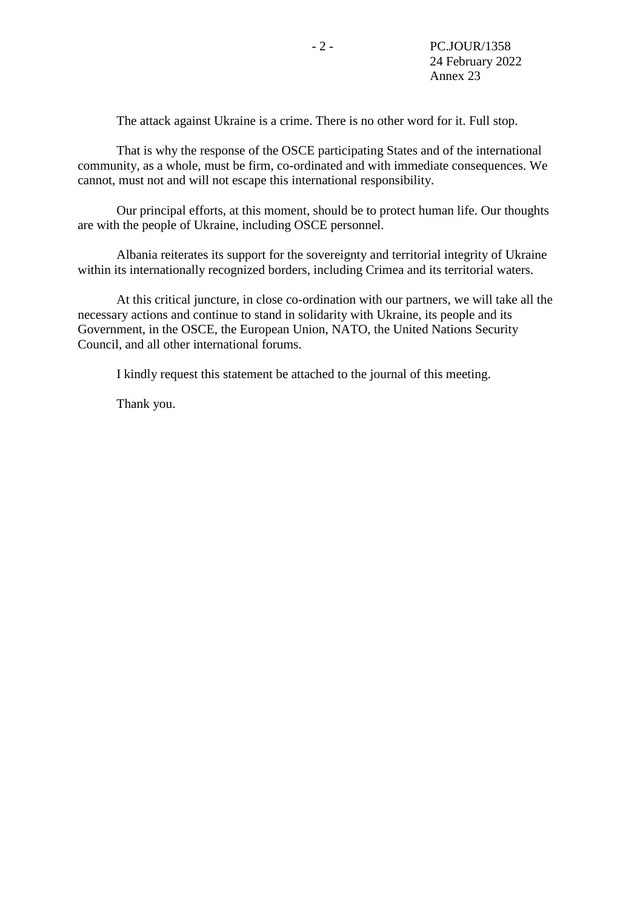The attack against Ukraine is a crime. There is no other word for it. Full stop.

That is why the response of the OSCE participating States and of the international community, as a whole, must be firm, co-ordinated and with immediate consequences. We cannot, must not and will not escape this international responsibility.

Our principal efforts, at this moment, should be to protect human life. Our thoughts are with the people of Ukraine, including OSCE personnel.

Albania reiterates its support for the sovereignty and territorial integrity of Ukraine within its internationally recognized borders, including Crimea and its territorial waters.

At this critical juncture, in close co-ordination with our partners, we will take all the necessary actions and continue to stand in solidarity with Ukraine, its people and its Government, in the OSCE, the European Union, NATO, the United Nations Security Council, and all other international forums.

I kindly request this statement be attached to the journal of this meeting.

Thank you.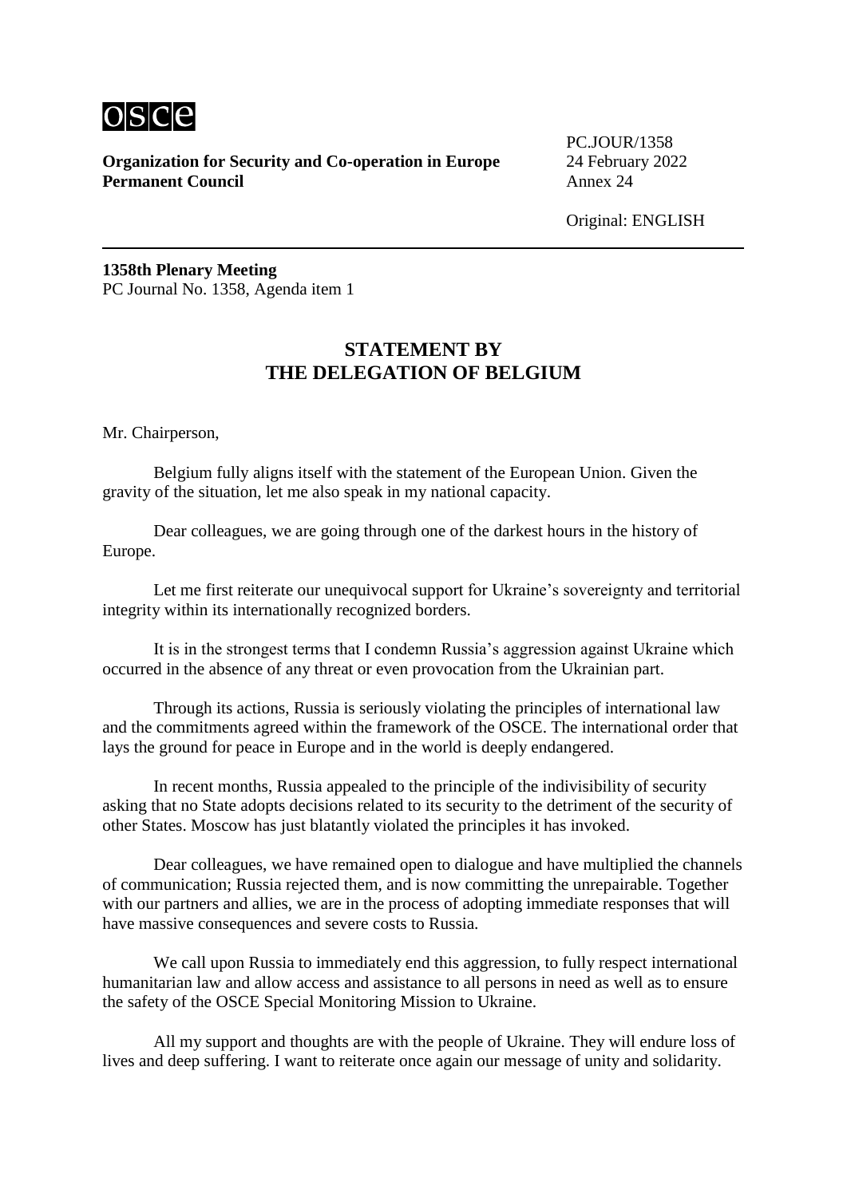**Organization for Security and Co-operation in Europe**
**Permanent Council**

PC.JOUR/1358
24 February 2022
Annex 24

Original: ENGLISH

**1358th Plenary Meeting**
PC Journal No. 1358, Agenda item 1

## STATEMENT BY THE DELEGATION OF BELGIUM

Mr. Chairperson,

Belgium fully aligns itself with the statement of the European Union. Given the gravity of the situation, let me also speak in my national capacity.

Dear colleagues, we are going through one of the darkest hours in the history of Europe.

Let me first reiterate our unequivocal support for Ukraine's sovereignty and territorial integrity within its internationally recognized borders.

It is in the strongest terms that I condemn Russia's aggression against Ukraine which occurred in the absence of any threat or even provocation from the Ukrainian part.

Through its actions, Russia is seriously violating the principles of international law and the commitments agreed within the framework of the OSCE. The international order that lays the ground for peace in Europe and in the world is deeply endangered.

In recent months, Russia appealed to the principle of the indivisibility of security asking that no State adopts decisions related to its security to the detriment of the security of other States. Moscow has just blatantly violated the principles it has invoked.

Dear colleagues, we have remained open to dialogue and have multiplied the channels of communication; Russia rejected them, and is now committing the unrepairable. Together with our partners and allies, we are in the process of adopting immediate responses that will have massive consequences and severe costs to Russia.

We call upon Russia to immediately end this aggression, to fully respect international humanitarian law and allow access and assistance to all persons in need as well as to ensure the safety of the OSCE Special Monitoring Mission to Ukraine.

All my support and thoughts are with the people of Ukraine. They will endure loss of lives and deep suffering. I want to reiterate once again our message of unity and solidarity.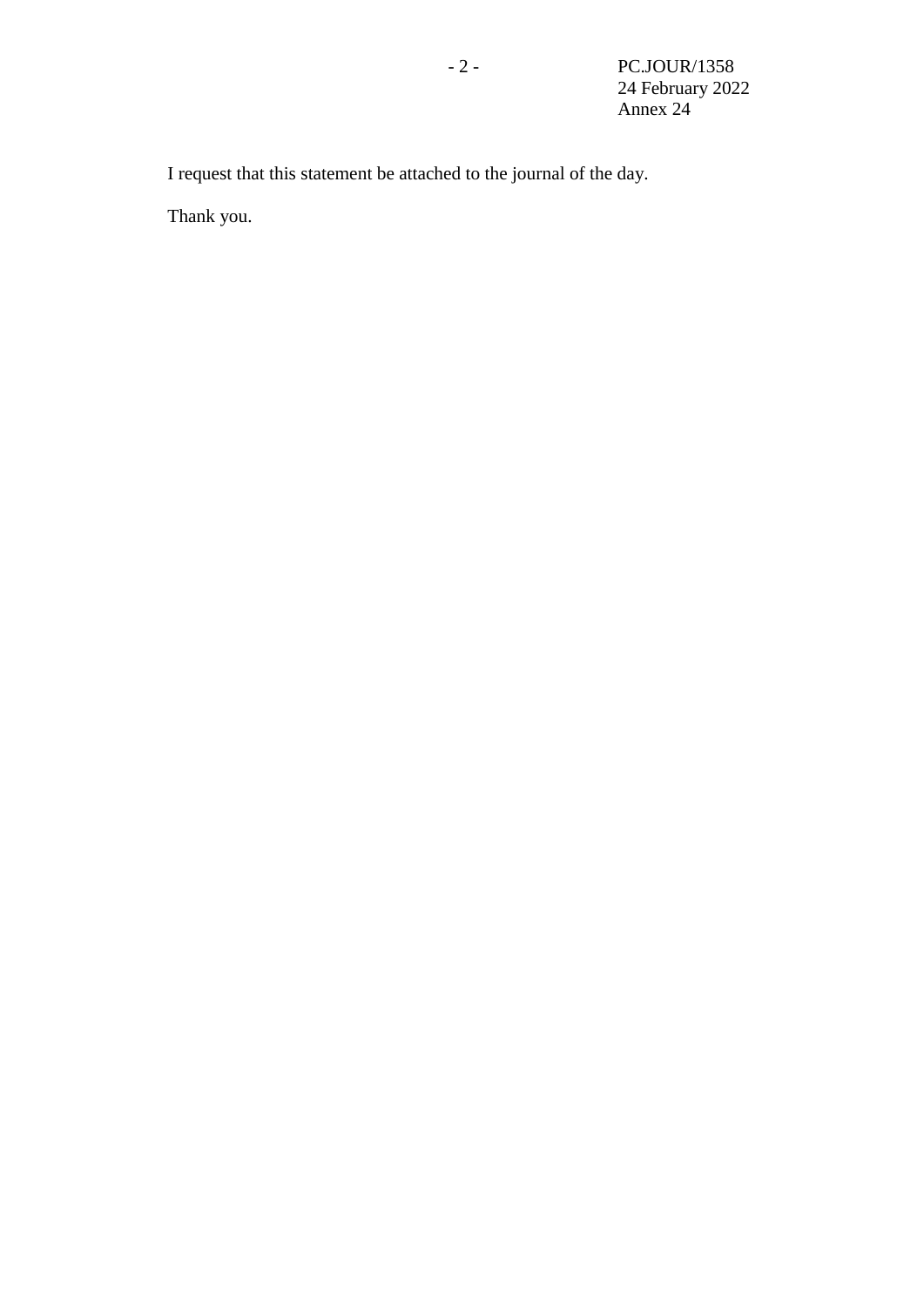I request that this statement be attached to the journal of the day.

Thank you.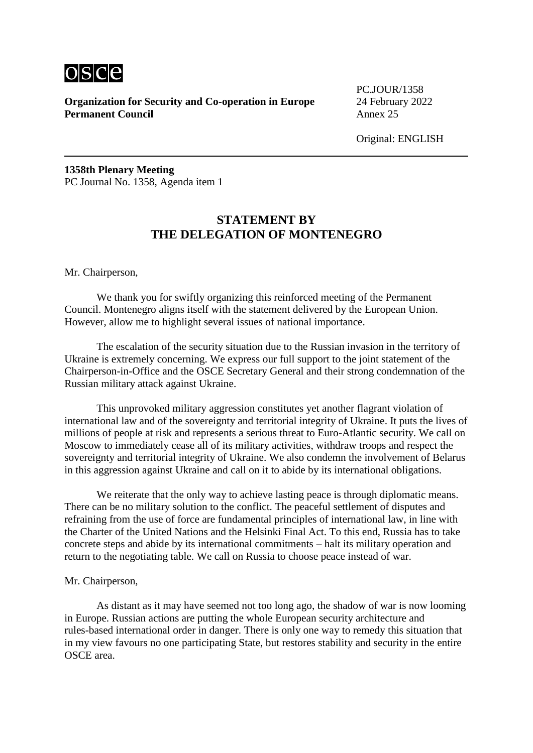**Organization for Security and Co-operation in Europe**
**Permanent Council**

PC.JOUR/1358
24 February 2022
Annex 25

Original: ENGLISH

**1358th Plenary Meeting**
PC Journal No. 1358, Agenda item 1

## STATEMENT BY THE DELEGATION OF MONTENEGRO

Mr. Chairperson,

We thank you for swiftly organizing this reinforced meeting of the Permanent Council. Montenegro aligns itself with the statement delivered by the European Union. However, allow me to highlight several issues of national importance.

The escalation of the security situation due to the Russian invasion in the territory of Ukraine is extremely concerning. We express our full support to the joint statement of the Chairperson-in-Office and the OSCE Secretary General and their strong condemnation of the Russian military attack against Ukraine.

This unprovoked military aggression constitutes yet another flagrant violation of international law and of the sovereignty and territorial integrity of Ukraine. It puts the lives of millions of people at risk and represents a serious threat to Euro-Atlantic security. We call on Moscow to immediately cease all of its military activities, withdraw troops and respect the sovereignty and territorial integrity of Ukraine. We also condemn the involvement of Belarus in this aggression against Ukraine and call on it to abide by its international obligations.

We reiterate that the only way to achieve lasting peace is through diplomatic means. There can be no military solution to the conflict. The peaceful settlement of disputes and refraining from the use of force are fundamental principles of international law, in line with the Charter of the United Nations and the Helsinki Final Act. To this end, Russia has to take concrete steps and abide by its international commitments – halt its military operation and return to the negotiating table. We call on Russia to choose peace instead of war.

Mr. Chairperson,

As distant as it may have seemed not too long ago, the shadow of war is now looming in Europe. Russian actions are putting the whole European security architecture and rules-based international order in danger. There is only one way to remedy this situation that in my view favours no one participating State, but restores stability and security in the entire OSCE area.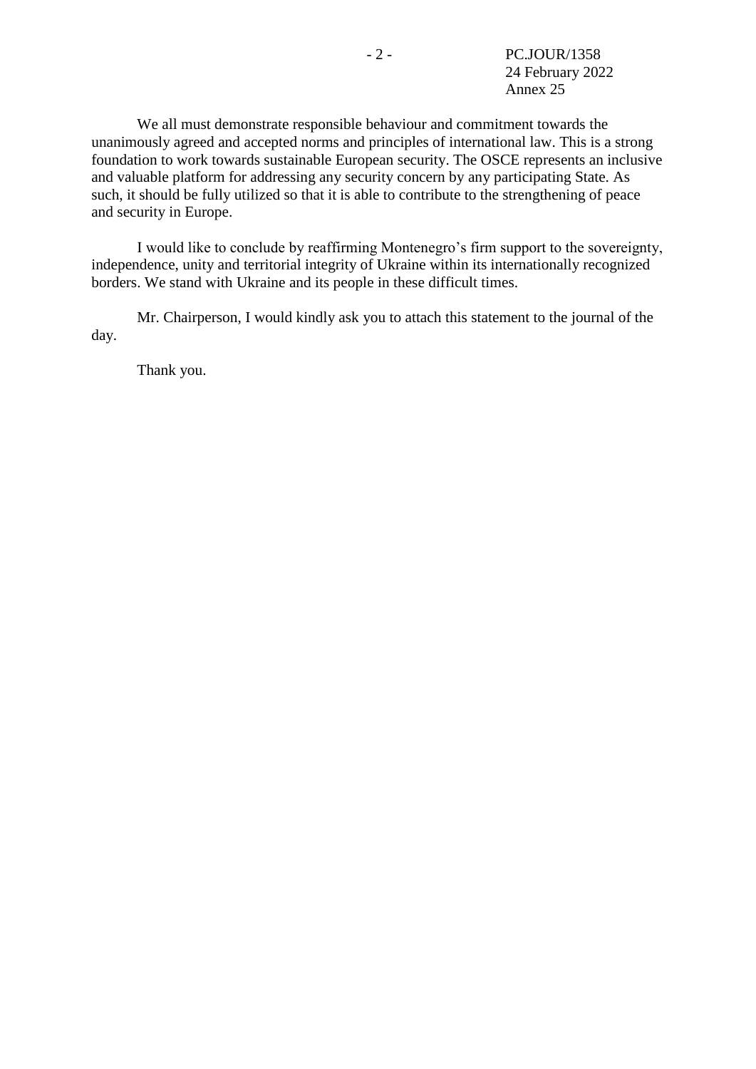We all must demonstrate responsible behaviour and commitment towards the unanimously agreed and accepted norms and principles of international law. This is a strong foundation to work towards sustainable European security. The OSCE represents an inclusive and valuable platform for addressing any security concern by any participating State. As such, it should be fully utilized so that it is able to contribute to the strengthening of peace and security in Europe.

I would like to conclude by reaffirming Montenegro's firm support to the sovereignty, independence, unity and territorial integrity of Ukraine within its internationally recognized borders. We stand with Ukraine and its people in these difficult times.

Mr. Chairperson, I would kindly ask you to attach this statement to the journal of the day.

Thank you.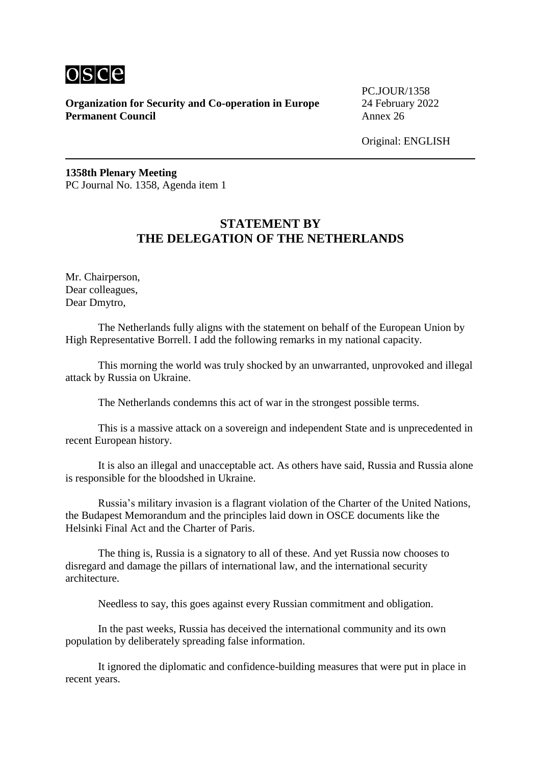osce

**Organization for Security and Co-operation in Europe**
**Permanent Council**

PC.JOUR/1358
24 February 2022
Annex 26

Original: ENGLISH

---

**1358th Plenary Meeting**
PC Journal No. 1358, Agenda item 1

## STATEMENT BY THE DELEGATION OF THE NETHERLANDS

Mr. Chairperson,
Dear colleagues,
Dear Dmytro,

The Netherlands fully aligns with the statement on behalf of the European Union by High Representative Borrell. I add the following remarks in my national capacity.

This morning the world was truly shocked by an unwarranted, unprovoked and illegal attack by Russia on Ukraine.

The Netherlands condemns this act of war in the strongest possible terms.

This is a massive attack on a sovereign and independent State and is unprecedented in recent European history.

It is also an illegal and unacceptable act. As others have said, Russia and Russia alone is responsible for the bloodshed in Ukraine.

Russia's military invasion is a flagrant violation of the Charter of the United Nations, the Budapest Memorandum and the principles laid down in OSCE documents like the Helsinki Final Act and the Charter of Paris.

The thing is, Russia is a signatory to all of these. And yet Russia now chooses to disregard and damage the pillars of international law, and the international security architecture.

Needless to say, this goes against every Russian commitment and obligation.

In the past weeks, Russia has deceived the international community and its own population by deliberately spreading false information.

It ignored the diplomatic and confidence-building measures that were put in place in recent years.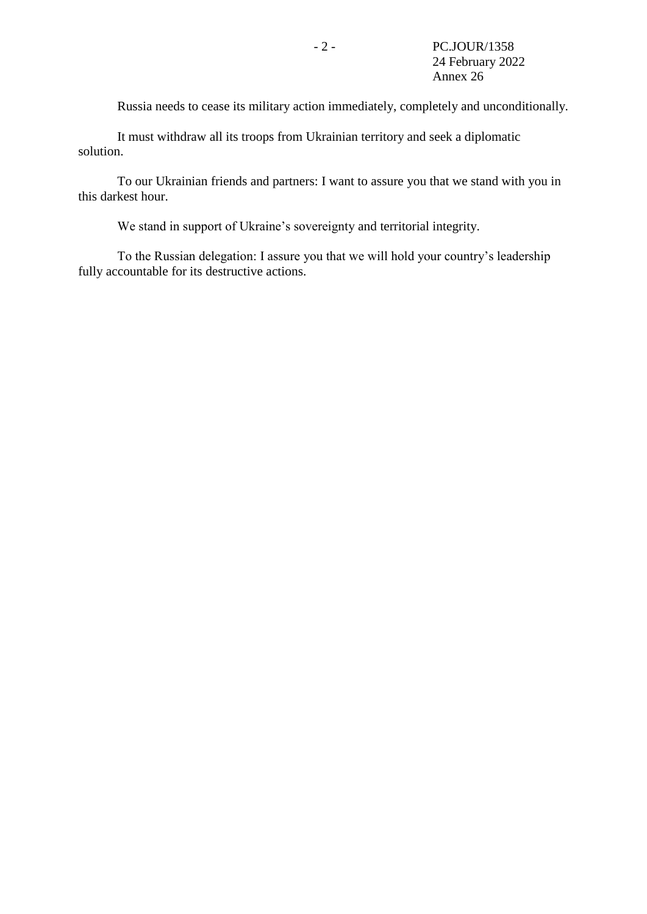Russia needs to cease its military action immediately, completely and unconditionally.

It must withdraw all its troops from Ukrainian territory and seek a diplomatic solution.

To our Ukrainian friends and partners: I want to assure you that we stand with you in this darkest hour.

We stand in support of Ukraine’s sovereignty and territorial integrity.

To the Russian delegation: I assure you that we will hold your country’s leadership fully accountable for its destructive actions.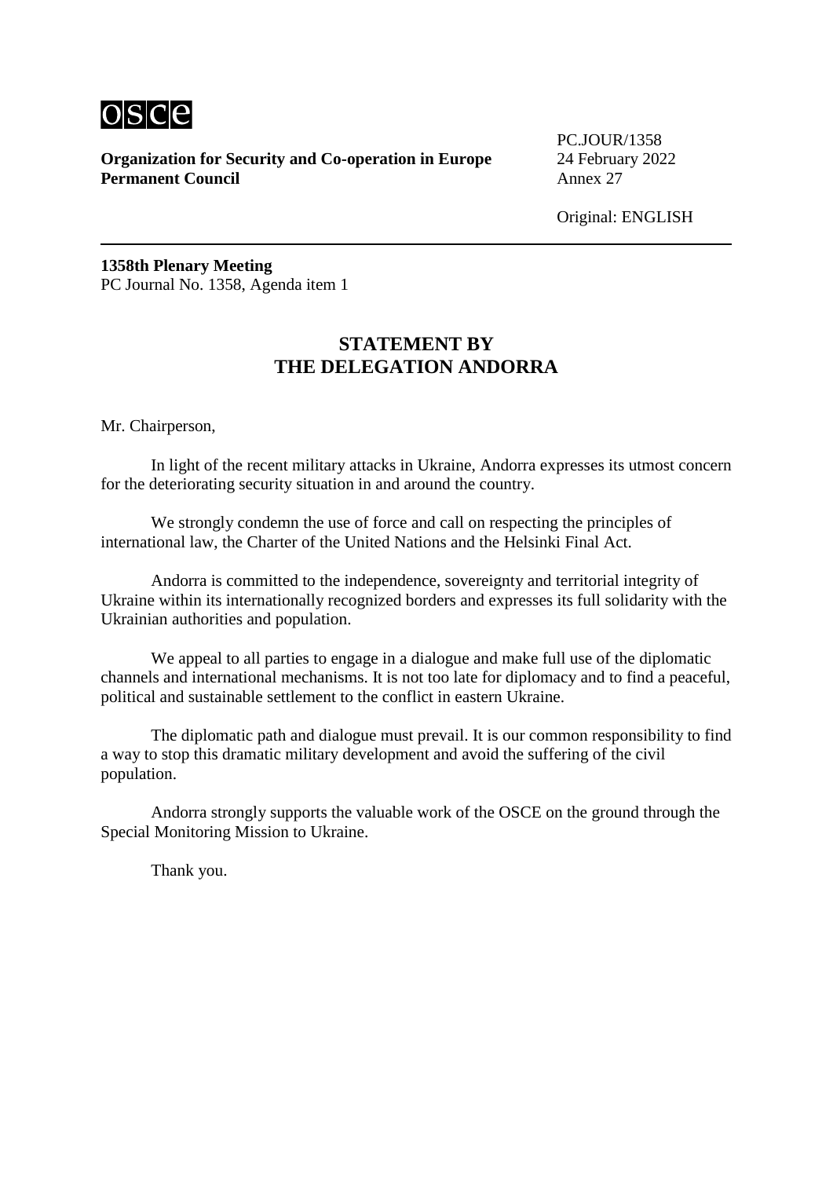**Organization for Security and Co-operation in Europe**
**Permanent Council**

PC.JOUR/1358
24 February 2022
Annex 27

Original: ENGLISH

---

**1358th Plenary Meeting**
PC Journal No. 1358, Agenda item 1

## STATEMENT BY THE DELEGATION ANDORRA

Mr. Chairperson,

In light of the recent military attacks in Ukraine, Andorra expresses its utmost concern for the deteriorating security situation in and around the country.

We strongly condemn the use of force and call on respecting the principles of international law, the Charter of the United Nations and the Helsinki Final Act.

Andorra is committed to the independence, sovereignty and territorial integrity of Ukraine within its internationally recognized borders and expresses its full solidarity with the Ukrainian authorities and population.

We appeal to all parties to engage in a dialogue and make full use of the diplomatic channels and international mechanisms. It is not too late for diplomacy and to find a peaceful, political and sustainable settlement to the conflict in eastern Ukraine.

The diplomatic path and dialogue must prevail. It is our common responsibility to find a way to stop this dramatic military development and avoid the suffering of the civil population.

Andorra strongly supports the valuable work of the OSCE on the ground through the Special Monitoring Mission to Ukraine.

Thank you.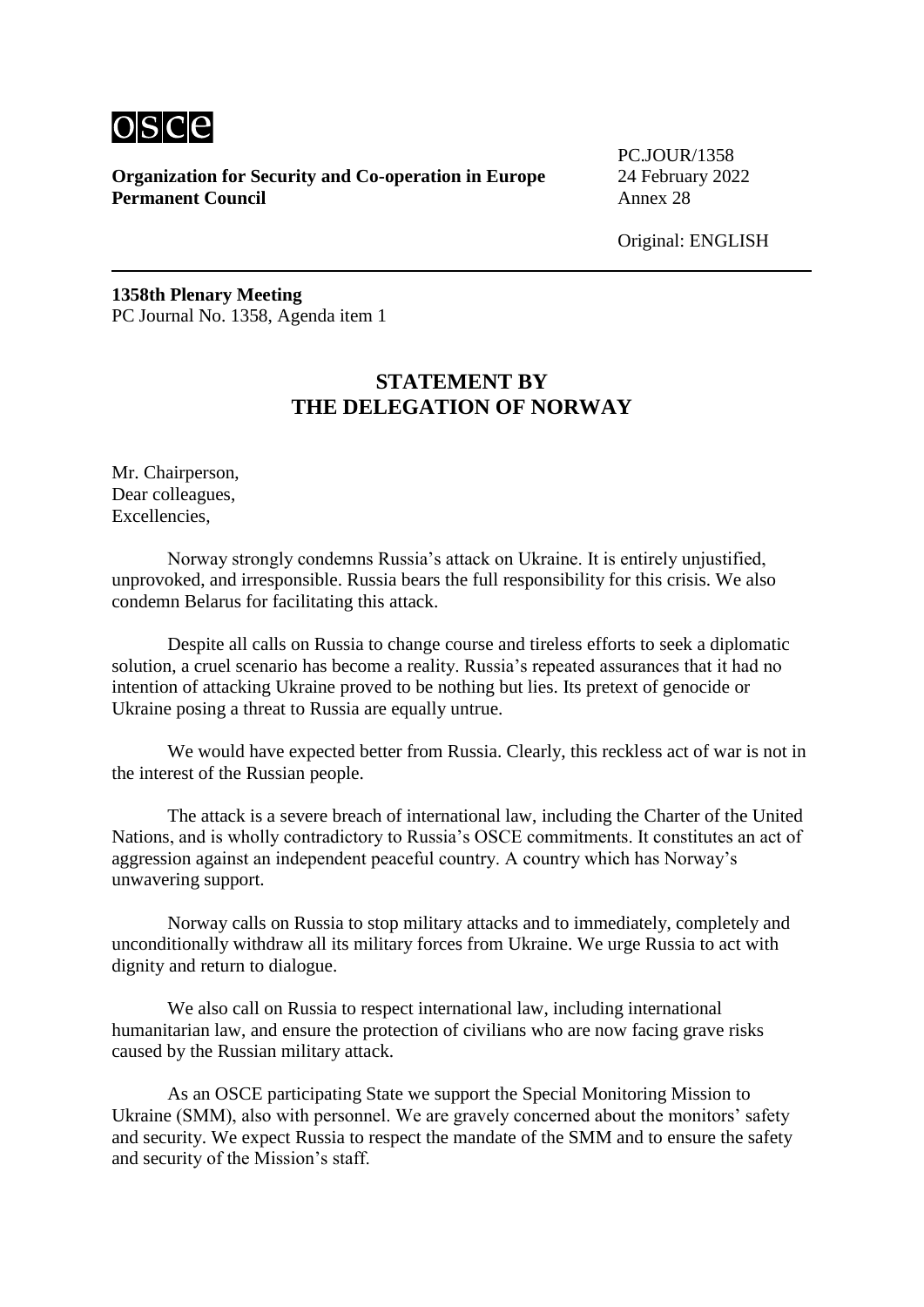osce

**Organization for Security and Co-operation in Europe**
**Permanent Council**

PC.JOUR/1358
24 February 2022
Annex 28

Original: ENGLISH

---

**1358th Plenary Meeting**
PC Journal No. 1358, Agenda item 1

## STATEMENT BY THE DELEGATION OF NORWAY

Mr. Chairperson,
Dear colleagues,
Excellencies,

Norway strongly condemns Russia's attack on Ukraine. It is entirely unjustified, unprovoked, and irresponsible. Russia bears the full responsibility for this crisis. We also condemn Belarus for facilitating this attack.

Despite all calls on Russia to change course and tireless efforts to seek a diplomatic solution, a cruel scenario has become a reality. Russia's repeated assurances that it had no intention of attacking Ukraine proved to be nothing but lies. Its pretext of genocide or Ukraine posing a threat to Russia are equally untrue.

We would have expected better from Russia. Clearly, this reckless act of war is not in the interest of the Russian people.

The attack is a severe breach of international law, including the Charter of the United Nations, and is wholly contradictory to Russia's OSCE commitments. It constitutes an act of aggression against an independent peaceful country. A country which has Norway's unwavering support.

Norway calls on Russia to stop military attacks and to immediately, completely and unconditionally withdraw all its military forces from Ukraine. We urge Russia to act with dignity and return to dialogue.

We also call on Russia to respect international law, including international humanitarian law, and ensure the protection of civilians who are now facing grave risks caused by the Russian military attack.

As an OSCE participating State we support the Special Monitoring Mission to Ukraine (SMM), also with personnel. We are gravely concerned about the monitors' safety and security. We expect Russia to respect the mandate of the SMM and to ensure the safety and security of the Mission's staff.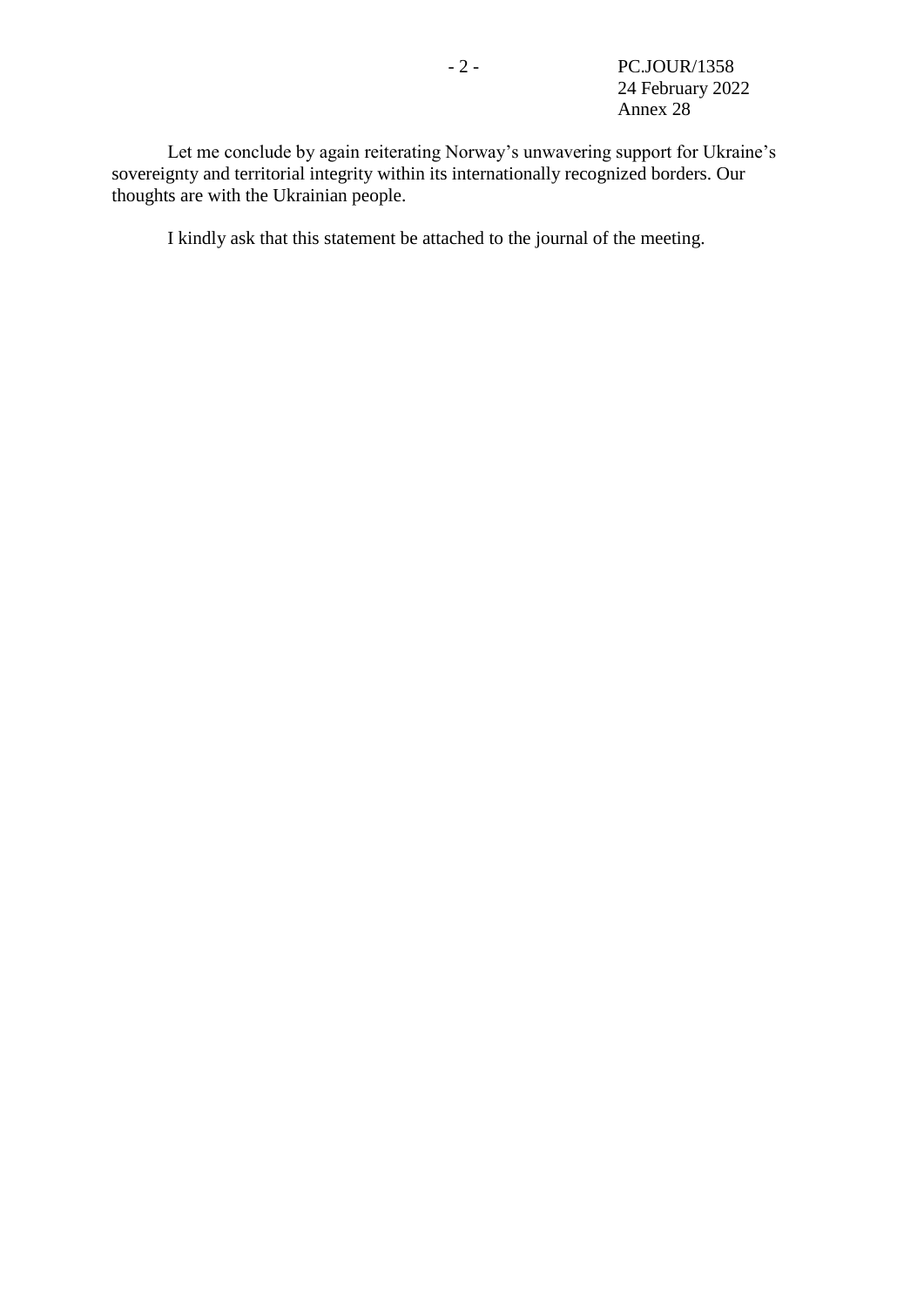Let me conclude by again reiterating Norway's unwavering support for Ukraine's sovereignty and territorial integrity within its internationally recognized borders. Our thoughts are with the Ukrainian people.

I kindly ask that this statement be attached to the journal of the meeting.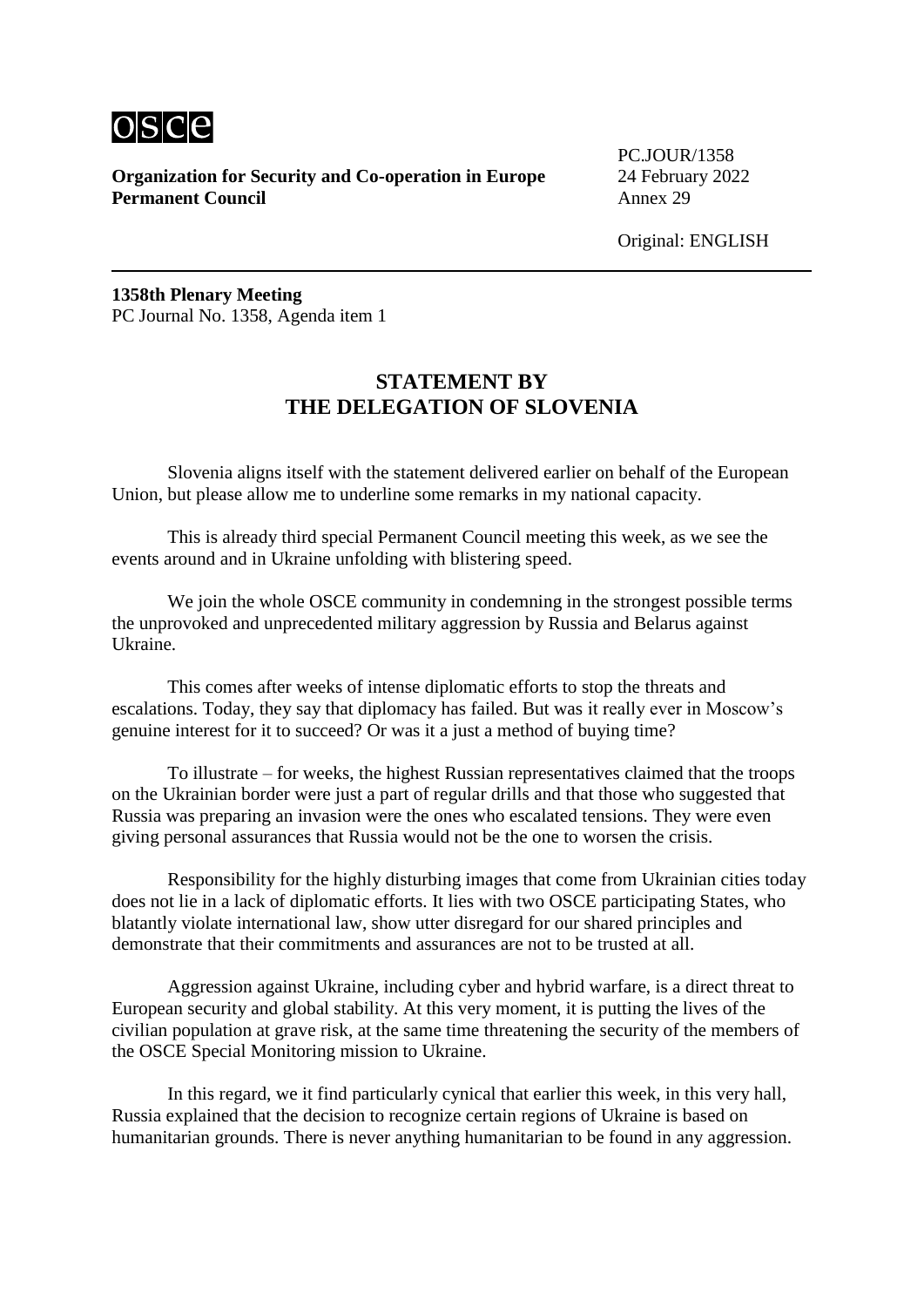osce

**Organization for Security and Co-operation in Europe**
**Permanent Council**

PC.JOUR/1358
24 February 2022
Annex 29

Original: ENGLISH

**1358th Plenary Meeting**
PC Journal No. 1358, Agenda item 1

## STATEMENT BY THE DELEGATION OF SLOVENIA

Slovenia aligns itself with the statement delivered earlier on behalf of the European Union, but please allow me to underline some remarks in my national capacity.

This is already third special Permanent Council meeting this week, as we see the events around and in Ukraine unfolding with blistering speed.

We join the whole OSCE community in condemning in the strongest possible terms the unprovoked and unprecedented military aggression by Russia and Belarus against Ukraine.

This comes after weeks of intense diplomatic efforts to stop the threats and escalations. Today, they say that diplomacy has failed. But was it really ever in Moscow's genuine interest for it to succeed? Or was it a just a method of buying time?

To illustrate – for weeks, the highest Russian representatives claimed that the troops on the Ukrainian border were just a part of regular drills and that those who suggested that Russia was preparing an invasion were the ones who escalated tensions. They were even giving personal assurances that Russia would not be the one to worsen the crisis.

Responsibility for the highly disturbing images that come from Ukrainian cities today does not lie in a lack of diplomatic efforts. It lies with two OSCE participating States, who blatantly violate international law, show utter disregard for our shared principles and demonstrate that their commitments and assurances are not to be trusted at all.

Aggression against Ukraine, including cyber and hybrid warfare, is a direct threat to European security and global stability. At this very moment, it is putting the lives of the civilian population at grave risk, at the same time threatening the security of the members of the OSCE Special Monitoring mission to Ukraine.

In this regard, we it find particularly cynical that earlier this week, in this very hall, Russia explained that the decision to recognize certain regions of Ukraine is based on humanitarian grounds. There is never anything humanitarian to be found in any aggression.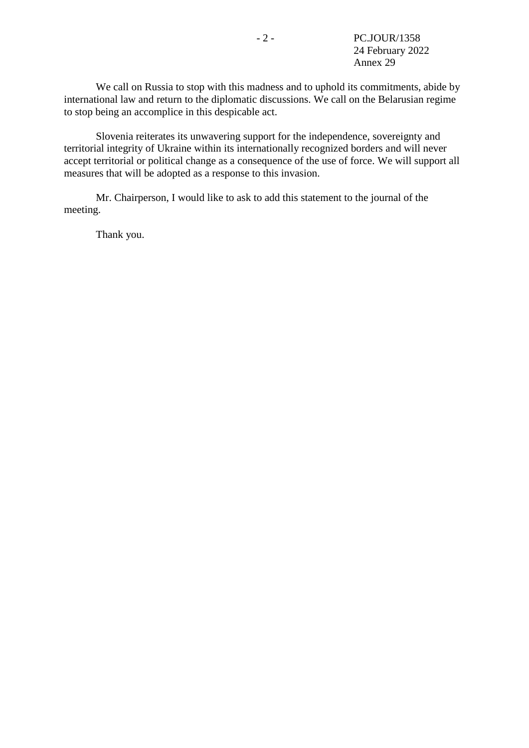We call on Russia to stop with this madness and to uphold its commitments, abide by international law and return to the diplomatic discussions. We call on the Belarusian regime to stop being an accomplice in this despicable act.

Slovenia reiterates its unwavering support for the independence, sovereignty and territorial integrity of Ukraine within its internationally recognized borders and will never accept territorial or political change as a consequence of the use of force. We will support all measures that will be adopted as a response to this invasion.

Mr. Chairperson, I would like to ask to add this statement to the journal of the meeting.

Thank you.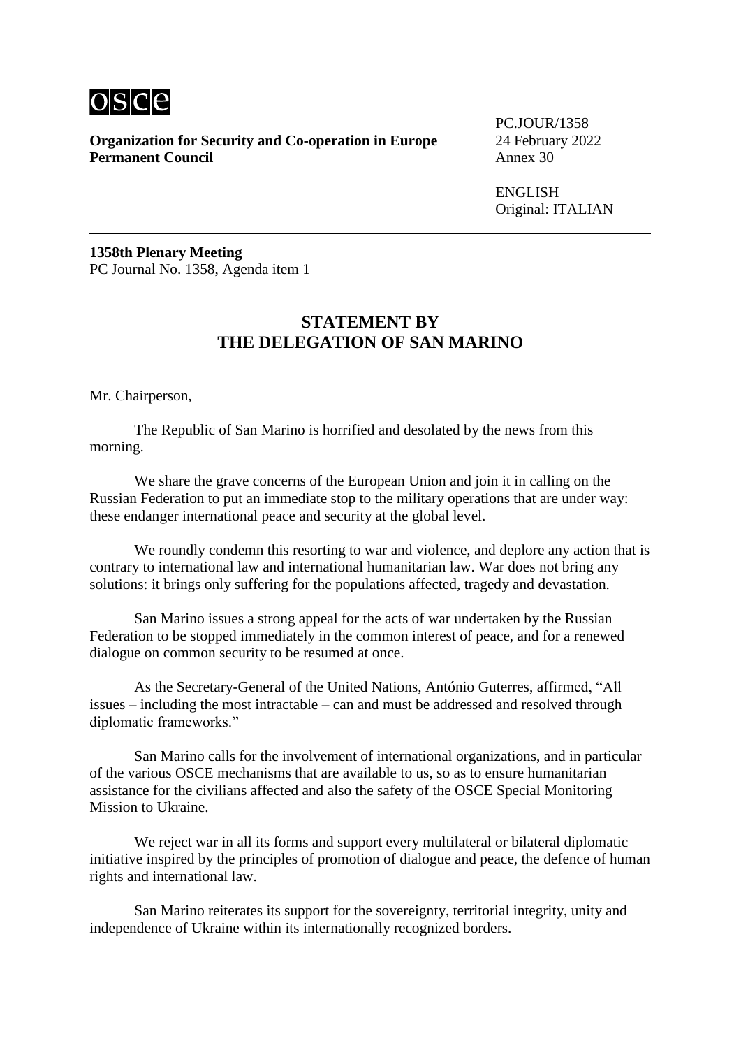osce

**Organization for Security and Co-operation in Europe**
**Permanent Council**

PC.JOUR/1358
24 February 2022
Annex 30

ENGLISH
Original: ITALIAN

**1358th Plenary Meeting**
PC Journal No. 1358, Agenda item 1

## STATEMENT BY THE DELEGATION OF SAN MARINO

Mr. Chairperson,

The Republic of San Marino is horrified and desolated by the news from this morning.

We share the grave concerns of the European Union and join it in calling on the Russian Federation to put an immediate stop to the military operations that are under way: these endanger international peace and security at the global level.

We roundly condemn this resorting to war and violence, and deplore any action that is contrary to international law and international humanitarian law. War does not bring any solutions: it brings only suffering for the populations affected, tragedy and devastation.

San Marino issues a strong appeal for the acts of war undertaken by the Russian Federation to be stopped immediately in the common interest of peace, and for a renewed dialogue on common security to be resumed at once.

As the Secretary-General of the United Nations, António Guterres, affirmed, "All issues – including the most intractable – can and must be addressed and resolved through diplomatic frameworks."

San Marino calls for the involvement of international organizations, and in particular of the various OSCE mechanisms that are available to us, so as to ensure humanitarian assistance for the civilians affected and also the safety of the OSCE Special Monitoring Mission to Ukraine.

We reject war in all its forms and support every multilateral or bilateral diplomatic initiative inspired by the principles of promotion of dialogue and peace, the defence of human rights and international law.

San Marino reiterates its support for the sovereignty, territorial integrity, unity and independence of Ukraine within its internationally recognized borders.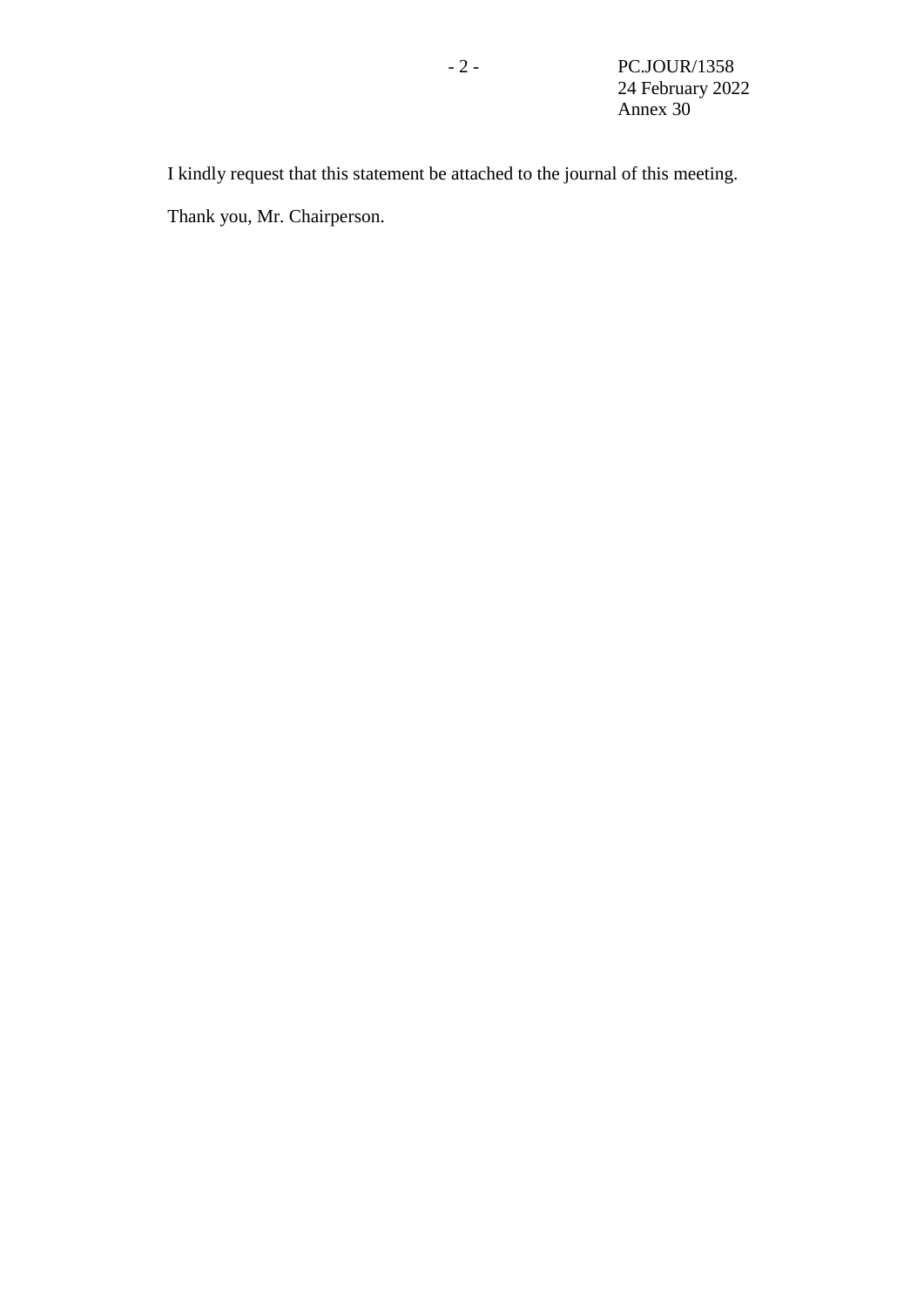I kindly request that this statement be attached to the journal of this meeting.

Thank you, Mr. Chairperson.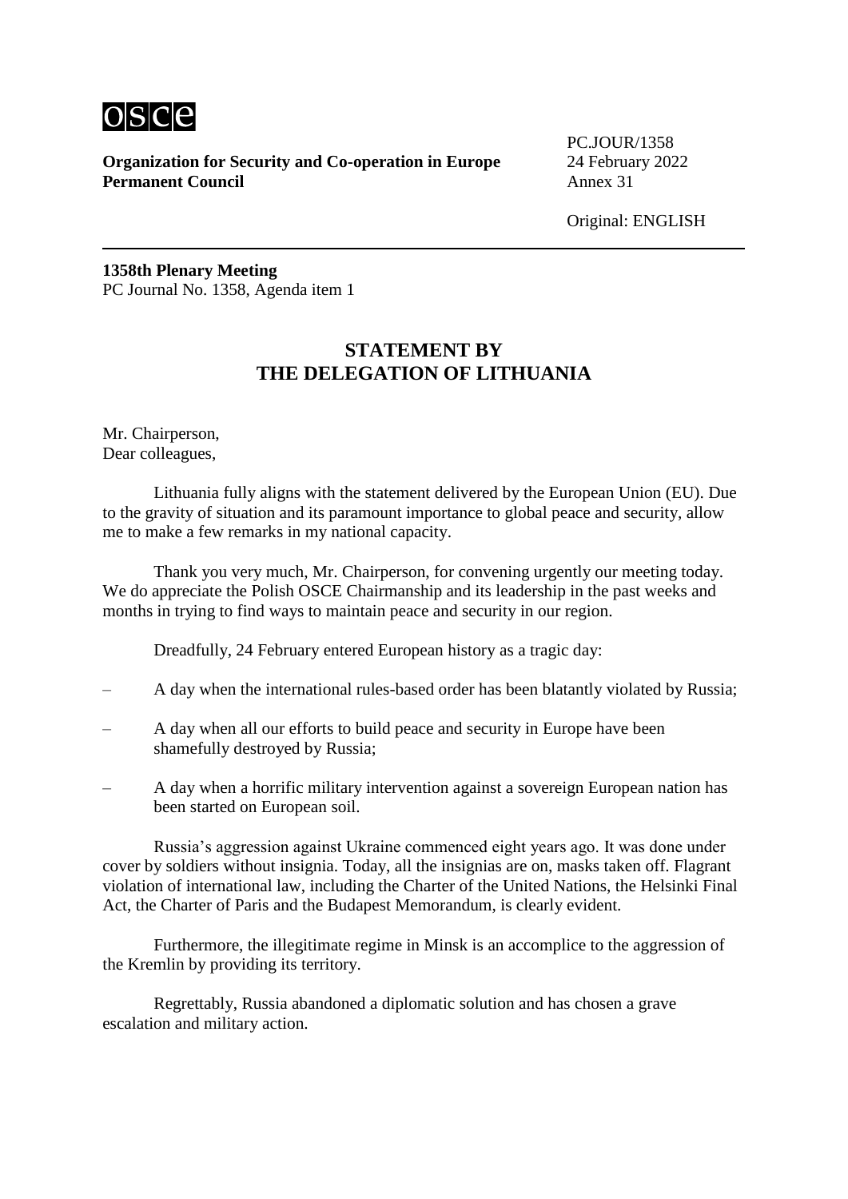Organization for Security and Co-operation in Europe
Permanent Council

PC.JOUR/1358
24 February 2022
Annex 31

Original: ENGLISH

**1358th Plenary Meeting**
PC Journal No. 1358, Agenda item 1

## STATEMENT BY THE DELEGATION OF LITHUANIA

Mr. Chairperson,
Dear colleagues,

Lithuania fully aligns with the statement delivered by the European Union (EU). Due to the gravity of situation and its paramount importance to global peace and security, allow me to make a few remarks in my national capacity.

Thank you very much, Mr. Chairperson, for convening urgently our meeting today. We do appreciate the Polish OSCE Chairmanship and its leadership in the past weeks and months in trying to find ways to maintain peace and security in our region.

Dreadfully, 24 February entered European history as a tragic day:

– A day when the international rules-based order has been blatantly violated by Russia;

– A day when all our efforts to build peace and security in Europe have been shamefully destroyed by Russia;

– A day when a horrific military intervention against a sovereign European nation has been started on European soil.

Russia's aggression against Ukraine commenced eight years ago. It was done under cover by soldiers without insignia. Today, all the insignias are on, masks taken off. Flagrant violation of international law, including the Charter of the United Nations, the Helsinki Final Act, the Charter of Paris and the Budapest Memorandum, is clearly evident.

Furthermore, the illegitimate regime in Minsk is an accomplice to the aggression of the Kremlin by providing its territory.

Regrettably, Russia abandoned a diplomatic solution and has chosen a grave escalation and military action.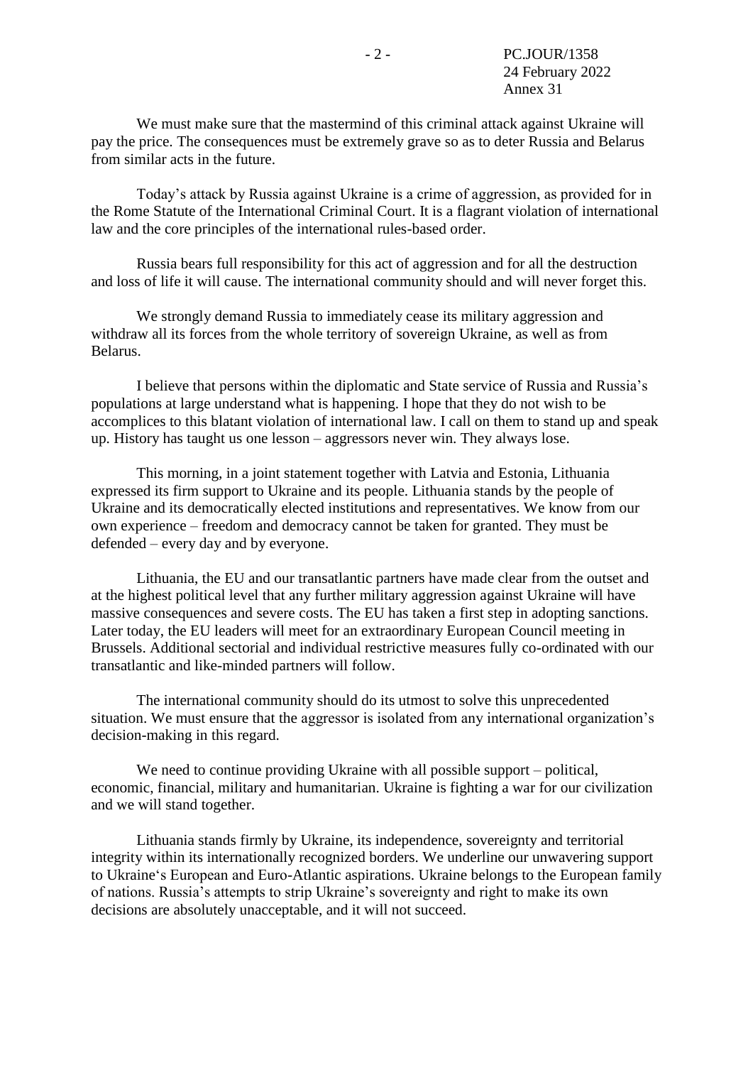We must make sure that the mastermind of this criminal attack against Ukraine will pay the price. The consequences must be extremely grave so as to deter Russia and Belarus from similar acts in the future.

Today's attack by Russia against Ukraine is a crime of aggression, as provided for in the Rome Statute of the International Criminal Court. It is a flagrant violation of international law and the core principles of the international rules-based order.

Russia bears full responsibility for this act of aggression and for all the destruction and loss of life it will cause. The international community should and will never forget this.

We strongly demand Russia to immediately cease its military aggression and withdraw all its forces from the whole territory of sovereign Ukraine, as well as from Belarus.

I believe that persons within the diplomatic and State service of Russia and Russia's populations at large understand what is happening. I hope that they do not wish to be accomplices to this blatant violation of international law. I call on them to stand up and speak up. History has taught us one lesson – aggressors never win. They always lose.

This morning, in a joint statement together with Latvia and Estonia, Lithuania expressed its firm support to Ukraine and its people. Lithuania stands by the people of Ukraine and its democratically elected institutions and representatives. We know from our own experience – freedom and democracy cannot be taken for granted. They must be defended – every day and by everyone.

Lithuania, the EU and our transatlantic partners have made clear from the outset and at the highest political level that any further military aggression against Ukraine will have massive consequences and severe costs. The EU has taken a first step in adopting sanctions. Later today, the EU leaders will meet for an extraordinary European Council meeting in Brussels. Additional sectorial and individual restrictive measures fully co-ordinated with our transatlantic and like-minded partners will follow.

The international community should do its utmost to solve this unprecedented situation. We must ensure that the aggressor is isolated from any international organization's decision-making in this regard.

We need to continue providing Ukraine with all possible support – political, economic, financial, military and humanitarian. Ukraine is fighting a war for our civilization and we will stand together.

Lithuania stands firmly by Ukraine, its independence, sovereignty and territorial integrity within its internationally recognized borders. We underline our unwavering support to Ukraine's European and Euro-Atlantic aspirations. Ukraine belongs to the European family of nations. Russia's attempts to strip Ukraine's sovereignty and right to make its own decisions are absolutely unacceptable, and it will not succeed.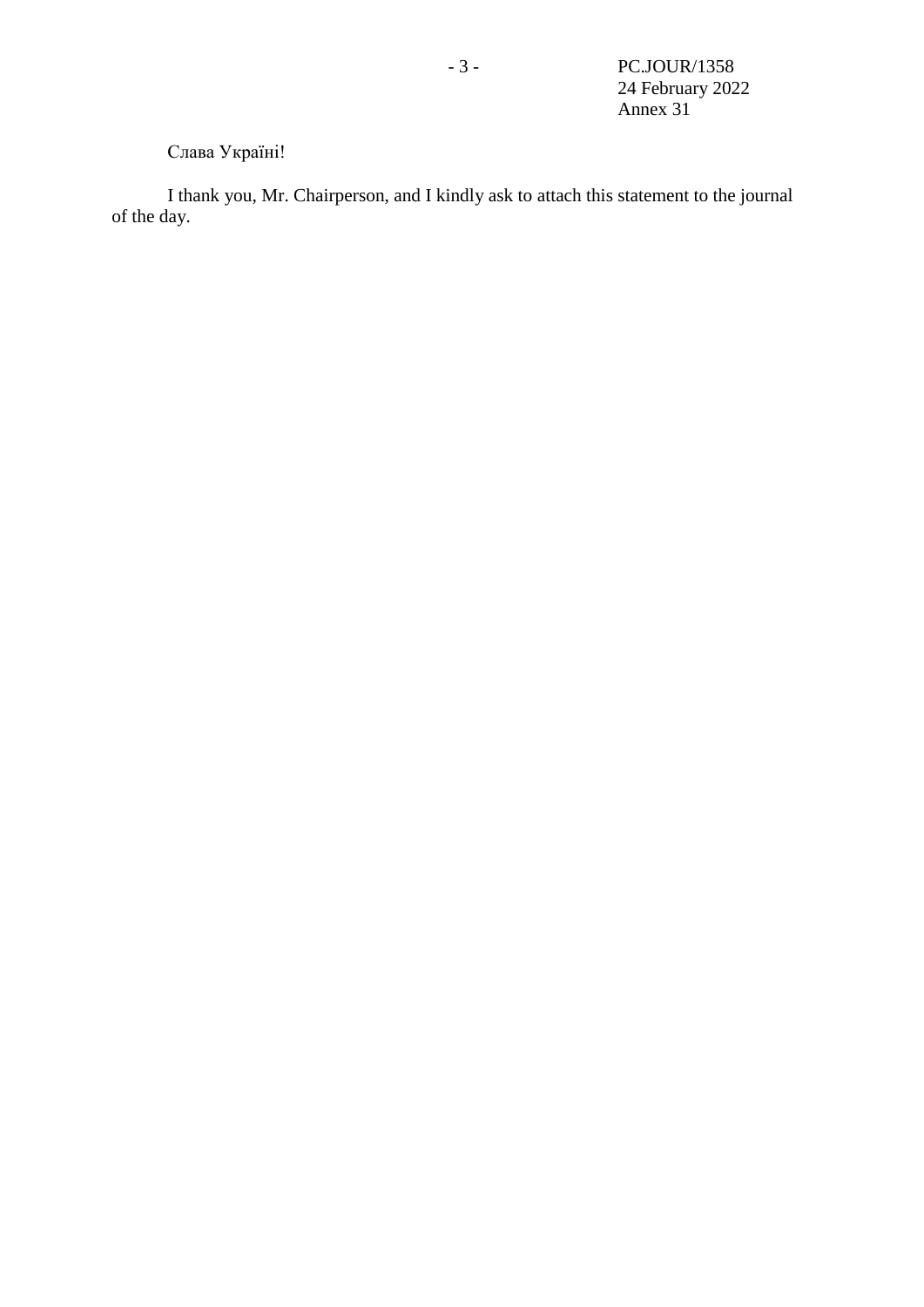Слава Україні!

I thank you, Mr. Chairperson, and I kindly ask to attach this statement to the journal of the day.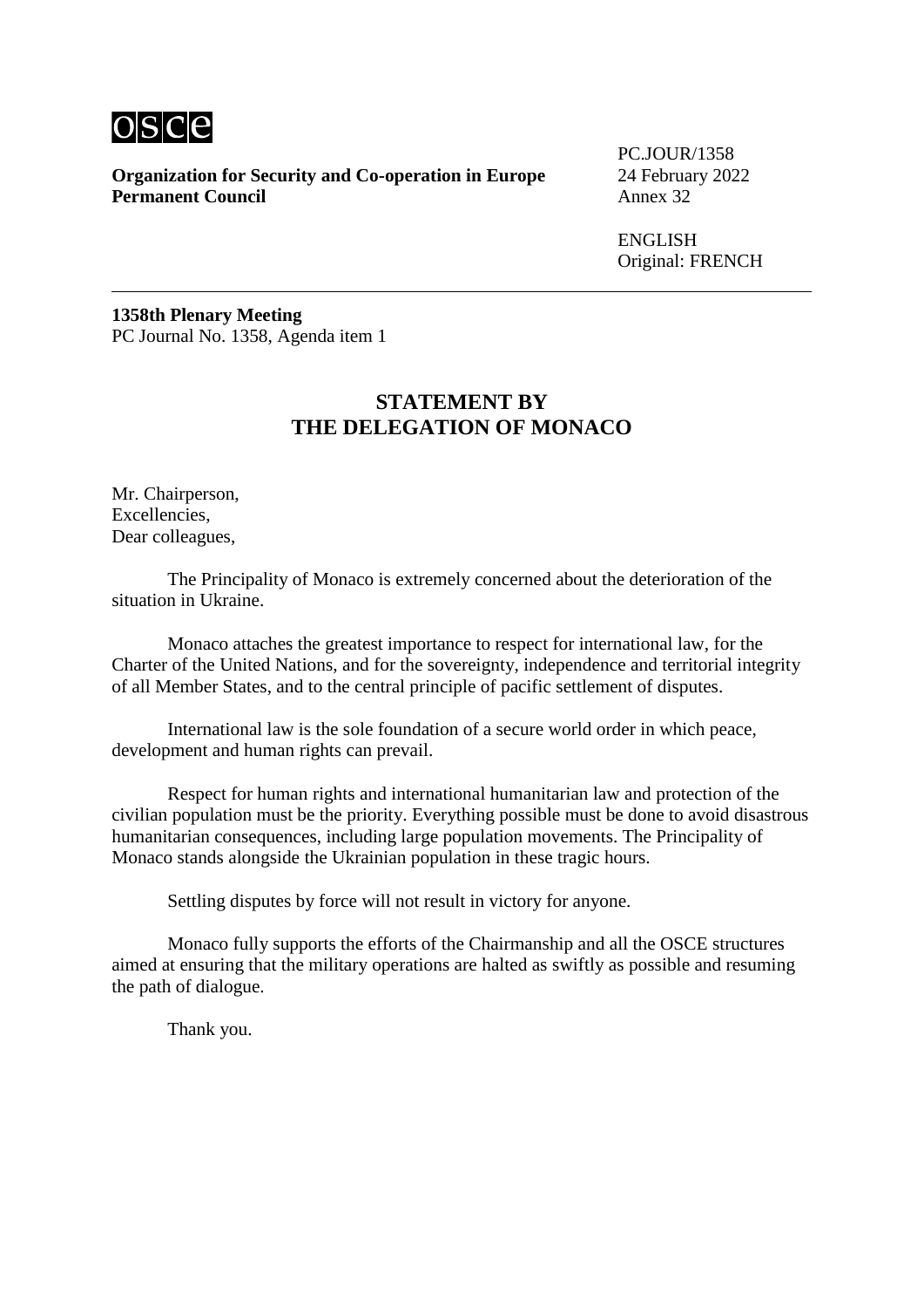osce

**Organization for Security and Co-operation in Europe**
**Permanent Council**

PC.JOUR/1358
24 February 2022
Annex 32

ENGLISH
Original: FRENCH

---

**1358th Plenary Meeting**
PC Journal No. 1358, Agenda item 1

## STATEMENT BY THE DELEGATION OF MONACO

Mr. Chairperson,
Excellencies,
Dear colleagues,

The Principality of Monaco is extremely concerned about the deterioration of the situation in Ukraine.

Monaco attaches the greatest importance to respect for international law, for the Charter of the United Nations, and for the sovereignty, independence and territorial integrity of all Member States, and to the central principle of pacific settlement of disputes.

International law is the sole foundation of a secure world order in which peace, development and human rights can prevail.

Respect for human rights and international humanitarian law and protection of the civilian population must be the priority. Everything possible must be done to avoid disastrous humanitarian consequences, including large population movements. The Principality of Monaco stands alongside the Ukrainian population in these tragic hours.

Settling disputes by force will not result in victory for anyone.

Monaco fully supports the efforts of the Chairmanship and all the OSCE structures aimed at ensuring that the military operations are halted as swiftly as possible and resuming the path of dialogue.

Thank you.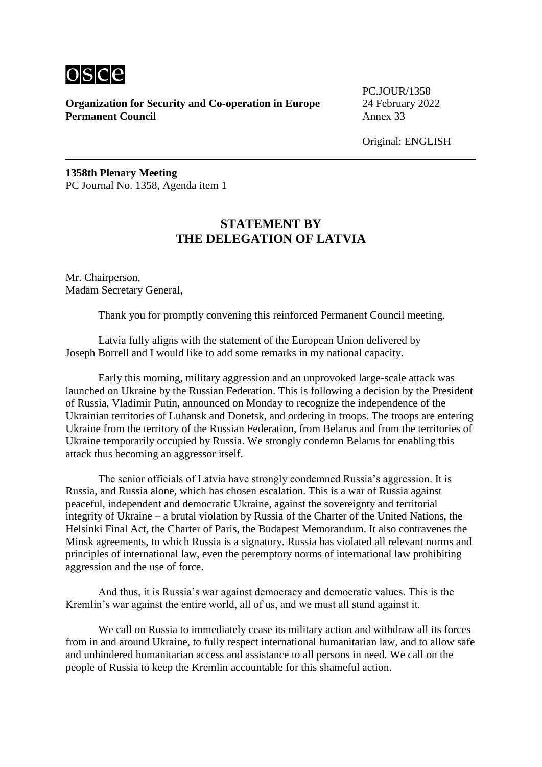osce

**Organization for Security and Co-operation in Europe**
**Permanent Council**

PC.JOUR/1358
24 February 2022
Annex 33

Original: ENGLISH

---

**1358th Plenary Meeting**
PC Journal No. 1358, Agenda item 1

## STATEMENT BY THE DELEGATION OF LATVIA

Mr. Chairperson,
Madam Secretary General,

Thank you for promptly convening this reinforced Permanent Council meeting.

Latvia fully aligns with the statement of the European Union delivered by Joseph Borrell and I would like to add some remarks in my national capacity.

Early this morning, military aggression and an unprovoked large-scale attack was launched on Ukraine by the Russian Federation. This is following a decision by the President of Russia, Vladimir Putin, announced on Monday to recognize the independence of the Ukrainian territories of Luhansk and Donetsk, and ordering in troops. The troops are entering Ukraine from the territory of the Russian Federation, from Belarus and from the territories of Ukraine temporarily occupied by Russia. We strongly condemn Belarus for enabling this attack thus becoming an aggressor itself.

The senior officials of Latvia have strongly condemned Russia's aggression. It is Russia, and Russia alone, which has chosen escalation. This is a war of Russia against peaceful, independent and democratic Ukraine, against the sovereignty and territorial integrity of Ukraine – a brutal violation by Russia of the Charter of the United Nations, the Helsinki Final Act, the Charter of Paris, the Budapest Memorandum. It also contravenes the Minsk agreements, to which Russia is a signatory. Russia has violated all relevant norms and principles of international law, even the peremptory norms of international law prohibiting aggression and the use of force.

And thus, it is Russia's war against democracy and democratic values. This is the Kremlin's war against the entire world, all of us, and we must all stand against it.

We call on Russia to immediately cease its military action and withdraw all its forces from in and around Ukraine, to fully respect international humanitarian law, and to allow safe and unhindered humanitarian access and assistance to all persons in need. We call on the people of Russia to keep the Kremlin accountable for this shameful action.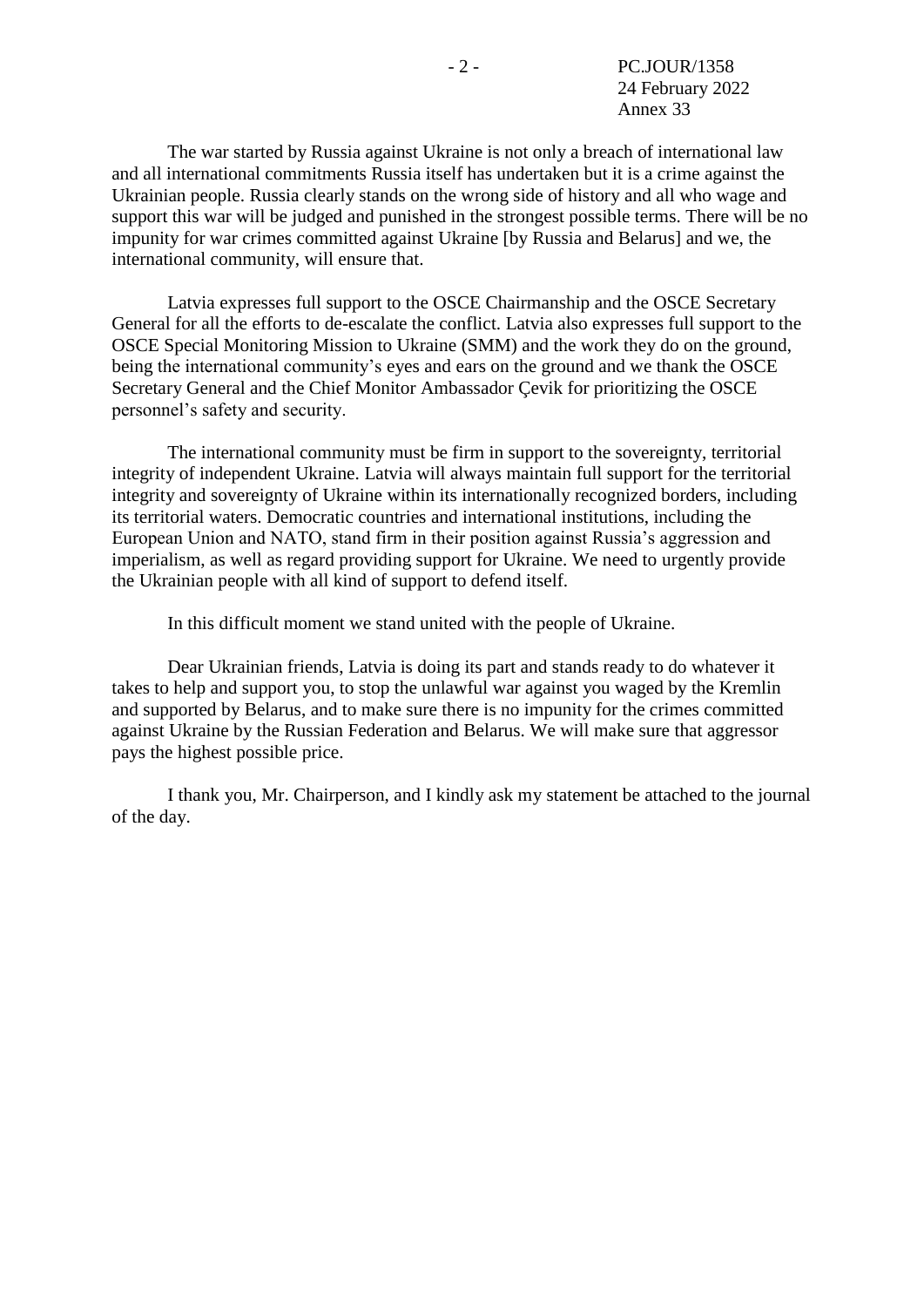The war started by Russia against Ukraine is not only a breach of international law and all international commitments Russia itself has undertaken but it is a crime against the Ukrainian people. Russia clearly stands on the wrong side of history and all who wage and support this war will be judged and punished in the strongest possible terms. There will be no impunity for war crimes committed against Ukraine [by Russia and Belarus] and we, the international community, will ensure that.

Latvia expresses full support to the OSCE Chairmanship and the OSCE Secretary General for all the efforts to de-escalate the conflict. Latvia also expresses full support to the OSCE Special Monitoring Mission to Ukraine (SMM) and the work they do on the ground, being the international community's eyes and ears on the ground and we thank the OSCE Secretary General and the Chief Monitor Ambassador Çevik for prioritizing the OSCE personnel's safety and security.

The international community must be firm in support to the sovereignty, territorial integrity of independent Ukraine. Latvia will always maintain full support for the territorial integrity and sovereignty of Ukraine within its internationally recognized borders, including its territorial waters. Democratic countries and international institutions, including the European Union and NATO, stand firm in their position against Russia's aggression and imperialism, as well as regard providing support for Ukraine. We need to urgently provide the Ukrainian people with all kind of support to defend itself.

In this difficult moment we stand united with the people of Ukraine.

Dear Ukrainian friends, Latvia is doing its part and stands ready to do whatever it takes to help and support you, to stop the unlawful war against you waged by the Kremlin and supported by Belarus, and to make sure there is no impunity for the crimes committed against Ukraine by the Russian Federation and Belarus. We will make sure that aggressor pays the highest possible price.

I thank you, Mr. Chairperson, and I kindly ask my statement be attached to the journal of the day.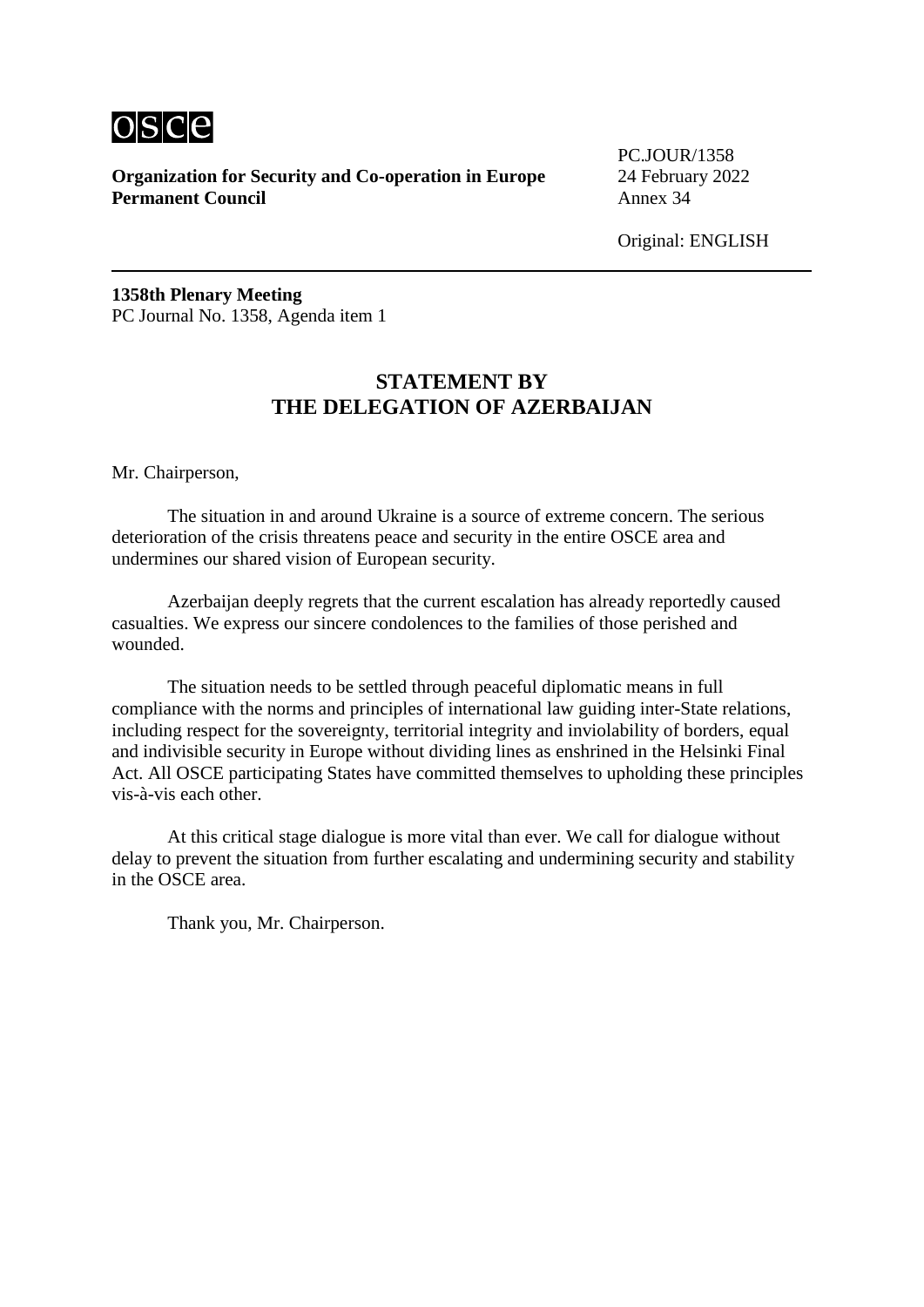**Organization for Security and Co-operation in Europe**
**Permanent Council**

PC.JOUR/1358
24 February 2022
Annex 34

Original: ENGLISH

---

**1358th Plenary Meeting**
PC Journal No. 1358, Agenda item 1

## STATEMENT BY THE DELEGATION OF AZERBAIJAN

Mr. Chairperson,

The situation in and around Ukraine is a source of extreme concern. The serious deterioration of the crisis threatens peace and security in the entire OSCE area and undermines our shared vision of European security.

Azerbaijan deeply regrets that the current escalation has already reportedly caused casualties. We express our sincere condolences to the families of those perished and wounded.

The situation needs to be settled through peaceful diplomatic means in full compliance with the norms and principles of international law guiding inter-State relations, including respect for the sovereignty, territorial integrity and inviolability of borders, equal and indivisible security in Europe without dividing lines as enshrined in the Helsinki Final Act. All OSCE participating States have committed themselves to upholding these principles vis-à-vis each other.

At this critical stage dialogue is more vital than ever. We call for dialogue without delay to prevent the situation from further escalating and undermining security and stability in the OSCE area.

Thank you, Mr. Chairperson.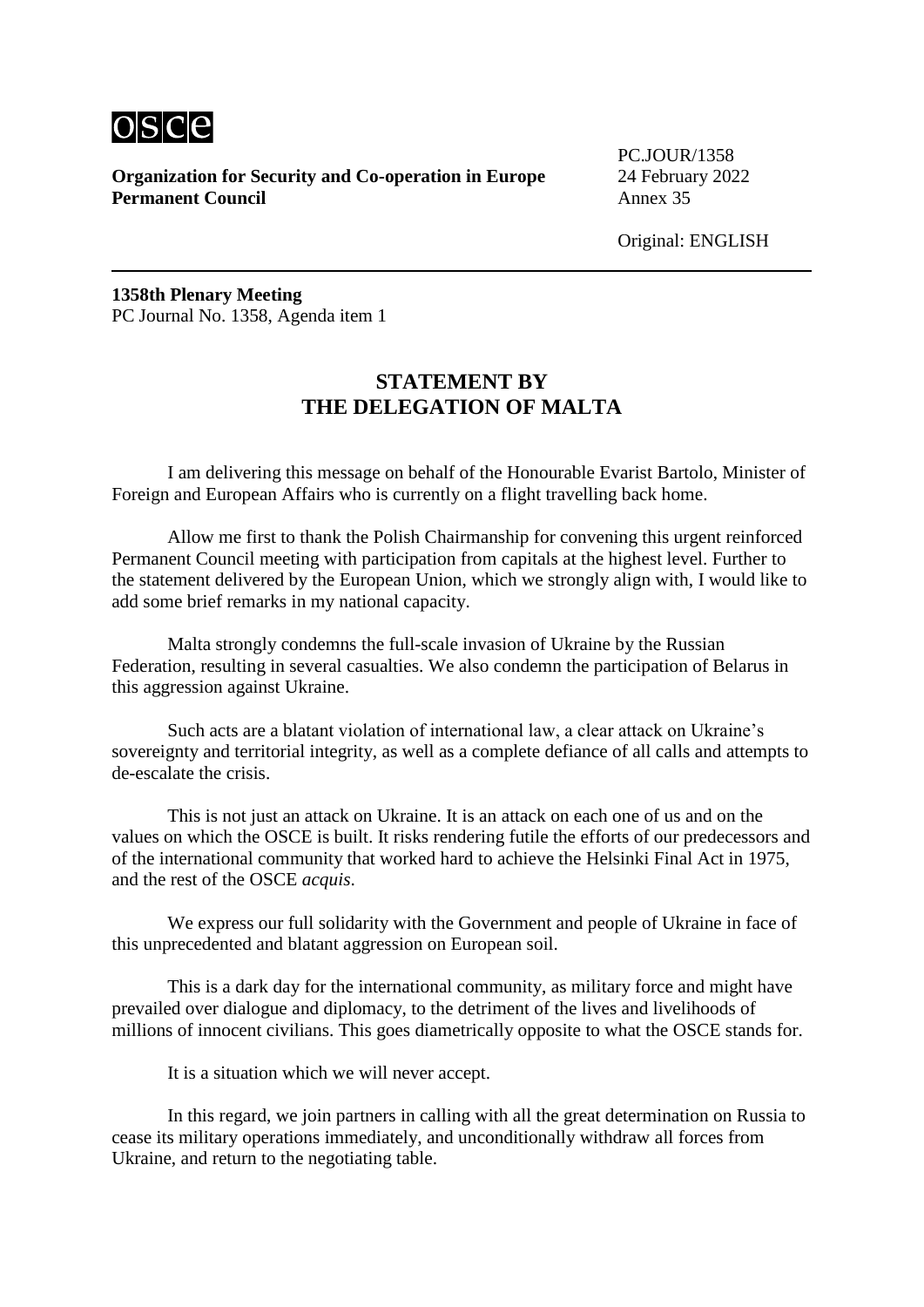osce

**Organization for Security and Co-operation in Europe**
**Permanent Council**

PC.JOUR/1358
24 February 2022
Annex 35

Original: ENGLISH

**1358th Plenary Meeting**
PC Journal No. 1358, Agenda item 1

## STATEMENT BY THE DELEGATION OF MALTA

I am delivering this message on behalf of the Honourable Evarist Bartolo, Minister of Foreign and European Affairs who is currently on a flight travelling back home.

Allow me first to thank the Polish Chairmanship for convening this urgent reinforced Permanent Council meeting with participation from capitals at the highest level. Further to the statement delivered by the European Union, which we strongly align with, I would like to add some brief remarks in my national capacity.

Malta strongly condemns the full-scale invasion of Ukraine by the Russian Federation, resulting in several casualties. We also condemn the participation of Belarus in this aggression against Ukraine.

Such acts are a blatant violation of international law, a clear attack on Ukraine's sovereignty and territorial integrity, as well as a complete defiance of all calls and attempts to de-escalate the crisis.

This is not just an attack on Ukraine. It is an attack on each one of us and on the values on which the OSCE is built. It risks rendering futile the efforts of our predecessors and of the international community that worked hard to achieve the Helsinki Final Act in 1975, and the rest of the OSCE *acquis*.

We express our full solidarity with the Government and people of Ukraine in face of this unprecedented and blatant aggression on European soil.

This is a dark day for the international community, as military force and might have prevailed over dialogue and diplomacy, to the detriment of the lives and livelihoods of millions of innocent civilians. This goes diametrically opposite to what the OSCE stands for.

It is a situation which we will never accept.

In this regard, we join partners in calling with all the great determination on Russia to cease its military operations immediately, and unconditionally withdraw all forces from Ukraine, and return to the negotiating table.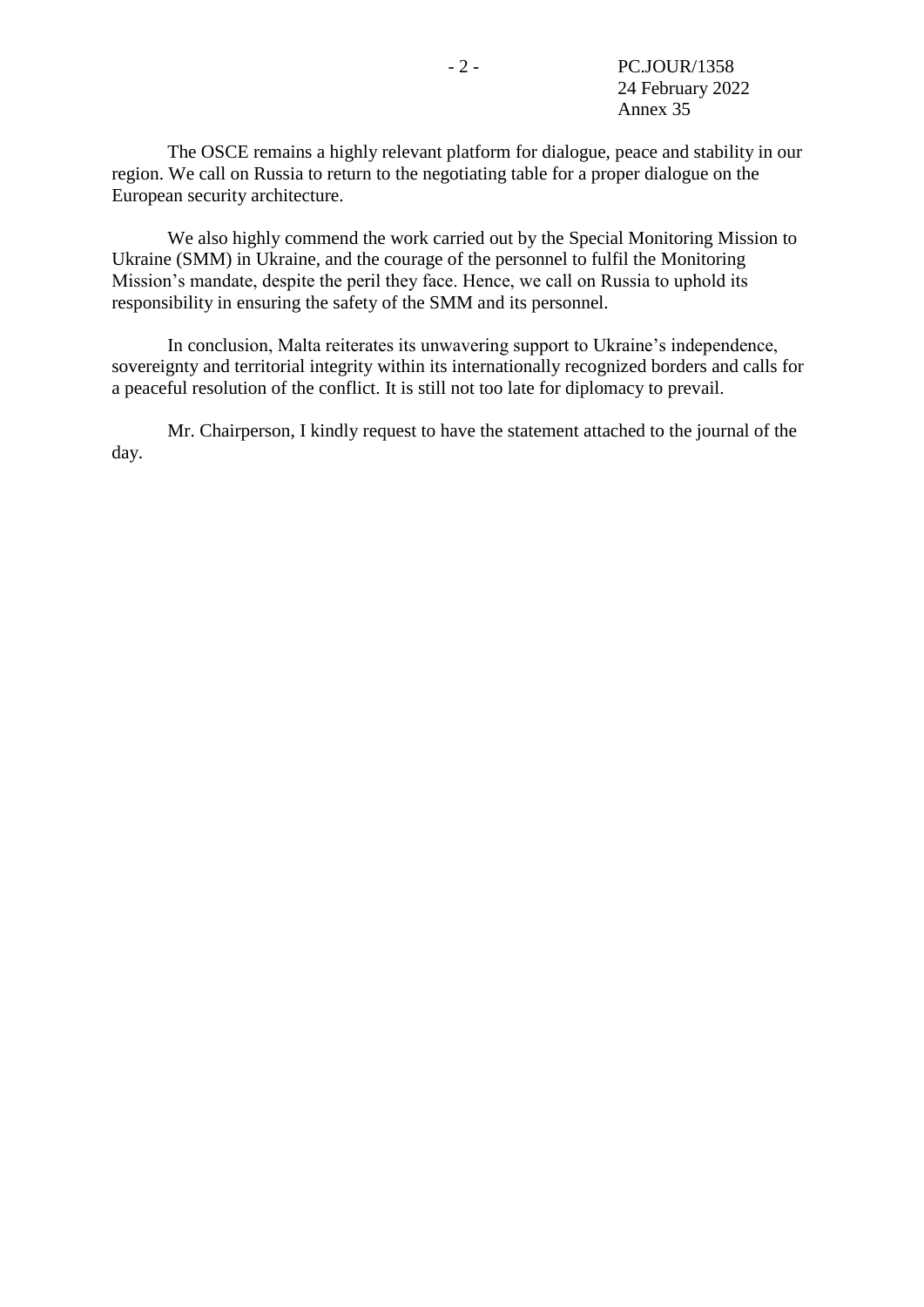The OSCE remains a highly relevant platform for dialogue, peace and stability in our region. We call on Russia to return to the negotiating table for a proper dialogue on the European security architecture.

We also highly commend the work carried out by the Special Monitoring Mission to Ukraine (SMM) in Ukraine, and the courage of the personnel to fulfil the Monitoring Mission's mandate, despite the peril they face. Hence, we call on Russia to uphold its responsibility in ensuring the safety of the SMM and its personnel.

In conclusion, Malta reiterates its unwavering support to Ukraine's independence, sovereignty and territorial integrity within its internationally recognized borders and calls for a peaceful resolution of the conflict. It is still not too late for diplomacy to prevail.

Mr. Chairperson, I kindly request to have the statement attached to the journal of the day.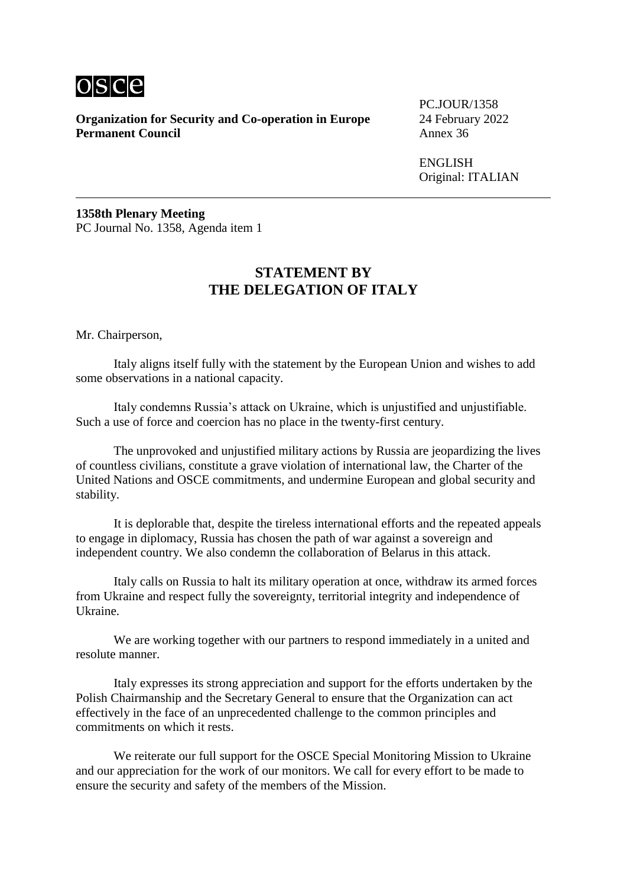**Organization for Security and Co-operation in Europe**
**Permanent Council**

PC.JOUR/1358
24 February 2022
Annex 36

ENGLISH
Original: ITALIAN

---

**1358th Plenary Meeting**
PC Journal No. 1358, Agenda item 1

## STATEMENT BY THE DELEGATION OF ITALY

Mr. Chairperson,

Italy aligns itself fully with the statement by the European Union and wishes to add some observations in a national capacity.

Italy condemns Russia's attack on Ukraine, which is unjustified and unjustifiable. Such a use of force and coercion has no place in the twenty-first century.

The unprovoked and unjustified military actions by Russia are jeopardizing the lives of countless civilians, constitute a grave violation of international law, the Charter of the United Nations and OSCE commitments, and undermine European and global security and stability.

It is deplorable that, despite the tireless international efforts and the repeated appeals to engage in diplomacy, Russia has chosen the path of war against a sovereign and independent country. We also condemn the collaboration of Belarus in this attack.

Italy calls on Russia to halt its military operation at once, withdraw its armed forces from Ukraine and respect fully the sovereignty, territorial integrity and independence of Ukraine.

We are working together with our partners to respond immediately in a united and resolute manner.

Italy expresses its strong appreciation and support for the efforts undertaken by the Polish Chairmanship and the Secretary General to ensure that the Organization can act effectively in the face of an unprecedented challenge to the common principles and commitments on which it rests.

We reiterate our full support for the OSCE Special Monitoring Mission to Ukraine and our appreciation for the work of our monitors. We call for every effort to be made to ensure the security and safety of the members of the Mission.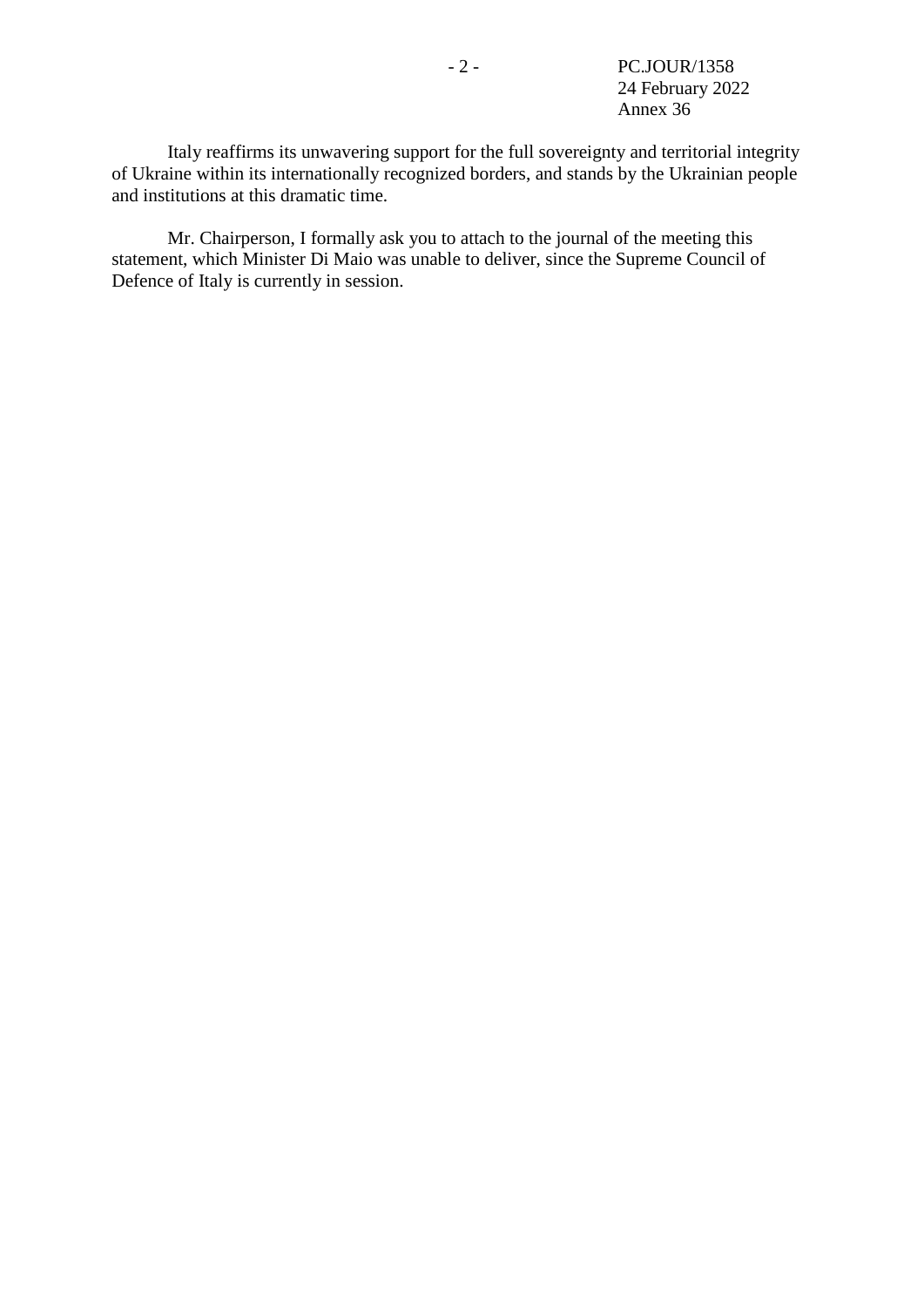Italy reaffirms its unwavering support for the full sovereignty and territorial integrity of Ukraine within its internationally recognized borders, and stands by the Ukrainian people and institutions at this dramatic time.

Mr. Chairperson, I formally ask you to attach to the journal of the meeting this statement, which Minister Di Maio was unable to deliver, since the Supreme Council of Defence of Italy is currently in session.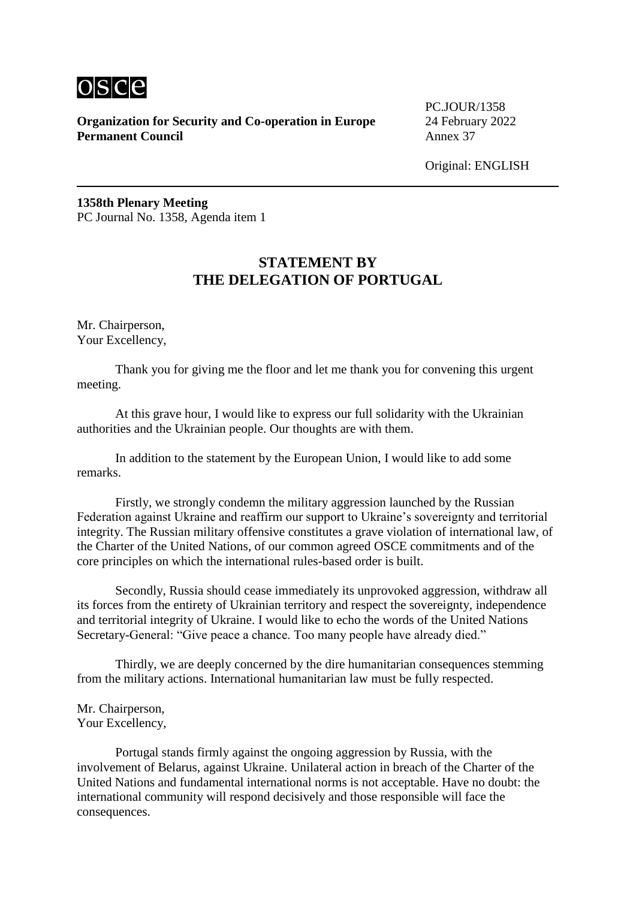osce

**Organization for Security and Co-operation in Europe**
**Permanent Council**

PC.JOUR/1358
24 February 2022
Annex 37

Original: ENGLISH

**1358th Plenary Meeting**
PC Journal No. 1358, Agenda item 1

## STATEMENT BY THE DELEGATION OF PORTUGAL

Mr. Chairperson,
Your Excellency,

Thank you for giving me the floor and let me thank you for convening this urgent meeting.

At this grave hour, I would like to express our full solidarity with the Ukrainian authorities and the Ukrainian people. Our thoughts are with them.

In addition to the statement by the European Union, I would like to add some remarks.

Firstly, we strongly condemn the military aggression launched by the Russian Federation against Ukraine and reaffirm our support to Ukraine's sovereignty and territorial integrity. The Russian military offensive constitutes a grave violation of international law, of the Charter of the United Nations, of our common agreed OSCE commitments and of the core principles on which the international rules-based order is built.

Secondly, Russia should cease immediately its unprovoked aggression, withdraw all its forces from the entirety of Ukrainian territory and respect the sovereignty, independence and territorial integrity of Ukraine. I would like to echo the words of the United Nations Secretary-General: "Give peace a chance. Too many people have already died."

Thirdly, we are deeply concerned by the dire humanitarian consequences stemming from the military actions. International humanitarian law must be fully respected.

Mr. Chairperson,
Your Excellency,

Portugal stands firmly against the ongoing aggression by Russia, with the involvement of Belarus, against Ukraine. Unilateral action in breach of the Charter of the United Nations and fundamental international norms is not acceptable. Have no doubt: the international community will respond decisively and those responsible will face the consequences.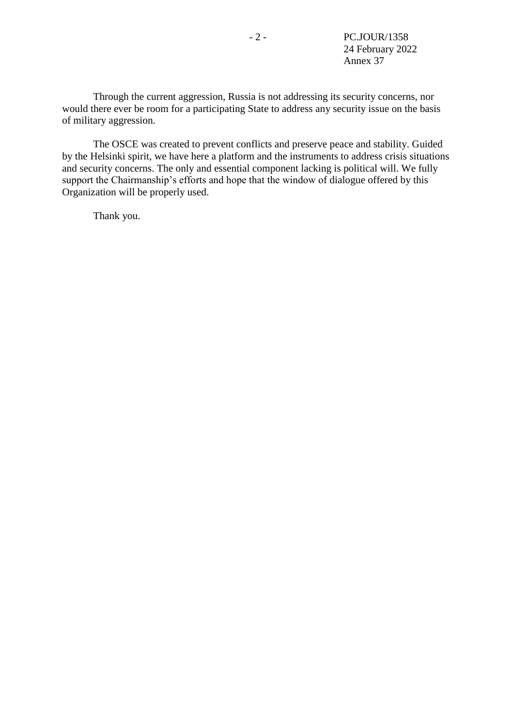Through the current aggression, Russia is not addressing its security concerns, nor would there ever be room for a participating State to address any security issue on the basis of military aggression.

The OSCE was created to prevent conflicts and preserve peace and stability. Guided by the Helsinki spirit, we have here a platform and the instruments to address crisis situations and security concerns. The only and essential component lacking is political will. We fully support the Chairmanship's efforts and hope that the window of dialogue offered by this Organization will be properly used.

Thank you.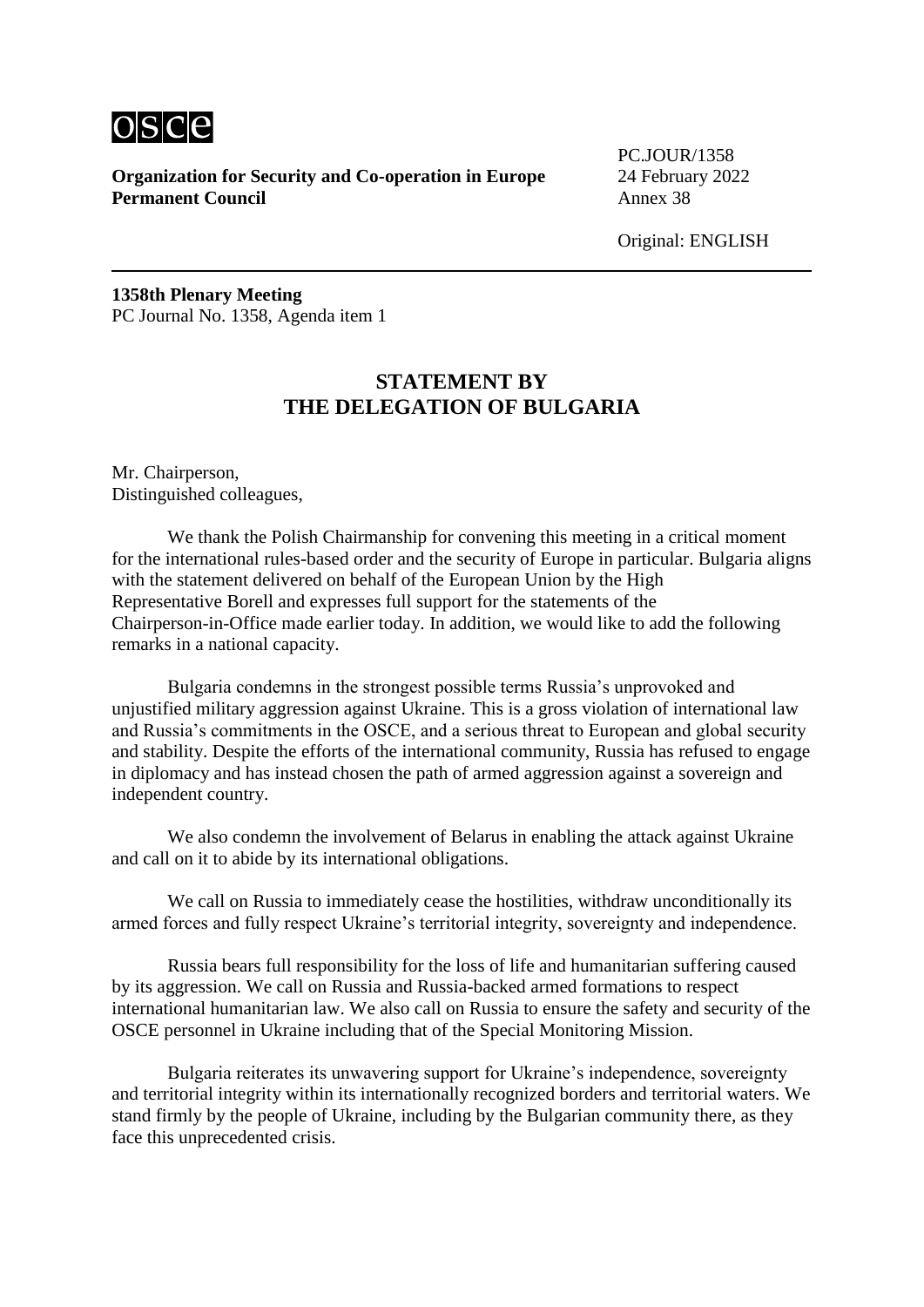**Organization for Security and Co-operation in Europe**
**Permanent Council**

PC.JOUR/1358
24 February 2022
Annex 38

Original: ENGLISH

**1358th Plenary Meeting**
PC Journal No. 1358, Agenda item 1

## STATEMENT BY THE DELEGATION OF BULGARIA

Mr. Chairperson,
Distinguished colleagues,

We thank the Polish Chairmanship for convening this meeting in a critical moment for the international rules-based order and the security of Europe in particular. Bulgaria aligns with the statement delivered on behalf of the European Union by the High Representative Borell and expresses full support for the statements of the Chairperson-in-Office made earlier today. In addition, we would like to add the following remarks in a national capacity.

Bulgaria condemns in the strongest possible terms Russia's unprovoked and unjustified military aggression against Ukraine. This is a gross violation of international law and Russia's commitments in the OSCE, and a serious threat to European and global security and stability. Despite the efforts of the international community, Russia has refused to engage in diplomacy and has instead chosen the path of armed aggression against a sovereign and independent country.

We also condemn the involvement of Belarus in enabling the attack against Ukraine and call on it to abide by its international obligations.

We call on Russia to immediately cease the hostilities, withdraw unconditionally its armed forces and fully respect Ukraine's territorial integrity, sovereignty and independence.

Russia bears full responsibility for the loss of life and humanitarian suffering caused by its aggression. We call on Russia and Russia-backed armed formations to respect international humanitarian law. We also call on Russia to ensure the safety and security of the OSCE personnel in Ukraine including that of the Special Monitoring Mission.

Bulgaria reiterates its unwavering support for Ukraine's independence, sovereignty and territorial integrity within its internationally recognized borders and territorial waters. We stand firmly by the people of Ukraine, including by the Bulgarian community there, as they face this unprecedented crisis.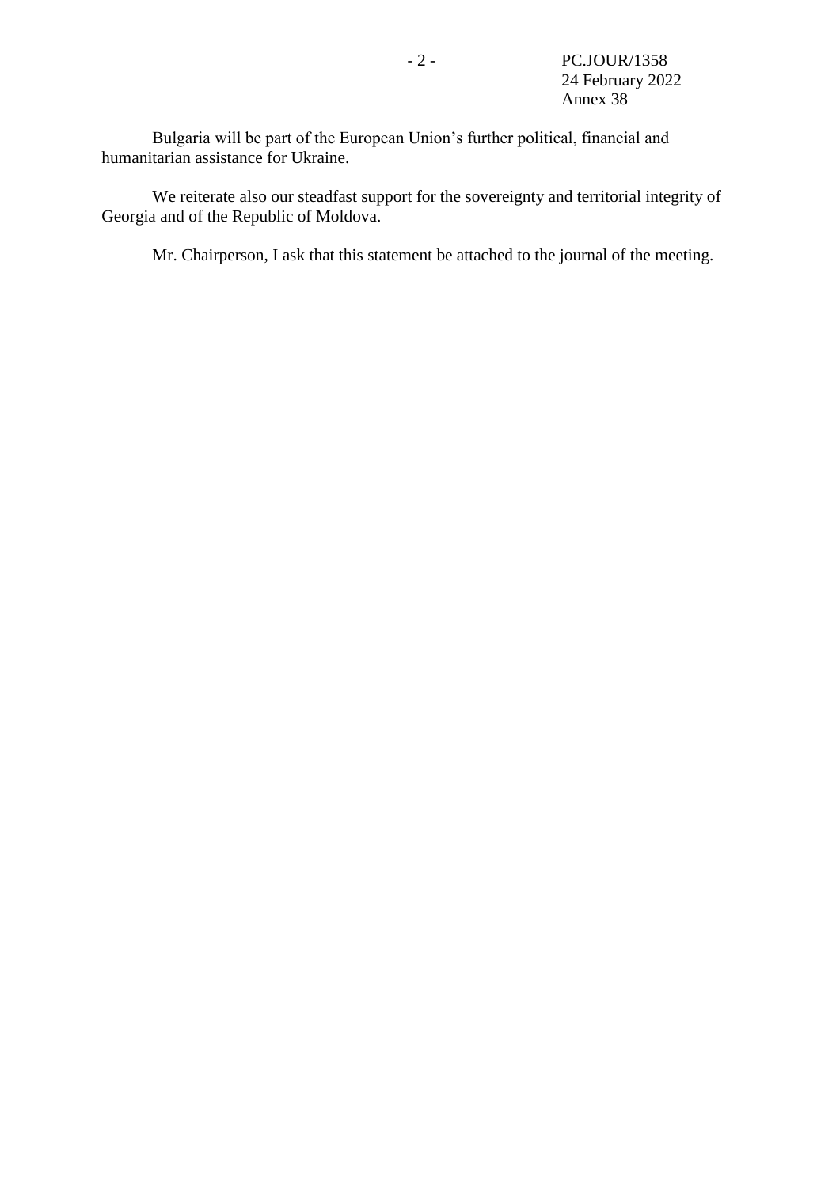Bulgaria will be part of the European Union’s further political, financial and humanitarian assistance for Ukraine.

We reiterate also our steadfast support for the sovereignty and territorial integrity of Georgia and of the Republic of Moldova.

Mr. Chairperson, I ask that this statement be attached to the journal of the meeting.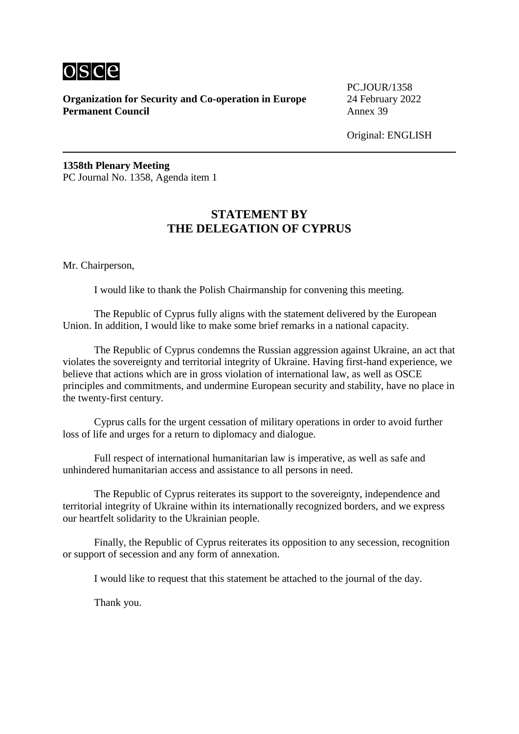**Organization for Security and Co-operation in Europe**
**Permanent Council**

PC.JOUR/1358
24 February 2022
Annex 39

Original: ENGLISH

**1358th Plenary Meeting**
PC Journal No. 1358, Agenda item 1

## STATEMENT BY THE DELEGATION OF CYPRUS

Mr. Chairperson,

I would like to thank the Polish Chairmanship for convening this meeting.

The Republic of Cyprus fully aligns with the statement delivered by the European Union. In addition, I would like to make some brief remarks in a national capacity.

The Republic of Cyprus condemns the Russian aggression against Ukraine, an act that violates the sovereignty and territorial integrity of Ukraine. Having first-hand experience, we believe that actions which are in gross violation of international law, as well as OSCE principles and commitments, and undermine European security and stability, have no place in the twenty-first century.

Cyprus calls for the urgent cessation of military operations in order to avoid further loss of life and urges for a return to diplomacy and dialogue.

Full respect of international humanitarian law is imperative, as well as safe and unhindered humanitarian access and assistance to all persons in need.

The Republic of Cyprus reiterates its support to the sovereignty, independence and territorial integrity of Ukraine within its internationally recognized borders, and we express our heartfelt solidarity to the Ukrainian people.

Finally, the Republic of Cyprus reiterates its opposition to any secession, recognition or support of secession and any form of annexation.

I would like to request that this statement be attached to the journal of the day.

Thank you.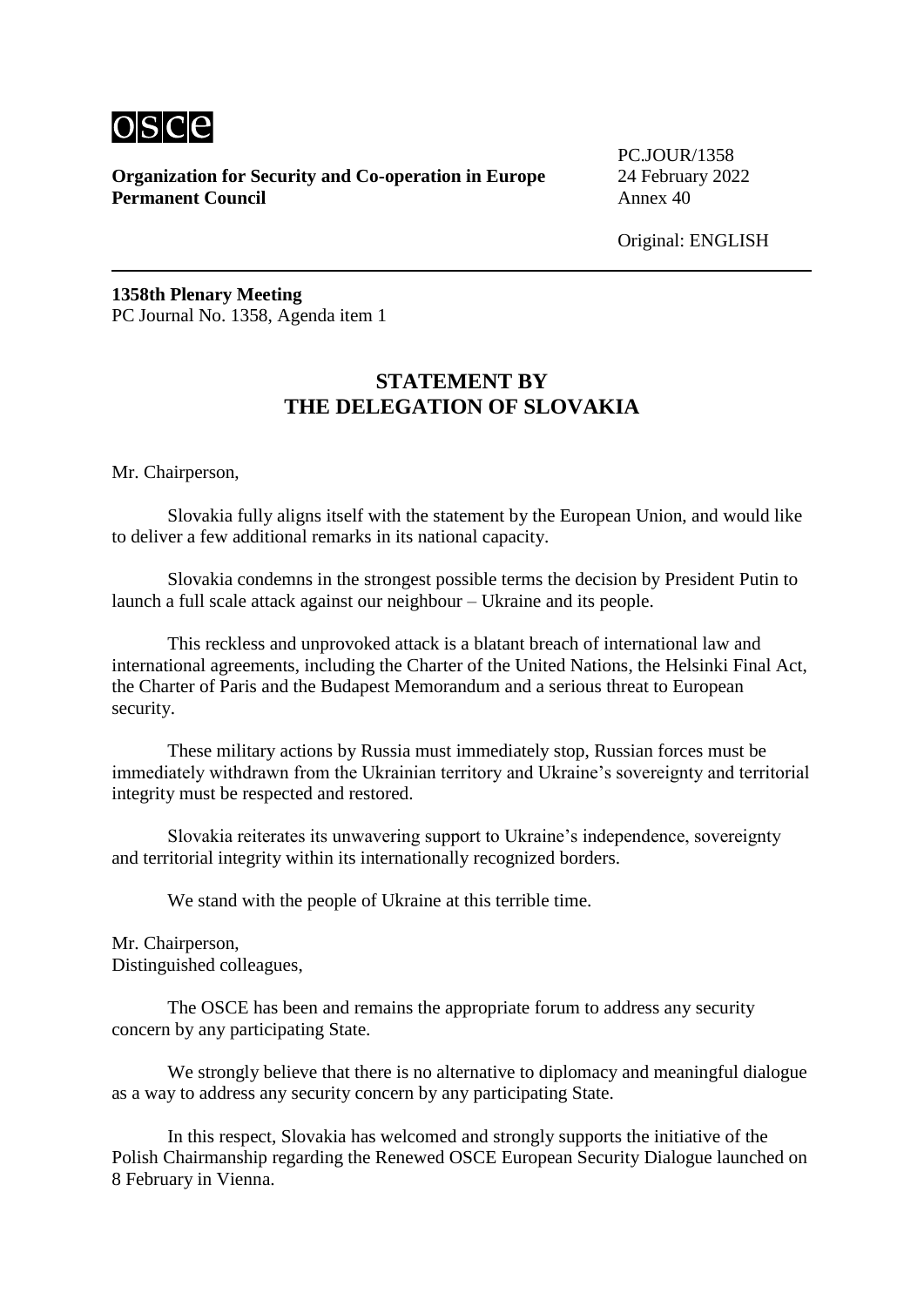**Organization for Security and Co-operation in Europe**
**Permanent Council**

PC.JOUR/1358
24 February 2022
Annex 40

Original: ENGLISH

**1358th Plenary Meeting**
PC Journal No. 1358, Agenda item 1

## STATEMENT BY THE DELEGATION OF SLOVAKIA

Mr. Chairperson,

Slovakia fully aligns itself with the statement by the European Union, and would like to deliver a few additional remarks in its national capacity.

Slovakia condemns in the strongest possible terms the decision by President Putin to launch a full scale attack against our neighbour – Ukraine and its people.

This reckless and unprovoked attack is a blatant breach of international law and international agreements, including the Charter of the United Nations, the Helsinki Final Act, the Charter of Paris and the Budapest Memorandum and a serious threat to European security.

These military actions by Russia must immediately stop, Russian forces must be immediately withdrawn from the Ukrainian territory and Ukraine's sovereignty and territorial integrity must be respected and restored.

Slovakia reiterates its unwavering support to Ukraine's independence, sovereignty and territorial integrity within its internationally recognized borders.

We stand with the people of Ukraine at this terrible time.

Mr. Chairperson,
Distinguished colleagues,

The OSCE has been and remains the appropriate forum to address any security concern by any participating State.

We strongly believe that there is no alternative to diplomacy and meaningful dialogue as a way to address any security concern by any participating State.

In this respect, Slovakia has welcomed and strongly supports the initiative of the Polish Chairmanship regarding the Renewed OSCE European Security Dialogue launched on 8 February in Vienna.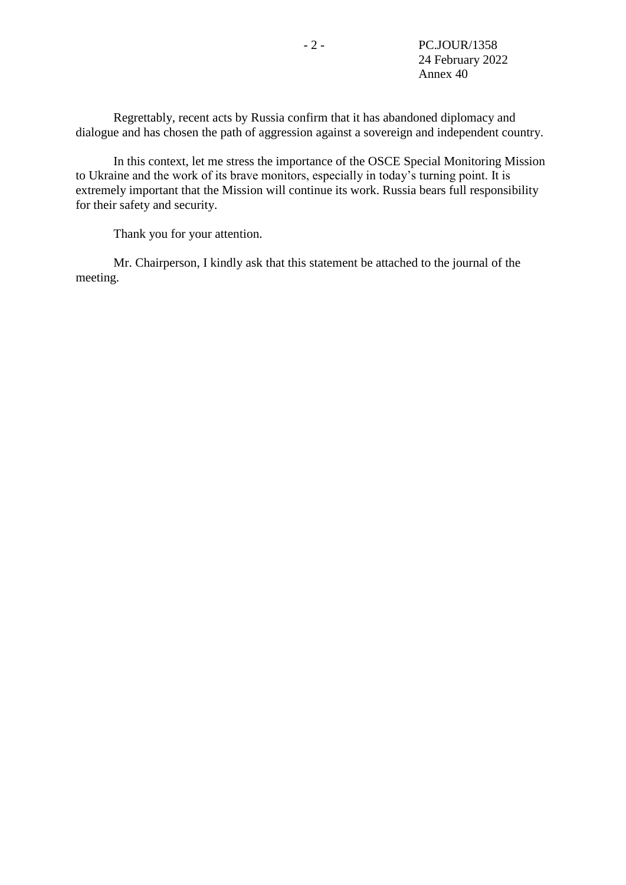Regrettably, recent acts by Russia confirm that it has abandoned diplomacy and dialogue and has chosen the path of aggression against a sovereign and independent country.

In this context, let me stress the importance of the OSCE Special Monitoring Mission to Ukraine and the work of its brave monitors, especially in today's turning point. It is extremely important that the Mission will continue its work. Russia bears full responsibility for their safety and security.

Thank you for your attention.

Mr. Chairperson, I kindly ask that this statement be attached to the journal of the meeting.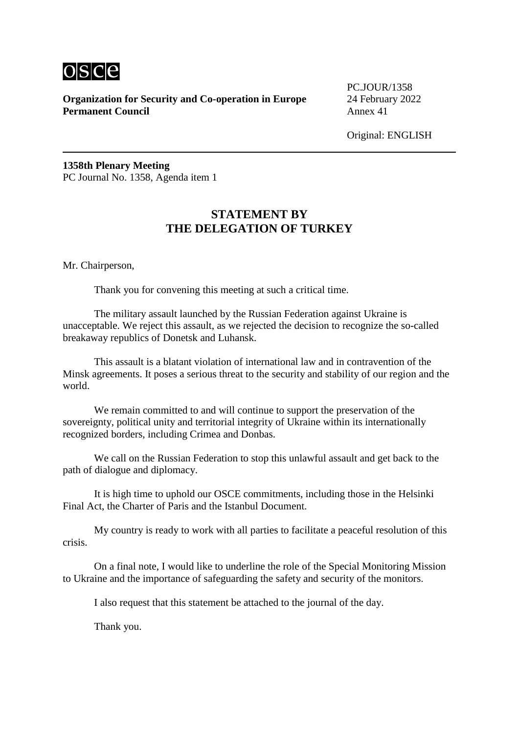osce

**Organization for Security and Co-operation in Europe**
**Permanent Council**

PC.JOUR/1358
24 February 2022
Annex 41

Original: ENGLISH

---

**1358th Plenary Meeting**
PC Journal No. 1358, Agenda item 1

## STATEMENT BY THE DELEGATION OF TURKEY

Mr. Chairperson,

Thank you for convening this meeting at such a critical time.

The military assault launched by the Russian Federation against Ukraine is unacceptable. We reject this assault, as we rejected the decision to recognize the so-called breakaway republics of Donetsk and Luhansk.

This assault is a blatant violation of international law and in contravention of the Minsk agreements. It poses a serious threat to the security and stability of our region and the world.

We remain committed to and will continue to support the preservation of the sovereignty, political unity and territorial integrity of Ukraine within its internationally recognized borders, including Crimea and Donbas.

We call on the Russian Federation to stop this unlawful assault and get back to the path of dialogue and diplomacy.

It is high time to uphold our OSCE commitments, including those in the Helsinki Final Act, the Charter of Paris and the Istanbul Document.

My country is ready to work with all parties to facilitate a peaceful resolution of this crisis.

On a final note, I would like to underline the role of the Special Monitoring Mission to Ukraine and the importance of safeguarding the safety and security of the monitors.

I also request that this statement be attached to the journal of the day.

Thank you.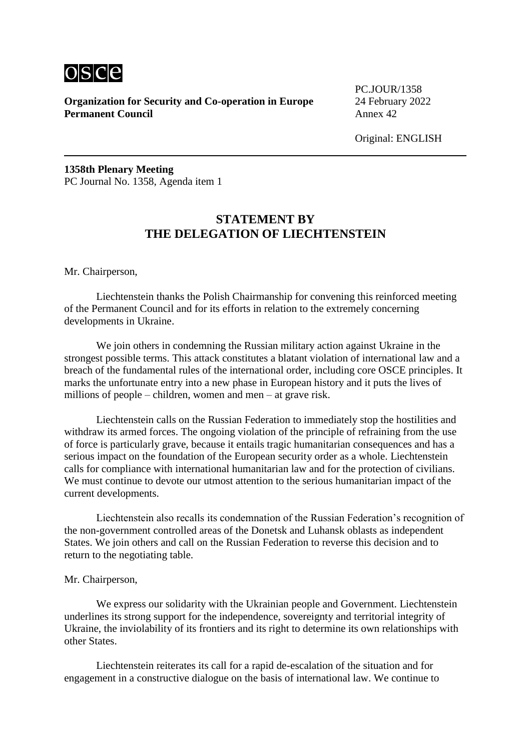osce

**Organization for Security and Co-operation in Europe**
**Permanent Council**

PC.JOUR/1358
24 February 2022
Annex 42

Original: ENGLISH

**1358th Plenary Meeting**
PC Journal No. 1358, Agenda item 1

## STATEMENT BY THE DELEGATION OF LIECHTENSTEIN

Mr. Chairperson,

Liechtenstein thanks the Polish Chairmanship for convening this reinforced meeting of the Permanent Council and for its efforts in relation to the extremely concerning developments in Ukraine.

We join others in condemning the Russian military action against Ukraine in the strongest possible terms. This attack constitutes a blatant violation of international law and a breach of the fundamental rules of the international order, including core OSCE principles. It marks the unfortunate entry into a new phase in European history and it puts the lives of millions of people – children, women and men – at grave risk.

Liechtenstein calls on the Russian Federation to immediately stop the hostilities and withdraw its armed forces. The ongoing violation of the principle of refraining from the use of force is particularly grave, because it entails tragic humanitarian consequences and has a serious impact on the foundation of the European security order as a whole. Liechtenstein calls for compliance with international humanitarian law and for the protection of civilians. We must continue to devote our utmost attention to the serious humanitarian impact of the current developments.

Liechtenstein also recalls its condemnation of the Russian Federation's recognition of the non-government controlled areas of the Donetsk and Luhansk oblasts as independent States. We join others and call on the Russian Federation to reverse this decision and to return to the negotiating table.

Mr. Chairperson,

We express our solidarity with the Ukrainian people and Government. Liechtenstein underlines its strong support for the independence, sovereignty and territorial integrity of Ukraine, the inviolability of its frontiers and its right to determine its own relationships with other States.

Liechtenstein reiterates its call for a rapid de-escalation of the situation and for engagement in a constructive dialogue on the basis of international law. We continue to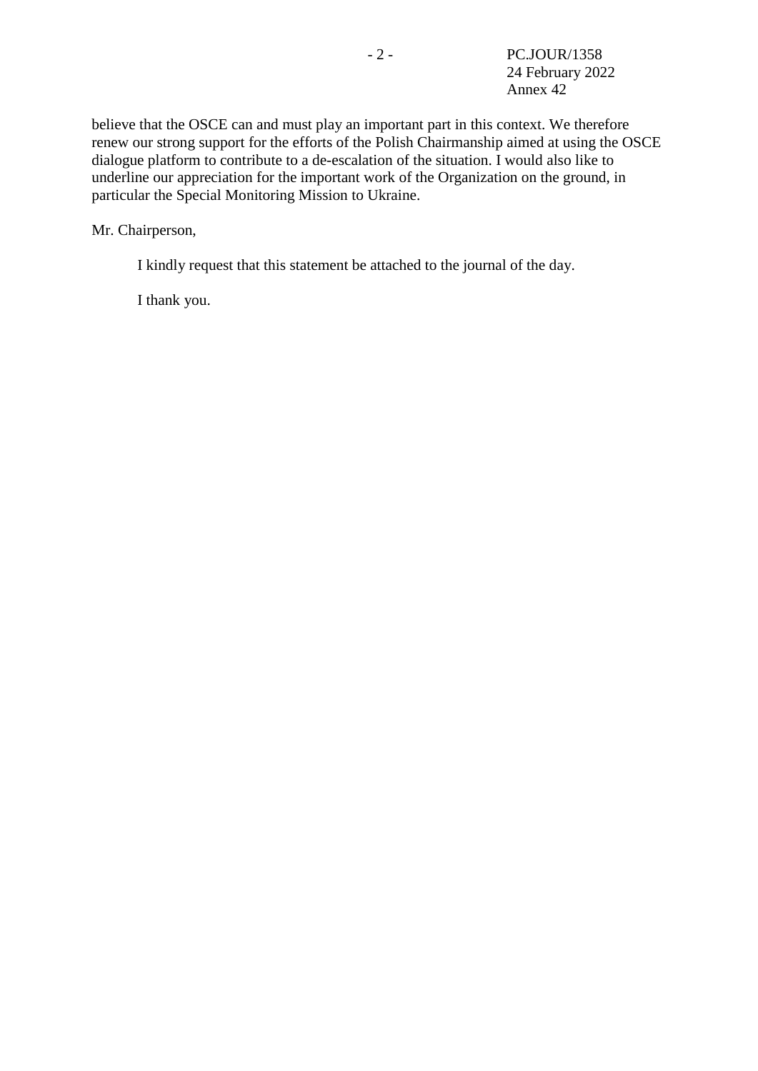believe that the OSCE can and must play an important part in this context. We therefore renew our strong support for the efforts of the Polish Chairmanship aimed at using the OSCE dialogue platform to contribute to a de-escalation of the situation. I would also like to underline our appreciation for the important work of the Organization on the ground, in particular the Special Monitoring Mission to Ukraine.

Mr. Chairperson,

I kindly request that this statement be attached to the journal of the day.

I thank you.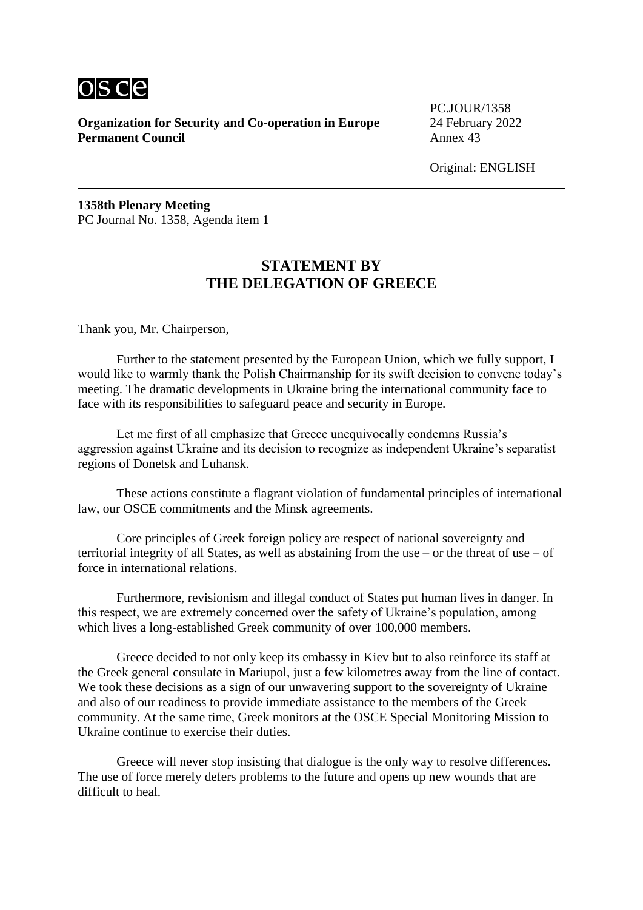**Organization for Security and Co-operation in Europe**
**Permanent Council**

PC.JOUR/1358
24 February 2022
Annex 43

Original: ENGLISH

**1358th Plenary Meeting**
PC Journal No. 1358, Agenda item 1

## STATEMENT BY THE DELEGATION OF GREECE

Thank you, Mr. Chairperson,

Further to the statement presented by the European Union, which we fully support, I would like to warmly thank the Polish Chairmanship for its swift decision to convene today's meeting. The dramatic developments in Ukraine bring the international community face to face with its responsibilities to safeguard peace and security in Europe.

Let me first of all emphasize that Greece unequivocally condemns Russia's aggression against Ukraine and its decision to recognize as independent Ukraine's separatist regions of Donetsk and Luhansk.

These actions constitute a flagrant violation of fundamental principles of international law, our OSCE commitments and the Minsk agreements.

Core principles of Greek foreign policy are respect of national sovereignty and territorial integrity of all States, as well as abstaining from the use – or the threat of use – of force in international relations.

Furthermore, revisionism and illegal conduct of States put human lives in danger. In this respect, we are extremely concerned over the safety of Ukraine's population, among which lives a long-established Greek community of over 100,000 members.

Greece decided to not only keep its embassy in Kiev but to also reinforce its staff at the Greek general consulate in Mariupol, just a few kilometres away from the line of contact. We took these decisions as a sign of our unwavering support to the sovereignty of Ukraine and also of our readiness to provide immediate assistance to the members of the Greek community. At the same time, Greek monitors at the OSCE Special Monitoring Mission to Ukraine continue to exercise their duties.

Greece will never stop insisting that dialogue is the only way to resolve differences. The use of force merely defers problems to the future and opens up new wounds that are difficult to heal.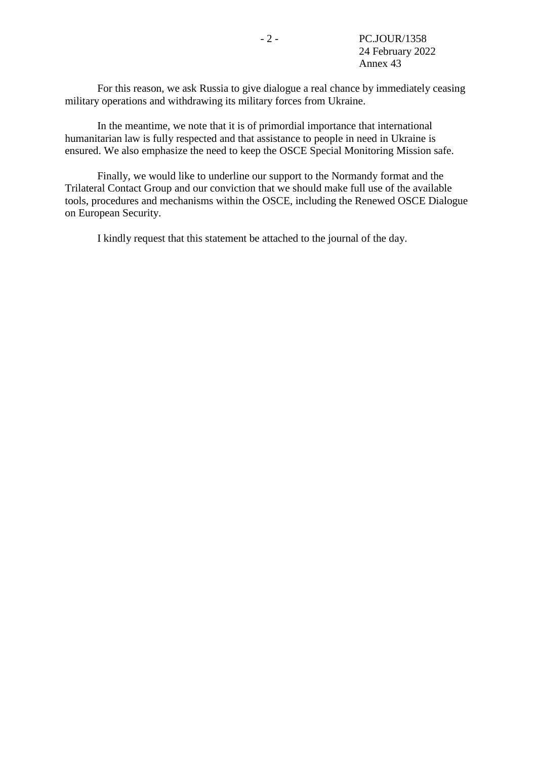For this reason, we ask Russia to give dialogue a real chance by immediately ceasing military operations and withdrawing its military forces from Ukraine.

In the meantime, we note that it is of primordial importance that international humanitarian law is fully respected and that assistance to people in need in Ukraine is ensured. We also emphasize the need to keep the OSCE Special Monitoring Mission safe.

Finally, we would like to underline our support to the Normandy format and the Trilateral Contact Group and our conviction that we should make full use of the available tools, procedures and mechanisms within the OSCE, including the Renewed OSCE Dialogue on European Security.

I kindly request that this statement be attached to the journal of the day.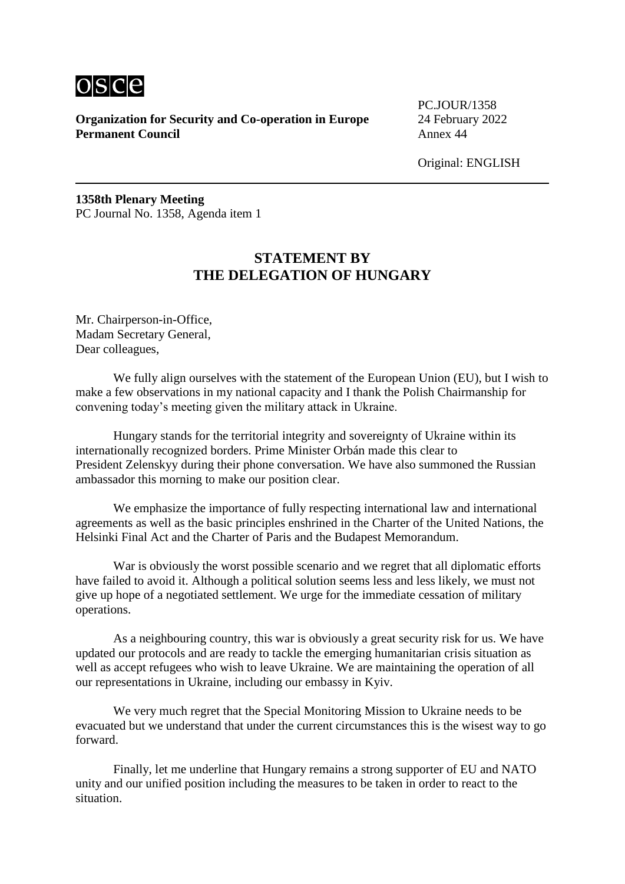**Organization for Security and Co-operation in Europe**
**Permanent Council**

PC.JOUR/1358
24 February 2022
Annex 44

Original: ENGLISH

**1358th Plenary Meeting**
PC Journal No. 1358, Agenda item 1

## STATEMENT BY THE DELEGATION OF HUNGARY

Mr. Chairperson-in-Office,
Madam Secretary General,
Dear colleagues,

We fully align ourselves with the statement of the European Union (EU), but I wish to make a few observations in my national capacity and I thank the Polish Chairmanship for convening today's meeting given the military attack in Ukraine.

Hungary stands for the territorial integrity and sovereignty of Ukraine within its internationally recognized borders. Prime Minister Orbán made this clear to President Zelenskyy during their phone conversation. We have also summoned the Russian ambassador this morning to make our position clear.

We emphasize the importance of fully respecting international law and international agreements as well as the basic principles enshrined in the Charter of the United Nations, the Helsinki Final Act and the Charter of Paris and the Budapest Memorandum.

War is obviously the worst possible scenario and we regret that all diplomatic efforts have failed to avoid it. Although a political solution seems less and less likely, we must not give up hope of a negotiated settlement. We urge for the immediate cessation of military operations.

As a neighbouring country, this war is obviously a great security risk for us. We have updated our protocols and are ready to tackle the emerging humanitarian crisis situation as well as accept refugees who wish to leave Ukraine. We are maintaining the operation of all our representations in Ukraine, including our embassy in Kyiv.

We very much regret that the Special Monitoring Mission to Ukraine needs to be evacuated but we understand that under the current circumstances this is the wisest way to go forward.

Finally, let me underline that Hungary remains a strong supporter of EU and NATO unity and our unified position including the measures to be taken in order to react to the situation.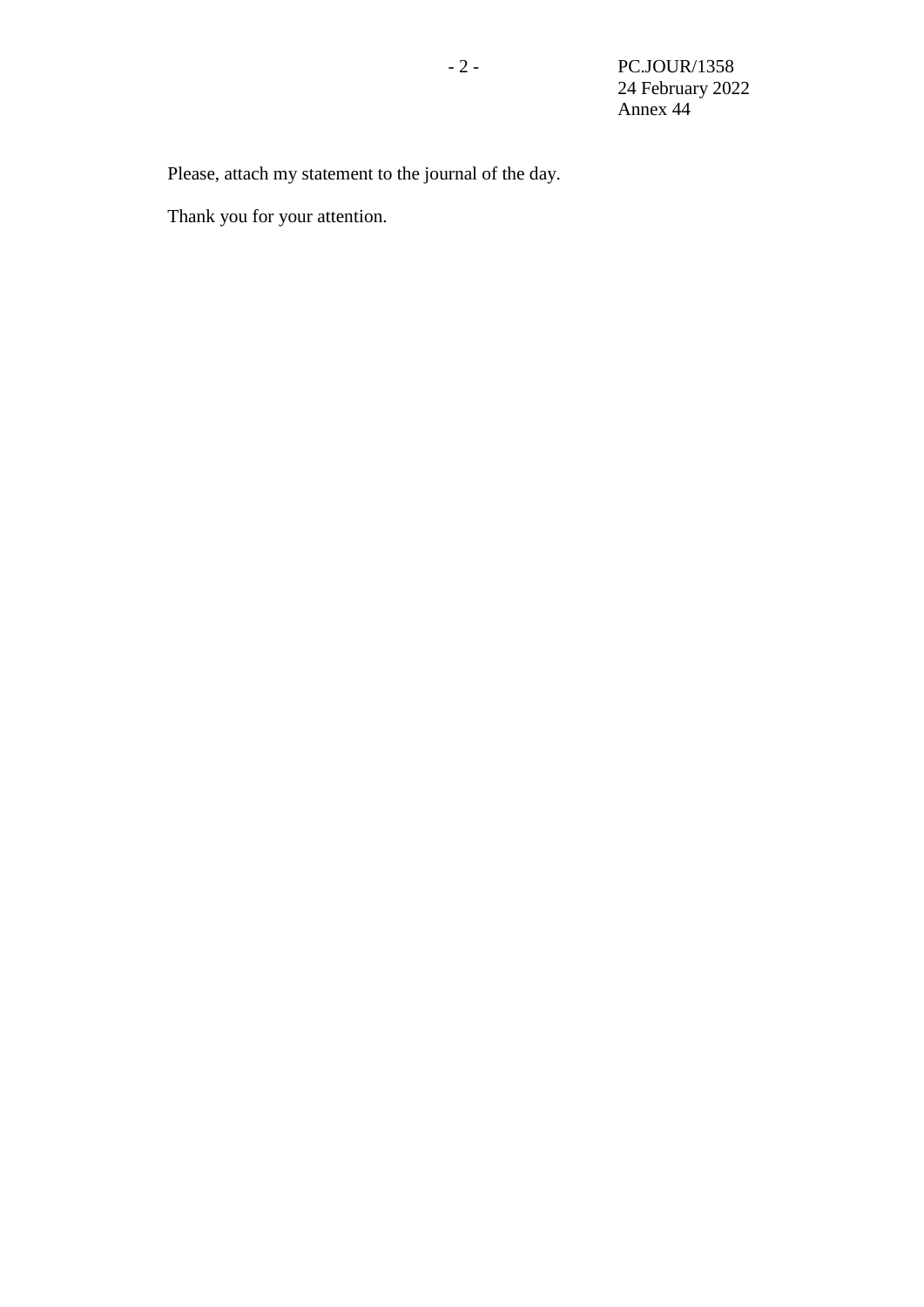Please, attach my statement to the journal of the day.

Thank you for your attention.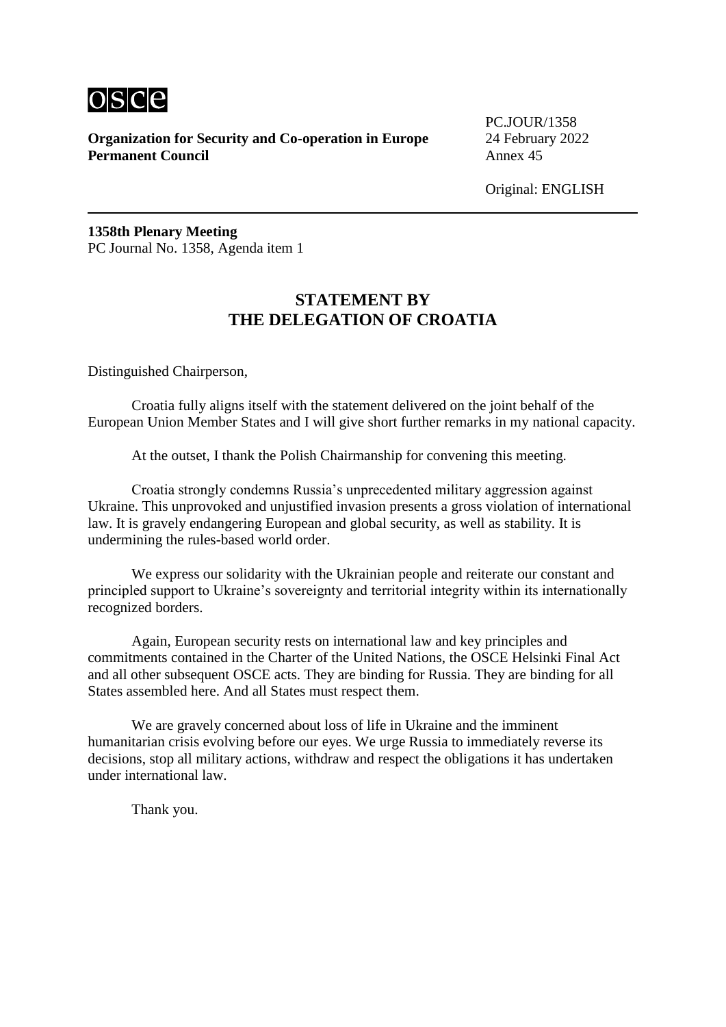**Organization for Security and Co-operation in Europe**
**Permanent Council**

PC.JOUR/1358
24 February 2022
Annex 45

Original: ENGLISH

**1358th Plenary Meeting**
PC Journal No. 1358, Agenda item 1

## STATEMENT BY THE DELEGATION OF CROATIA

Distinguished Chairperson,

Croatia fully aligns itself with the statement delivered on the joint behalf of the European Union Member States and I will give short further remarks in my national capacity.

At the outset, I thank the Polish Chairmanship for convening this meeting.

Croatia strongly condemns Russia's unprecedented military aggression against Ukraine. This unprovoked and unjustified invasion presents a gross violation of international law. It is gravely endangering European and global security, as well as stability. It is undermining the rules-based world order.

We express our solidarity with the Ukrainian people and reiterate our constant and principled support to Ukraine's sovereignty and territorial integrity within its internationally recognized borders.

Again, European security rests on international law and key principles and commitments contained in the Charter of the United Nations, the OSCE Helsinki Final Act and all other subsequent OSCE acts. They are binding for Russia. They are binding for all States assembled here. And all States must respect them.

We are gravely concerned about loss of life in Ukraine and the imminent humanitarian crisis evolving before our eyes. We urge Russia to immediately reverse its decisions, stop all military actions, withdraw and respect the obligations it has undertaken under international law.

Thank you.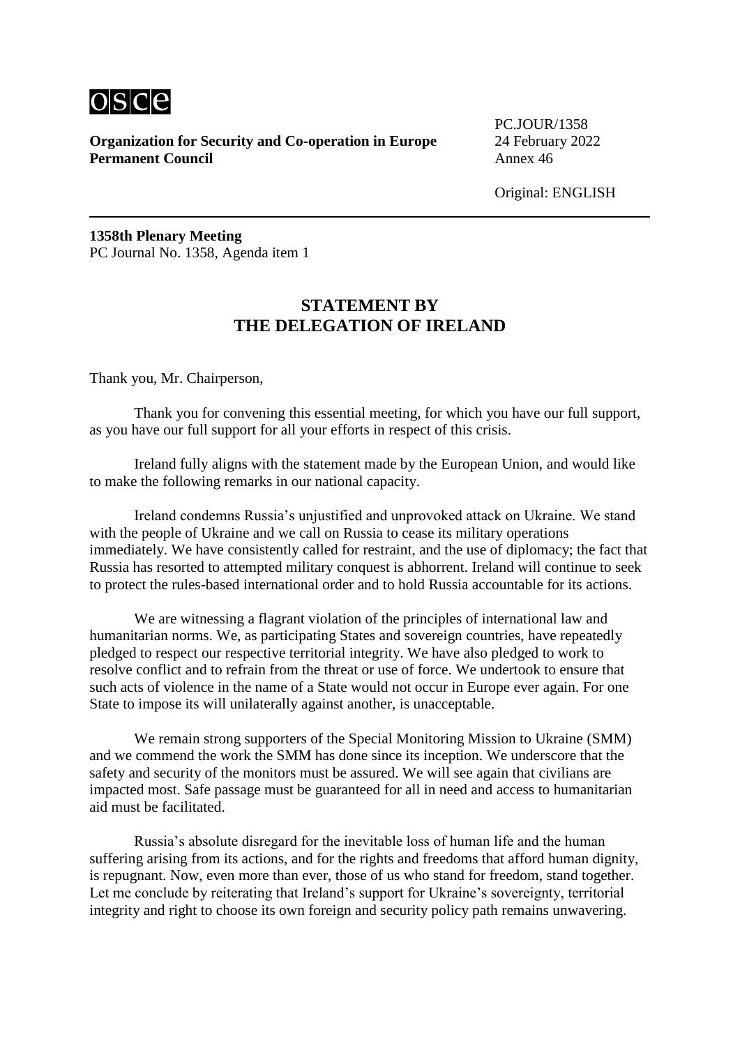osce

**Organization for Security and Co-operation in Europe**
**Permanent Council**

PC.JOUR/1358
24 February 2022
Annex 46

Original: ENGLISH

**1358th Plenary Meeting**
PC Journal No. 1358, Agenda item 1

## STATEMENT BY THE DELEGATION OF IRELAND

Thank you, Mr. Chairperson,

Thank you for convening this essential meeting, for which you have our full support, as you have our full support for all your efforts in respect of this crisis.

Ireland fully aligns with the statement made by the European Union, and would like to make the following remarks in our national capacity.

Ireland condemns Russia's unjustified and unprovoked attack on Ukraine. We stand with the people of Ukraine and we call on Russia to cease its military operations immediately. We have consistently called for restraint, and the use of diplomacy; the fact that Russia has resorted to attempted military conquest is abhorrent. Ireland will continue to seek to protect the rules-based international order and to hold Russia accountable for its actions.

We are witnessing a flagrant violation of the principles of international law and humanitarian norms. We, as participating States and sovereign countries, have repeatedly pledged to respect our respective territorial integrity. We have also pledged to work to resolve conflict and to refrain from the threat or use of force. We undertook to ensure that such acts of violence in the name of a State would not occur in Europe ever again. For one State to impose its will unilaterally against another, is unacceptable.

We remain strong supporters of the Special Monitoring Mission to Ukraine (SMM) and we commend the work the SMM has done since its inception. We underscore that the safety and security of the monitors must be assured. We will see again that civilians are impacted most. Safe passage must be guaranteed for all in need and access to humanitarian aid must be facilitated.

Russia's absolute disregard for the inevitable loss of human life and the human suffering arising from its actions, and for the rights and freedoms that afford human dignity, is repugnant. Now, even more than ever, those of us who stand for freedom, stand together. Let me conclude by reiterating that Ireland's support for Ukraine's sovereignty, territorial integrity and right to choose its own foreign and security policy path remains unwavering.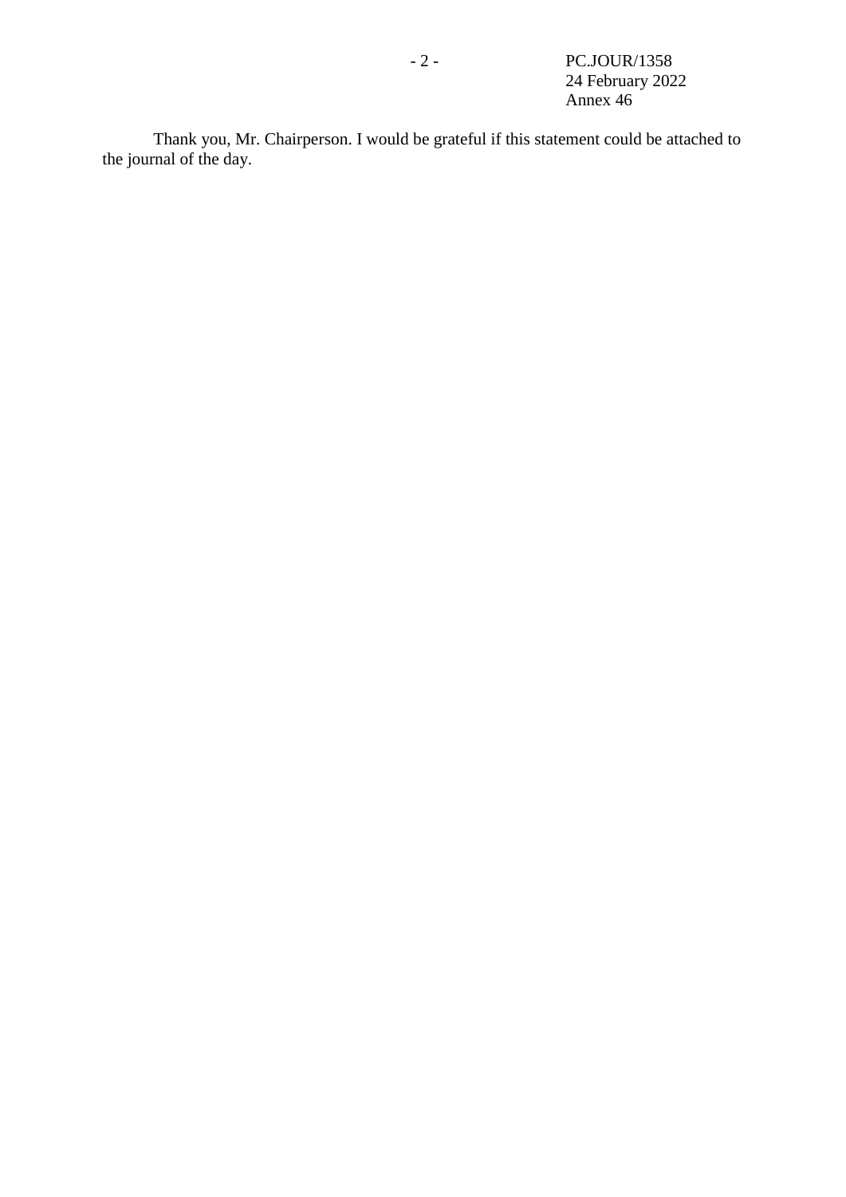Thank you, Mr. Chairperson. I would be grateful if this statement could be attached to the journal of the day.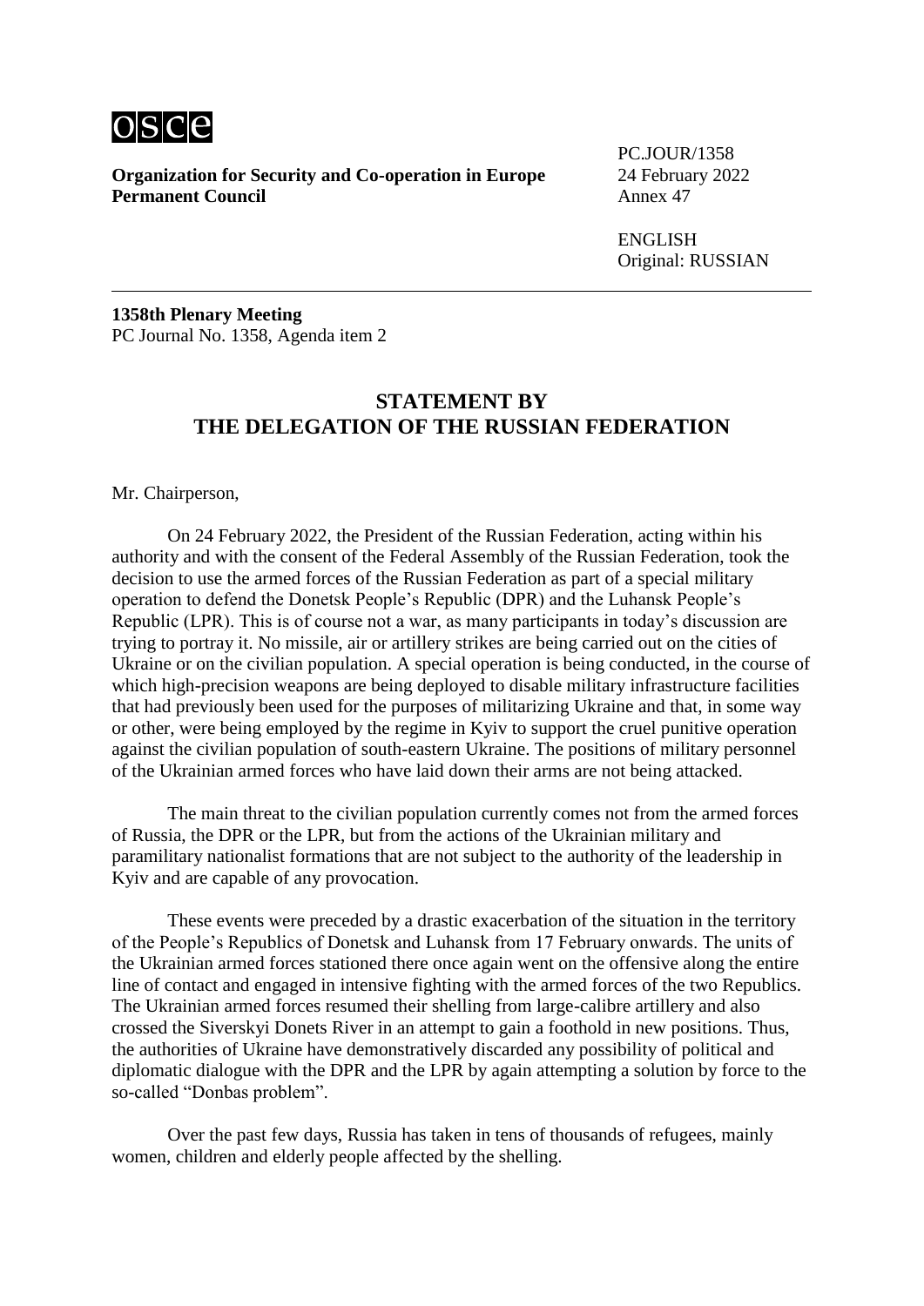osce

**Organization for Security and Co-operation in Europe**
**Permanent Council**

PC.JOUR/1358
24 February 2022
Annex 47

ENGLISH
Original: RUSSIAN

---

**1358th Plenary Meeting**
PC Journal No. 1358, Agenda item 2

## STATEMENT BY THE DELEGATION OF THE RUSSIAN FEDERATION

Mr. Chairperson,

On 24 February 2022, the President of the Russian Federation, acting within his authority and with the consent of the Federal Assembly of the Russian Federation, took the decision to use the armed forces of the Russian Federation as part of a special military operation to defend the Donetsk People's Republic (DPR) and the Luhansk People's Republic (LPR). This is of course not a war, as many participants in today's discussion are trying to portray it. No missile, air or artillery strikes are being carried out on the cities of Ukraine or on the civilian population. A special operation is being conducted, in the course of which high-precision weapons are being deployed to disable military infrastructure facilities that had previously been used for the purposes of militarizing Ukraine and that, in some way or other, were being employed by the regime in Kyiv to support the cruel punitive operation against the civilian population of south-eastern Ukraine. The positions of military personnel of the Ukrainian armed forces who have laid down their arms are not being attacked.

The main threat to the civilian population currently comes not from the armed forces of Russia, the DPR or the LPR, but from the actions of the Ukrainian military and paramilitary nationalist formations that are not subject to the authority of the leadership in Kyiv and are capable of any provocation.

These events were preceded by a drastic exacerbation of the situation in the territory of the People's Republics of Donetsk and Luhansk from 17 February onwards. The units of the Ukrainian armed forces stationed there once again went on the offensive along the entire line of contact and engaged in intensive fighting with the armed forces of the two Republics. The Ukrainian armed forces resumed their shelling from large-calibre artillery and also crossed the Siverskyi Donets River in an attempt to gain a foothold in new positions. Thus, the authorities of Ukraine have demonstratively discarded any possibility of political and diplomatic dialogue with the DPR and the LPR by again attempting a solution by force to the so-called "Donbas problem".

Over the past few days, Russia has taken in tens of thousands of refugees, mainly women, children and elderly people affected by the shelling.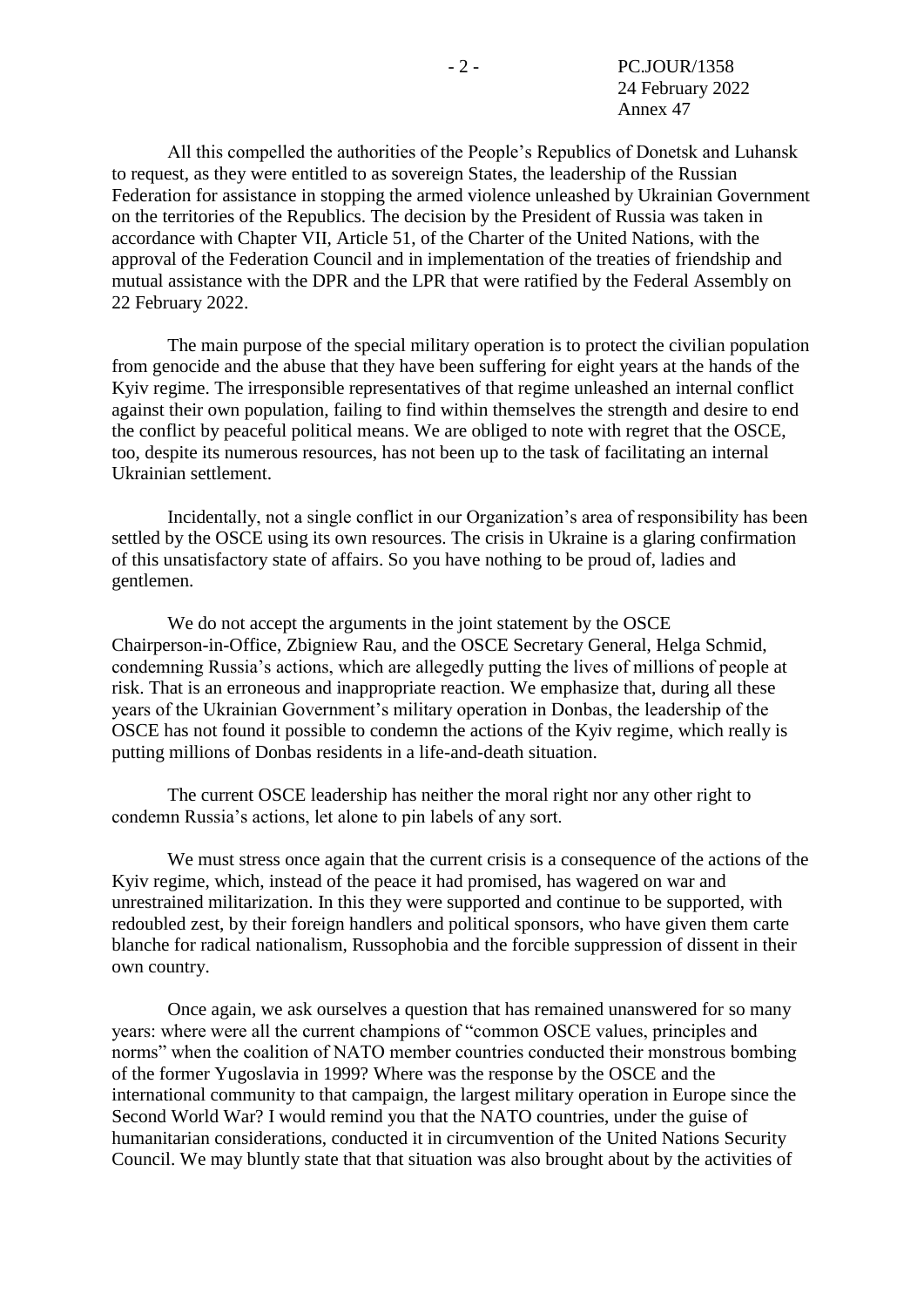All this compelled the authorities of the People's Republics of Donetsk and Luhansk to request, as they were entitled to as sovereign States, the leadership of the Russian Federation for assistance in stopping the armed violence unleashed by Ukrainian Government on the territories of the Republics. The decision by the President of Russia was taken in accordance with Chapter VII, Article 51, of the Charter of the United Nations, with the approval of the Federation Council and in implementation of the treaties of friendship and mutual assistance with the DPR and the LPR that were ratified by the Federal Assembly on 22 February 2022.

The main purpose of the special military operation is to protect the civilian population from genocide and the abuse that they have been suffering for eight years at the hands of the Kyiv regime. The irresponsible representatives of that regime unleashed an internal conflict against their own population, failing to find within themselves the strength and desire to end the conflict by peaceful political means. We are obliged to note with regret that the OSCE, too, despite its numerous resources, has not been up to the task of facilitating an internal Ukrainian settlement.

Incidentally, not a single conflict in our Organization's area of responsibility has been settled by the OSCE using its own resources. The crisis in Ukraine is a glaring confirmation of this unsatisfactory state of affairs. So you have nothing to be proud of, ladies and gentlemen.

We do not accept the arguments in the joint statement by the OSCE Chairperson-in-Office, Zbigniew Rau, and the OSCE Secretary General, Helga Schmid, condemning Russia's actions, which are allegedly putting the lives of millions of people at risk. That is an erroneous and inappropriate reaction. We emphasize that, during all these years of the Ukrainian Government's military operation in Donbas, the leadership of the OSCE has not found it possible to condemn the actions of the Kyiv regime, which really is putting millions of Donbas residents in a life-and-death situation.

The current OSCE leadership has neither the moral right nor any other right to condemn Russia's actions, let alone to pin labels of any sort.

We must stress once again that the current crisis is a consequence of the actions of the Kyiv regime, which, instead of the peace it had promised, has wagered on war and unrestrained militarization. In this they were supported and continue to be supported, with redoubled zest, by their foreign handlers and political sponsors, who have given them carte blanche for radical nationalism, Russophobia and the forcible suppression of dissent in their own country.

Once again, we ask ourselves a question that has remained unanswered for so many years: where were all the current champions of "common OSCE values, principles and norms" when the coalition of NATO member countries conducted their monstrous bombing of the former Yugoslavia in 1999? Where was the response by the OSCE and the international community to that campaign, the largest military operation in Europe since the Second World War? I would remind you that the NATO countries, under the guise of humanitarian considerations, conducted it in circumvention of the United Nations Security Council. We may bluntly state that that situation was also brought about by the activities of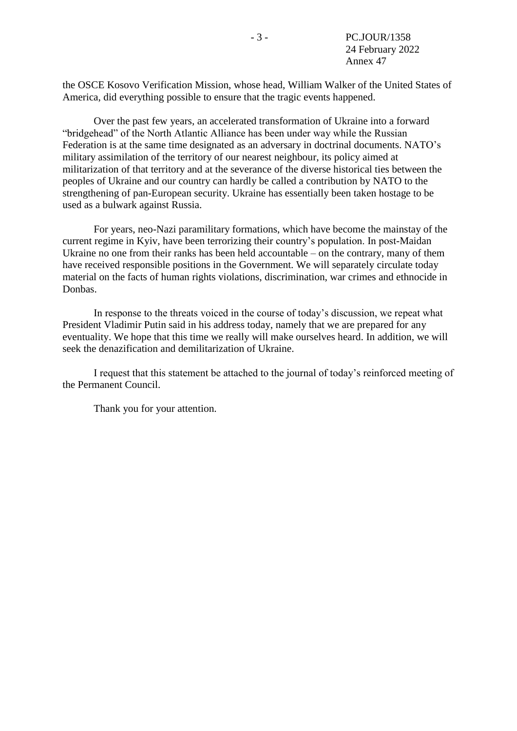the OSCE Kosovo Verification Mission, whose head, William Walker of the United States of America, did everything possible to ensure that the tragic events happened.

Over the past few years, an accelerated transformation of Ukraine into a forward "bridgehead" of the North Atlantic Alliance has been under way while the Russian Federation is at the same time designated as an adversary in doctrinal documents. NATO's military assimilation of the territory of our nearest neighbour, its policy aimed at militarization of that territory and at the severance of the diverse historical ties between the peoples of Ukraine and our country can hardly be called a contribution by NATO to the strengthening of pan-European security. Ukraine has essentially been taken hostage to be used as a bulwark against Russia.

For years, neo-Nazi paramilitary formations, which have become the mainstay of the current regime in Kyiv, have been terrorizing their country's population. In post-Maidan Ukraine no one from their ranks has been held accountable – on the contrary, many of them have received responsible positions in the Government. We will separately circulate today material on the facts of human rights violations, discrimination, war crimes and ethnocide in Donbas.

In response to the threats voiced in the course of today's discussion, we repeat what President Vladimir Putin said in his address today, namely that we are prepared for any eventuality. We hope that this time we really will make ourselves heard. In addition, we will seek the denazification and demilitarization of Ukraine.

I request that this statement be attached to the journal of today's reinforced meeting of the Permanent Council.

Thank you for your attention.